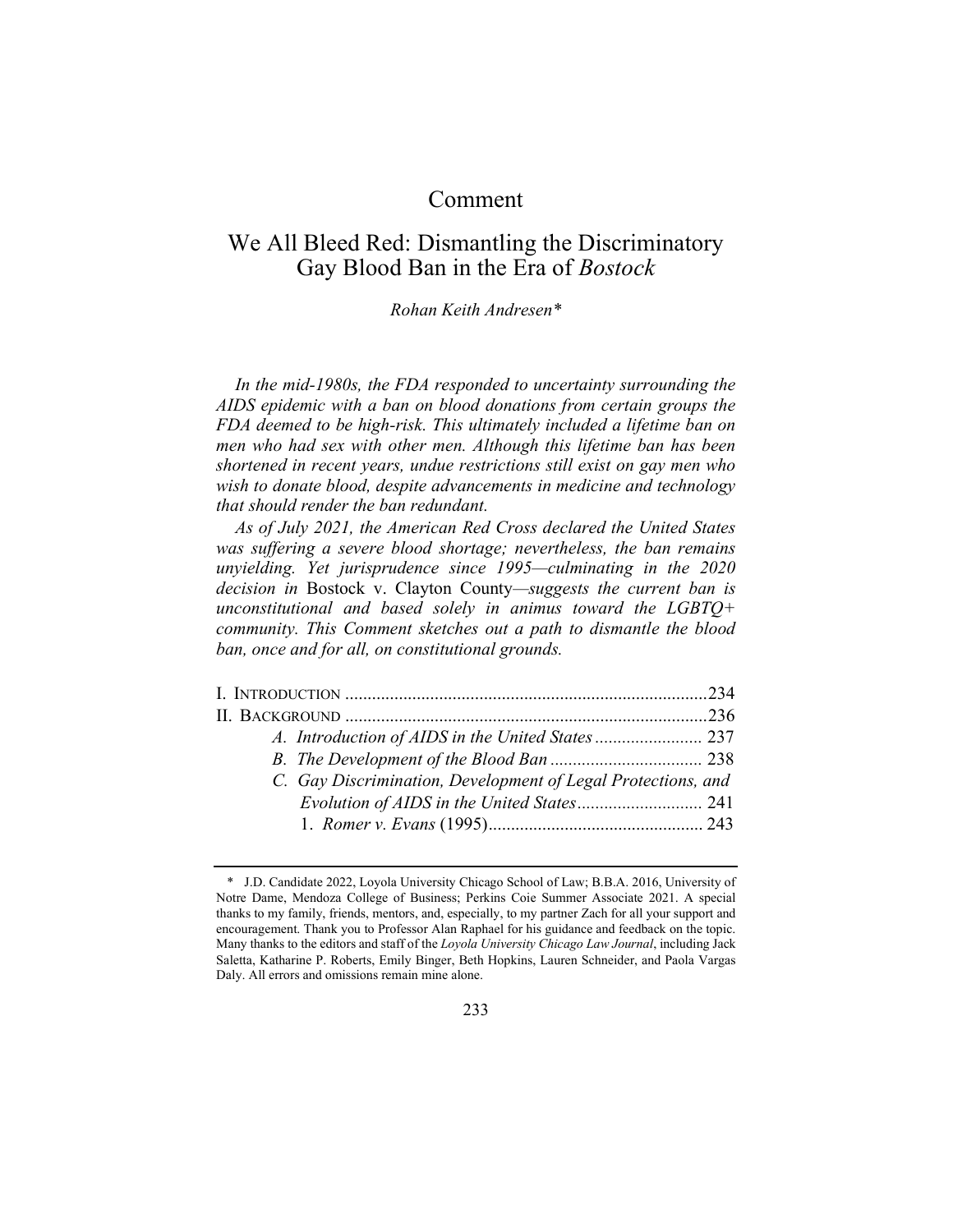# Comment

# We All Bleed Red: Dismantling the Discriminatory Gay Blood Ban in the Era of *Bostock*

*Rohan Keith Andresen\**

*In the mid-1980s, the FDA responded to uncertainty surrounding the AIDS epidemic with a ban on blood donations from certain groups the FDA deemed to be high-risk. This ultimately included a lifetime ban on men who had sex with other men. Although this lifetime ban has been shortened in recent years, undue restrictions still exist on gay men who wish to donate blood, despite advancements in medicine and technology that should render the ban redundant.*

*As of July 2021, the American Red Cross declared the United States was suffering a severe blood shortage; nevertheless, the ban remains unyielding. Yet jurisprudence since 1995—culminating in the 2020 decision in* Bostock v. Clayton County*—suggests the current ban is unconstitutional and based solely in animus toward the LGBTQ+ community. This Comment sketches out a path to dismantle the blood ban, once and for all, on constitutional grounds.*

I. Introduction ..... 234

II. Background ..... 236

- *A. Introduction of AIDS in the United States* ..... 237
- *B. The Development of the Blood Ban* ..... 238
- *C. Gay Discrimination, Development of Legal Protections, and Evolution of AIDS in the United States* ..... 241
  - 1. *Romer v. Evans* (1995) ..... 243

---

\* J.D. Candidate 2022, Loyola University Chicago School of Law; B.B.A. 2016, University of Notre Dame, Mendoza College of Business; Perkins Coie Summer Associate 2021. A special thanks to my family, friends, mentors, and, especially, to my partner Zach for all your support and encouragement. Thank you to Professor Alan Raphael for his guidance and feedback on the topic. Many thanks to the editors and staff of the *Loyola University Chicago Law Journal*, including Jack Saletta, Katharine P. Roberts, Emily Binger, Beth Hopkins, Lauren Schneider, and Paola Vargas Daly. All errors and omissions remain mine alone.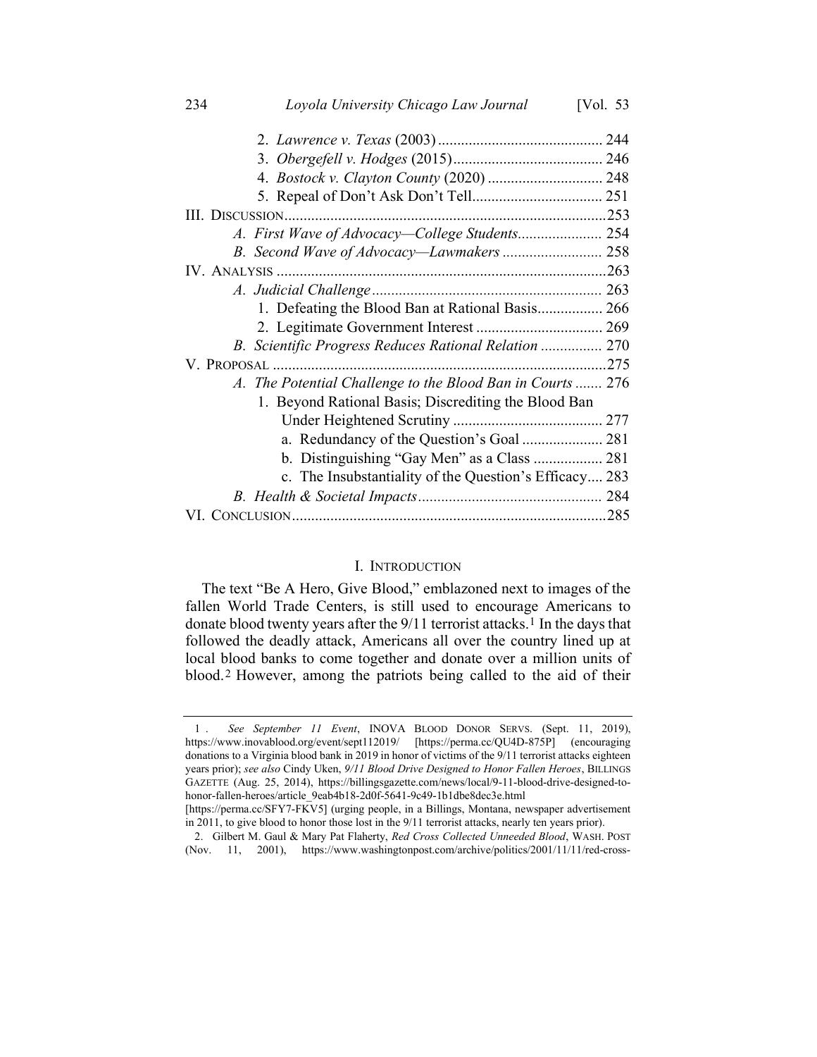2. *Lawrence v. Texas* (2003) .......................................... 244
3. *Obergefell v. Hodges* (2015) ...................................... 246
4. *Bostock v. Clayton County* (2020) ............................. 248
5. Repeal of Don't Ask Don't Tell.................................. 251

III. DISCUSSION.................................................................................253

*A. First Wave of Advocacy—College Students*...................... 254

*B. Second Wave of Advocacy—Lawmakers* .......................... 258

IV. ANALYSIS .....................................................................................263

*A. Judicial Challenge*........................................................... 263

1. Defeating the Blood Ban at Rational Basis................. 266
2. Legitimate Government Interest ................................. 269

*B. Scientific Progress Reduces Rational Relation* ................ 270

V. PROPOSAL .....................................................................................275

*A. The Potential Challenge to the Blood Ban in Courts* ....... 276

1. Beyond Rational Basis; Discrediting the Blood Ban Under Heightened Scrutiny ....................................... 277
   a. Redundancy of the Question's Goal ..................... 281
   b. Distinguishing "Gay Men" as a Class .................. 281
   c. The Insubstantiality of the Question's Efficacy.... 283

*B. Health & Societal Impacts*................................................ 284

VI. CONCLUSION.................................................................................285

## I. INTRODUCTION

The text "Be A Hero, Give Blood," emblazoned next to images of the fallen World Trade Centers, is still used to encourage Americans to donate blood twenty years after the 9/11 terrorist attacks.[1] In the days that followed the deadly attack, Americans all over the country lined up at local blood banks to come together and donate over a million units of blood.[2] However, among the patriots being called to the aid of their

---

1. *See September 11 Event*, INOVA BLOOD DONOR SERVS. (Sept. 11, 2019), https://www.inovablood.org/event/sept112019/ [https://perma.cc/QU4D-875P] (encouraging donations to a Virginia blood bank in 2019 in honor of victims of the 9/11 terrorist attacks eighteen years prior); *see also* Cindy Uken, *9/11 Blood Drive Designed to Honor Fallen Heroes*, BILLINGS GAZETTE (Aug. 25, 2014), https://billingsgazette.com/news/local/9-11-blood-drive-designed-to-honor-fallen-heroes/article_9eab4b18-2d0f-5641-9c49-1b1dbe8dec3e.html [https://perma.cc/SFY7-FKV5] (urging people, in a Billings, Montana, newspaper advertisement in 2011, to give blood to honor those lost in the 9/11 terrorist attacks, nearly ten years prior).

2. Gilbert M. Gaul & Mary Pat Flaherty, *Red Cross Collected Unneeded Blood*, WASH. POST (Nov. 11, 2001), https://www.washingtonpost.com/archive/politics/2001/11/11/red-cross-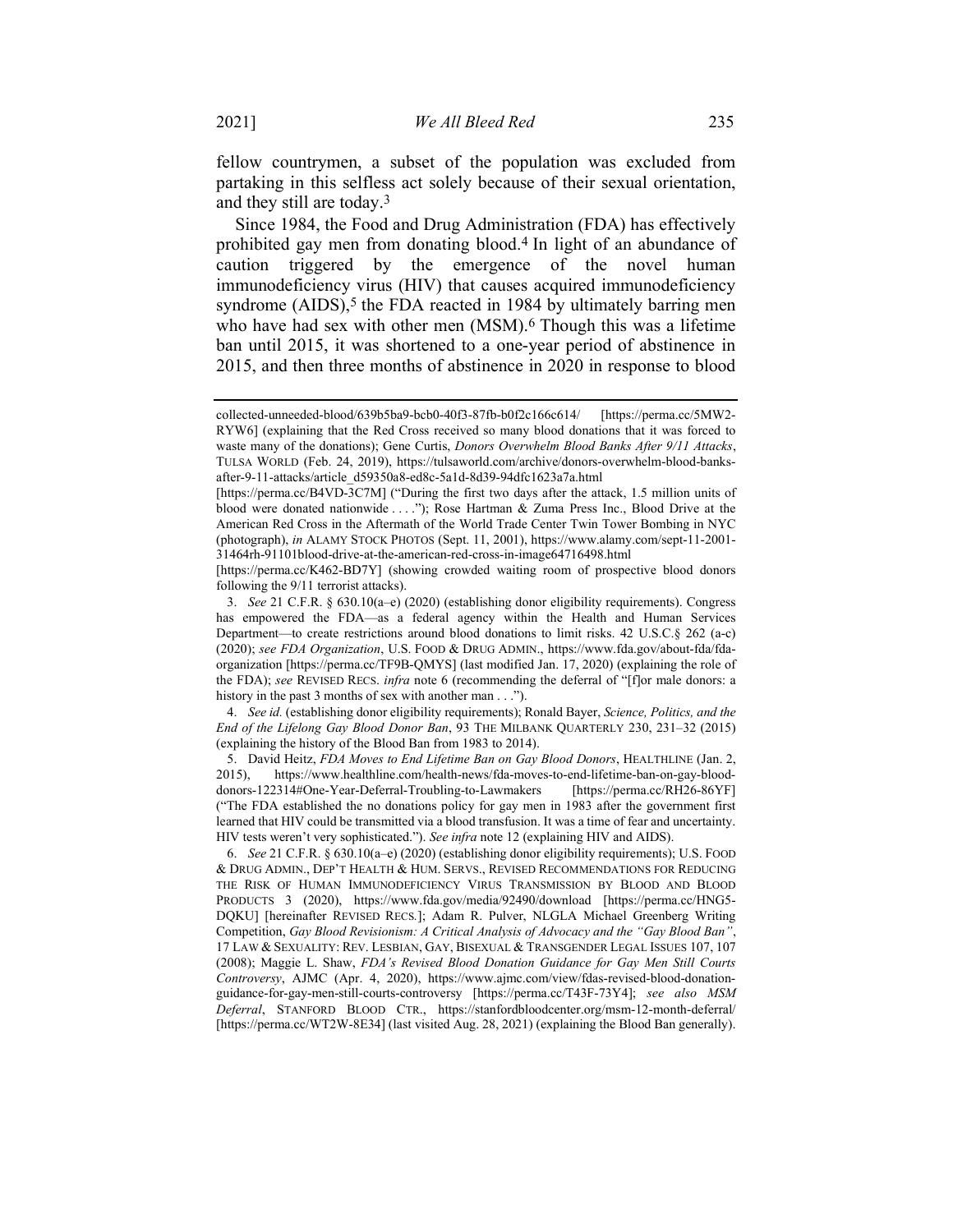fellow countrymen, a subset of the population was excluded from partaking in this selfless act solely because of their sexual orientation, and they still are today.[3]

Since 1984, the Food and Drug Administration (FDA) has effectively prohibited gay men from donating blood.[4] In light of an abundance of caution triggered by the emergence of the novel human immunodeficiency virus (HIV) that causes acquired immunodeficiency syndrome (AIDS),[5] the FDA reacted in 1984 by ultimately barring men who have had sex with other men (MSM).[6] Though this was a lifetime ban until 2015, it was shortened to a one-year period of abstinence in 2015, and then three months of abstinence in 2020 in response to blood

---

collected-unneeded-blood/639b5ba9-bcb0-40f3-87fb-b0f2c166c614/ [https://perma.cc/5MW2-RYW6] (explaining that the Red Cross received so many blood donations that it was forced to waste many of the donations); Gene Curtis, *Donors Overwhelm Blood Banks After 9/11 Attacks*, TULSA WORLD (Feb. 24, 2019), https://tulsaworld.com/archive/donors-overwhelm-blood-banks-after-9-11-attacks/article_d59350a8-ed8c-5a1d-8d39-94dfc1623a7a.html [https://perma.cc/B4VD-3C7M] ("During the first two days after the attack, 1.5 million units of blood were donated nationwide . . . ."); Rose Hartman & Zuma Press Inc., Blood Drive at the American Red Cross in the Aftermath of the World Trade Center Twin Tower Bombing in NYC (photograph), *in* ALAMY STOCK PHOTOS (Sept. 11, 2001), https://www.alamy.com/sept-11-2001-31464rh-91101blood-drive-at-the-american-red-cross-in-image64716498.html [https://perma.cc/K462-BD7Y] (showing crowded waiting room of prospective blood donors following the 9/11 terrorist attacks).

3. *See* 21 C.F.R. § 630.10(a–e) (2020) (establishing donor eligibility requirements). Congress has empowered the FDA—as a federal agency within the Health and Human Services Department—to create restrictions around blood donations to limit risks. 42 U.S.C.§ 262 (a-c) (2020); *see FDA Organization*, U.S. FOOD & DRUG ADMIN., https://www.fda.gov/about-fda/fda-organization [https://perma.cc/TF9B-QMYS] (last modified Jan. 17, 2020) (explaining the role of the FDA); *see* REVISED RECS. *infra* note 6 (recommending the deferral of "[f]or male donors: a history in the past 3 months of sex with another man . . .").

4. *See id.* (establishing donor eligibility requirements); Ronald Bayer, *Science, Politics, and the End of the Lifelong Gay Blood Donor Ban*, 93 THE MILBANK QUARTERLY 230, 231–32 (2015) (explaining the history of the Blood Ban from 1983 to 2014).

5. David Heitz, *FDA Moves to End Lifetime Ban on Gay Blood Donors*, HEALTHLINE (Jan. 2, 2015), https://www.healthline.com/health-news/fda-moves-to-end-lifetime-ban-on-gay-blood-donors-122314#One-Year-Deferral-Troubling-to-Lawmakers [https://perma.cc/RH26-86YF] ("The FDA established the no donations policy for gay men in 1983 after the government first learned that HIV could be transmitted via a blood transfusion. It was a time of fear and uncertainty. HIV tests weren't very sophisticated."). *See infra* note 12 (explaining HIV and AIDS).

6. *See* 21 C.F.R. § 630.10(a–e) (2020) (establishing donor eligibility requirements); U.S. FOOD & DRUG ADMIN., DEP'T HEALTH & HUM. SERVS., REVISED RECOMMENDATIONS FOR REDUCING THE RISK OF HUMAN IMMUNODEFICIENCY VIRUS TRANSMISSION BY BLOOD AND BLOOD PRODUCTS 3 (2020), https://www.fda.gov/media/92490/download [https://perma.cc/HNG5-DQKU] [hereinafter REVISED RECS.]; Adam R. Pulver, NLGLA Michael Greenberg Writing Competition, *Gay Blood Revisionism: A Critical Analysis of Advocacy and the "Gay Blood Ban"*, 17 LAW & SEXUALITY: REV. LESBIAN, GAY, BISEXUAL & TRANSGENDER LEGAL ISSUES 107, 107 (2008); Maggie L. Shaw, *FDA's Revised Blood Donation Guidance for Gay Men Still Courts Controversy*, AJMC (Apr. 4, 2020), https://www.ajmc.com/view/fdas-revised-blood-donation-guidance-for-gay-men-still-courts-controversy [https://perma.cc/T43F-73Y4]; *see also MSM Deferral*, STANFORD BLOOD CTR., https://stanfordbloodcenter.org/msm-12-month-deferral/ [https://perma.cc/WT2W-8E34] (last visited Aug. 28, 2021) (explaining the Blood Ban generally).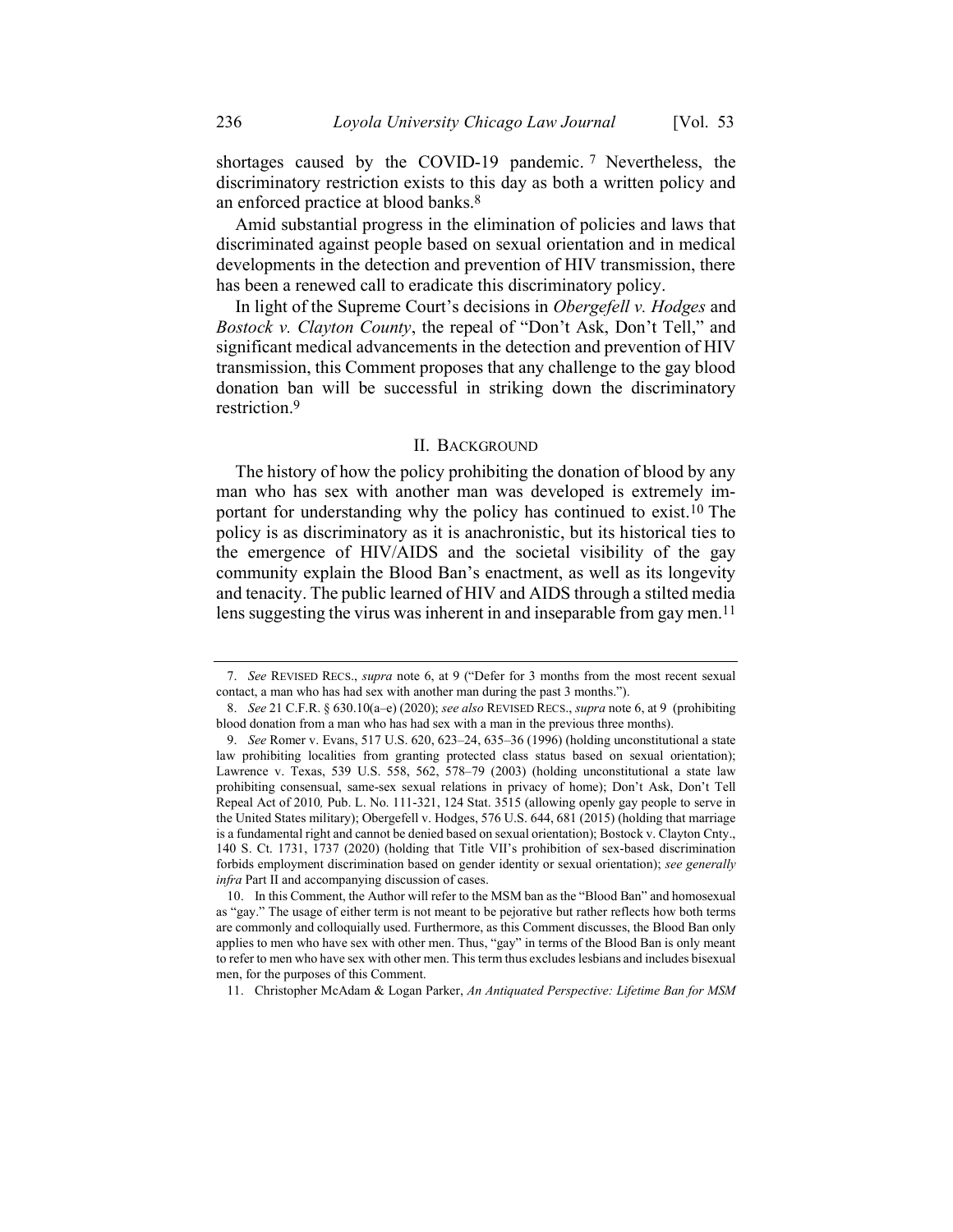shortages caused by the COVID-19 pandemic.[7] Nevertheless, the discriminatory restriction exists to this day as both a written policy and an enforced practice at blood banks.[8]

Amid substantial progress in the elimination of policies and laws that discriminated against people based on sexual orientation and in medical developments in the detection and prevention of HIV transmission, there has been a renewed call to eradicate this discriminatory policy.

In light of the Supreme Court's decisions in *Obergefell v. Hodges* and *Bostock v. Clayton County*, the repeal of "Don't Ask, Don't Tell," and significant medical advancements in the detection and prevention of HIV transmission, this Comment proposes that any challenge to the gay blood donation ban will be successful in striking down the discriminatory restriction.[9]

## II. Background

The history of how the policy prohibiting the donation of blood by any man who has sex with another man was developed is extremely important for understanding why the policy has continued to exist.[10] The policy is as discriminatory as it is anachronistic, but its historical ties to the emergence of HIV/AIDS and the societal visibility of the gay community explain the Blood Ban's enactment, as well as its longevity and tenacity. The public learned of HIV and AIDS through a stilted media lens suggesting the virus was inherent in and inseparable from gay men.[11]

---

7. *See* REVISED RECS., *supra* note 6, at 9 ("Defer for 3 months from the most recent sexual contact, a man who has had sex with another man during the past 3 months.").

8. *See* 21 C.F.R. § 630.10(a–e) (2020); *see also* REVISED RECS., *supra* note 6, at 9 (prohibiting blood donation from a man who has had sex with a man in the previous three months).

9. *See* Romer v. Evans, 517 U.S. 620, 623–24, 635–36 (1996) (holding unconstitutional a state law prohibiting localities from granting protected class status based on sexual orientation); Lawrence v. Texas, 539 U.S. 558, 562, 578–79 (2003) (holding unconstitutional a state law prohibiting consensual, same-sex sexual relations in privacy of home); Don't Ask, Don't Tell Repeal Act of 2010*,* Pub. L. No. 111-321, 124 Stat. 3515 (allowing openly gay people to serve in the United States military); Obergefell v. Hodges, 576 U.S. 644, 681 (2015) (holding that marriage is a fundamental right and cannot be denied based on sexual orientation); Bostock v. Clayton Cnty., 140 S. Ct. 1731, 1737 (2020) (holding that Title VII's prohibition of sex-based discrimination forbids employment discrimination based on gender identity or sexual orientation); *see generally infra* Part II and accompanying discussion of cases.

10. In this Comment, the Author will refer to the MSM ban as the "Blood Ban" and homosexual as "gay." The usage of either term is not meant to be pejorative but rather reflects how both terms are commonly and colloquially used. Furthermore, as this Comment discusses, the Blood Ban only applies to men who have sex with other men. Thus, "gay" in terms of the Blood Ban is only meant to refer to men who have sex with other men. This term thus excludes lesbians and includes bisexual men, for the purposes of this Comment.

11. Christopher McAdam & Logan Parker, *An Antiquated Perspective: Lifetime Ban for MSM*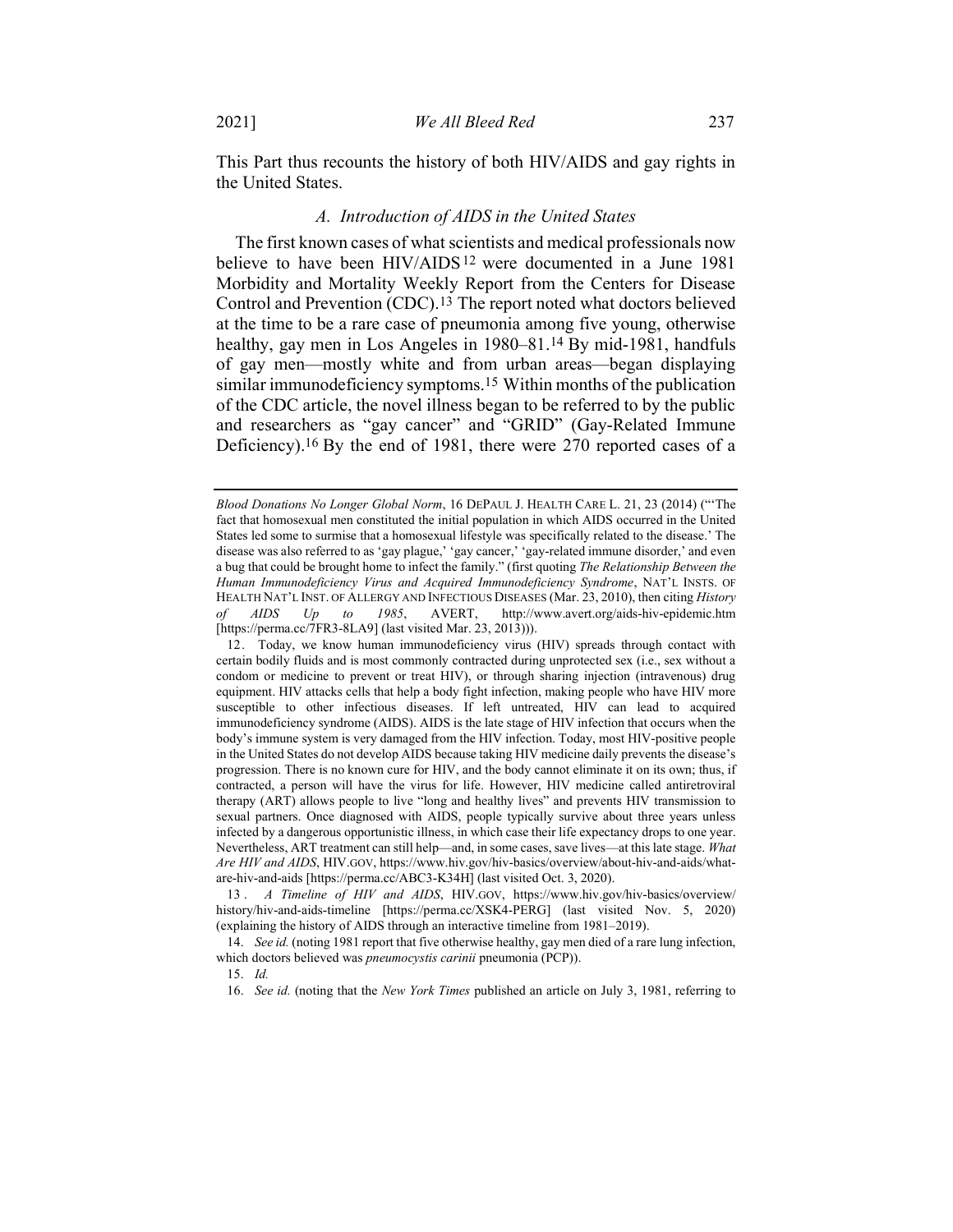This Part thus recounts the history of both HIV/AIDS and gay rights in the United States.

### *A. Introduction of AIDS in the United States*

The first known cases of what scientists and medical professionals now believe to have been HIV/AIDS[12] were documented in a June 1981 Morbidity and Mortality Weekly Report from the Centers for Disease Control and Prevention (CDC).[13] The report noted what doctors believed at the time to be a rare case of pneumonia among five young, otherwise healthy, gay men in Los Angeles in 1980–81.[14] By mid-1981, handfuls of gay men—mostly white and from urban areas—began displaying similar immunodeficiency symptoms.[15] Within months of the publication of the CDC article, the novel illness began to be referred to by the public and researchers as "gay cancer" and "GRID" (Gay-Related Immune Deficiency).[16] By the end of 1981, there were 270 reported cases of a

---

*Blood Donations No Longer Global Norm*, 16 DEPAUL J. HEALTH CARE L. 21, 23 (2014) ("'The fact that homosexual men constituted the initial population in which AIDS occurred in the United States led some to surmise that a homosexual lifestyle was specifically related to the disease.' The disease was also referred to as 'gay plague,' 'gay cancer,' 'gay-related immune disorder,' and even a bug that could be brought home to infect the family." (first quoting *The Relationship Between the Human Immunodeficiency Virus and Acquired Immunodeficiency Syndrome*, NAT'L INSTS. OF HEALTH NAT'L INST. OF ALLERGY AND INFECTIOUS DISEASES (Mar. 23, 2010), then citing *History of AIDS Up to 1985*, AVERT, http://www.avert.org/aids-hiv-epidemic.htm [https://perma.cc/7FR3-8LA9] (last visited Mar. 23, 2013))).

12. Today, we know human immunodeficiency virus (HIV) spreads through contact with certain bodily fluids and is most commonly contracted during unprotected sex (i.e., sex without a condom or medicine to prevent or treat HIV), or through sharing injection (intravenous) drug equipment. HIV attacks cells that help a body fight infection, making people who have HIV more susceptible to other infectious diseases. If left untreated, HIV can lead to acquired immunodeficiency syndrome (AIDS). AIDS is the late stage of HIV infection that occurs when the body's immune system is very damaged from the HIV infection. Today, most HIV-positive people in the United States do not develop AIDS because taking HIV medicine daily prevents the disease's progression. There is no known cure for HIV, and the body cannot eliminate it on its own; thus, if contracted, a person will have the virus for life. However, HIV medicine called antiretroviral therapy (ART) allows people to live "long and healthy lives" and prevents HIV transmission to sexual partners. Once diagnosed with AIDS, people typically survive about three years unless infected by a dangerous opportunistic illness, in which case their life expectancy drops to one year. Nevertheless, ART treatment can still help—and, in some cases, save lives—at this late stage. *What Are HIV and AIDS*, HIV.GOV, https://www.hiv.gov/hiv-basics/overview/about-hiv-and-aids/what-are-hiv-and-aids [https://perma.cc/ABC3-K34H] (last visited Oct. 3, 2020).

13. *A Timeline of HIV and AIDS*, HIV.GOV, https://www.hiv.gov/hiv-basics/overview/history/hiv-and-aids-timeline [https://perma.cc/XSK4-PERG] (last visited Nov. 5, 2020) (explaining the history of AIDS through an interactive timeline from 1981–2019).

14. *See id.* (noting 1981 report that five otherwise healthy, gay men died of a rare lung infection, which doctors believed was *pneumocystis carinii* pneumonia (PCP)).

15. *Id.*

16. *See id.* (noting that the *New York Times* published an article on July 3, 1981, referring to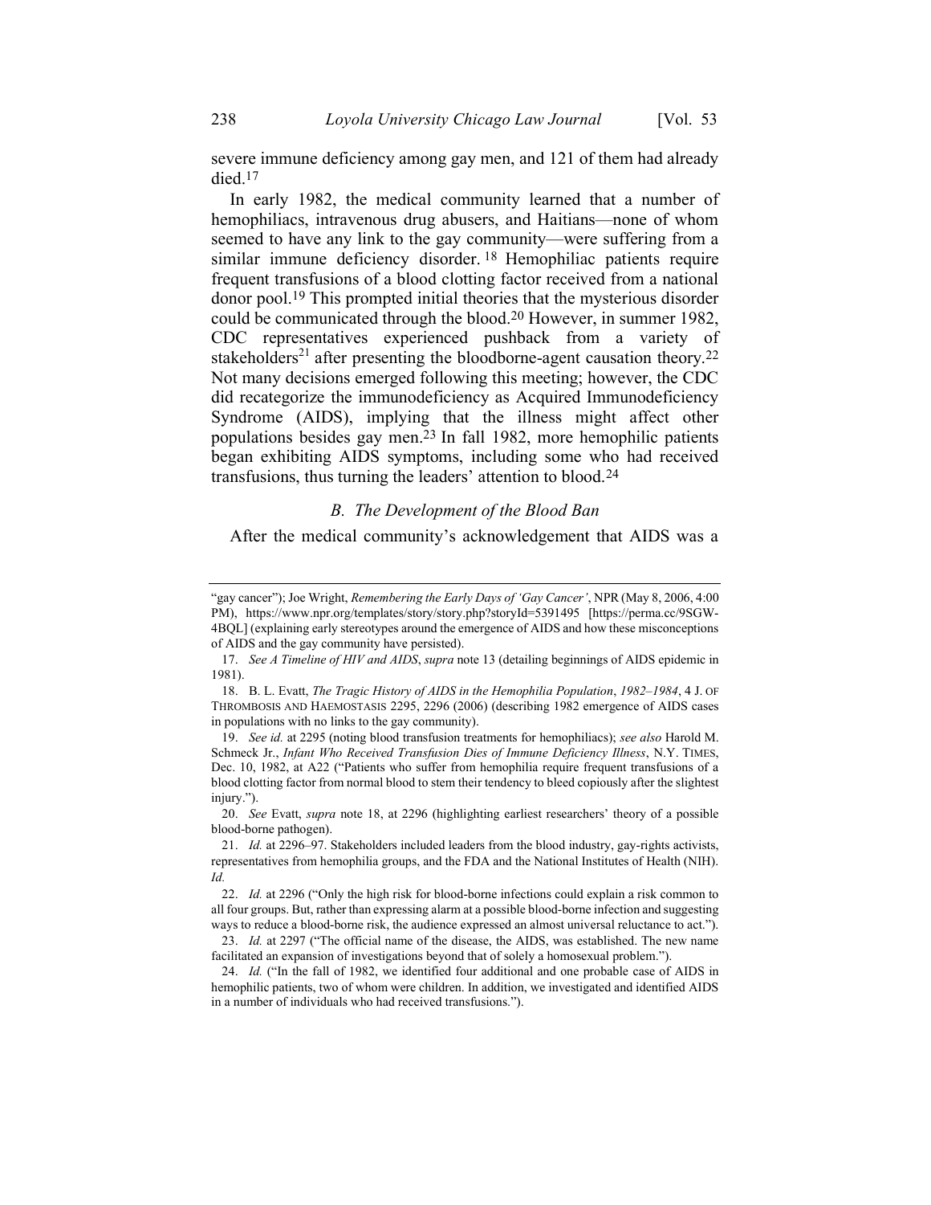severe immune deficiency among gay men, and 121 of them had already died.[17]

In early 1982, the medical community learned that a number of hemophiliacs, intravenous drug abusers, and Haitians—none of whom seemed to have any link to the gay community—were suffering from a similar immune deficiency disorder.[18] Hemophiliac patients require frequent transfusions of a blood clotting factor received from a national donor pool.[19] This prompted initial theories that the mysterious disorder could be communicated through the blood.[20] However, in summer 1982, CDC representatives experienced pushback from a variety of stakeholders[21] after presenting the bloodborne-agent causation theory.[22] Not many decisions emerged following this meeting; however, the CDC did recategorize the immunodeficiency as Acquired Immunodeficiency Syndrome (AIDS), implying that the illness might affect other populations besides gay men.[23] In fall 1982, more hemophilic patients began exhibiting AIDS symptoms, including some who had received transfusions, thus turning the leaders' attention to blood.[24]

### *B. The Development of the Blood Ban*

After the medical community's acknowledgement that AIDS was a

---

"gay cancer"); Joe Wright, *Remembering the Early Days of 'Gay Cancer'*, NPR (May 8, 2006, 4:00 PM), https://www.npr.org/templates/story/story.php?storyId=5391495 [https://perma.cc/9SGW-4BQL] (explaining early stereotypes around the emergence of AIDS and how these misconceptions of AIDS and the gay community have persisted).

17. *See A Timeline of HIV and AIDS*, *supra* note 13 (detailing beginnings of AIDS epidemic in 1981).

18. B. L. Evatt, *The Tragic History of AIDS in the Hemophilia Population, 1982–1984*, 4 J. OF THROMBOSIS AND HAEMOSTASIS 2295, 2296 (2006) (describing 1982 emergence of AIDS cases in populations with no links to the gay community).

19. *See id.* at 2295 (noting blood transfusion treatments for hemophiliacs); *see also* Harold M. Schmeck Jr., *Infant Who Received Transfusion Dies of Immune Deficiency Illness*, N.Y. TIMES, Dec. 10, 1982, at A22 ("Patients who suffer from hemophilia require frequent transfusions of a blood clotting factor from normal blood to stem their tendency to bleed copiously after the slightest injury.").

20. *See* Evatt, *supra* note 18, at 2296 (highlighting earliest researchers' theory of a possible blood-borne pathogen).

21. *Id.* at 2296–97. Stakeholders included leaders from the blood industry, gay-rights activists, representatives from hemophilia groups, and the FDA and the National Institutes of Health (NIH). *Id.*

22. *Id.* at 2296 ("Only the high risk for blood-borne infections could explain a risk common to all four groups. But, rather than expressing alarm at a possible blood-borne infection and suggesting ways to reduce a blood-borne risk, the audience expressed an almost universal reluctance to act.").

23. *Id.* at 2297 ("The official name of the disease, the AIDS, was established. The new name facilitated an expansion of investigations beyond that of solely a homosexual problem.").

24. *Id.* ("In the fall of 1982, we identified four additional and one probable case of AIDS in hemophilic patients, two of whom were children. In addition, we investigated and identified AIDS in a number of individuals who had received transfusions.").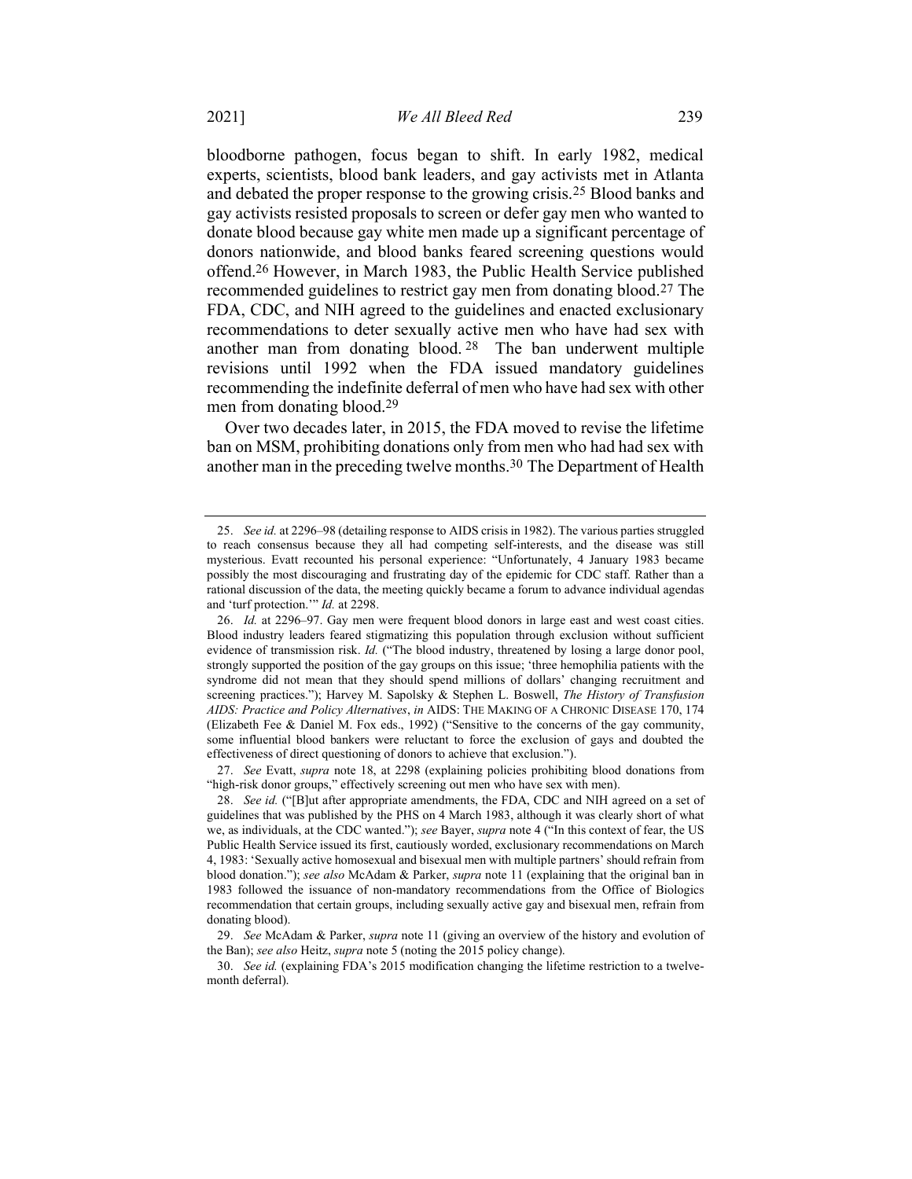bloodborne pathogen, focus began to shift. In early 1982, medical experts, scientists, blood bank leaders, and gay activists met in Atlanta and debated the proper response to the growing crisis.[25] Blood banks and gay activists resisted proposals to screen or defer gay men who wanted to donate blood because gay white men made up a significant percentage of donors nationwide, and blood banks feared screening questions would offend.[26] However, in March 1983, the Public Health Service published recommended guidelines to restrict gay men from donating blood.[27] The FDA, CDC, and NIH agreed to the guidelines and enacted exclusionary recommendations to deter sexually active men who have had sex with another man from donating blood.[28] The ban underwent multiple revisions until 1992 when the FDA issued mandatory guidelines recommending the indefinite deferral of men who have had sex with other men from donating blood.[29]

Over two decades later, in 2015, the FDA moved to revise the lifetime ban on MSM, prohibiting donations only from men who had had sex with another man in the preceding twelve months.[30] The Department of Health

---

25. *See id.* at 2296–98 (detailing response to AIDS crisis in 1982). The various parties struggled to reach consensus because they all had competing self-interests, and the disease was still mysterious. Evatt recounted his personal experience: "Unfortunately, 4 January 1983 became possibly the most discouraging and frustrating day of the epidemic for CDC staff. Rather than a rational discussion of the data, the meeting quickly became a forum to advance individual agendas and 'turf protection.'" *Id.* at 2298.

26. *Id.* at 2296–97. Gay men were frequent blood donors in large east and west coast cities. Blood industry leaders feared stigmatizing this population through exclusion without sufficient evidence of transmission risk. *Id.* ("The blood industry, threatened by losing a large donor pool, strongly supported the position of the gay groups on this issue; 'three hemophilia patients with the syndrome did not mean that they should spend millions of dollars' changing recruitment and screening practices."); Harvey M. Sapolsky & Stephen L. Boswell, *The History of Transfusion AIDS: Practice and Policy Alternatives*, *in* AIDS: THE MAKING OF A CHRONIC DISEASE 170, 174 (Elizabeth Fee & Daniel M. Fox eds., 1992) ("Sensitive to the concerns of the gay community, some influential blood bankers were reluctant to force the exclusion of gays and doubted the effectiveness of direct questioning of donors to achieve that exclusion.").

27. *See* Evatt, *supra* note 18, at 2298 (explaining policies prohibiting blood donations from "high-risk donor groups," effectively screening out men who have sex with men).

28. *See id.* ("[B]ut after appropriate amendments, the FDA, CDC and NIH agreed on a set of guidelines that was published by the PHS on 4 March 1983, although it was clearly short of what we, as individuals, at the CDC wanted."); *see* Bayer, *supra* note 4 ("In this context of fear, the US Public Health Service issued its first, cautiously worded, exclusionary recommendations on March 4, 1983: 'Sexually active homosexual and bisexual men with multiple partners' should refrain from blood donation."); *see also* McAdam & Parker, *supra* note 11 (explaining that the original ban in 1983 followed the issuance of non-mandatory recommendations from the Office of Biologics recommendation that certain groups, including sexually active gay and bisexual men, refrain from donating blood).

29. *See* McAdam & Parker, *supra* note 11 (giving an overview of the history and evolution of the Ban); *see also* Heitz, *supra* note 5 (noting the 2015 policy change).

30. *See id.* (explaining FDA's 2015 modification changing the lifetime restriction to a twelve-month deferral).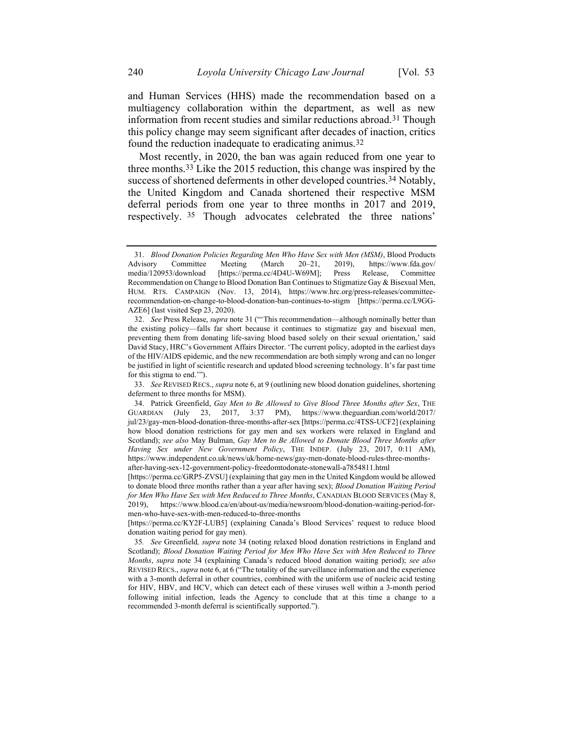and Human Services (HHS) made the recommendation based on a multiagency collaboration within the department, as well as new information from recent studies and similar reductions abroad.[31] Though this policy change may seem significant after decades of inaction, critics found the reduction inadequate to eradicating animus.[32]

Most recently, in 2020, the ban was again reduced from one year to three months.[33] Like the 2015 reduction, this change was inspired by the success of shortened deferments in other developed countries.[34] Notably, the United Kingdom and Canada shortened their respective MSM deferral periods from one year to three months in 2017 and 2019, respectively.[35] Though advocates celebrated the three nations'

---

31. *Blood Donation Policies Regarding Men Who Have Sex with Men (MSM)*, Blood Products Advisory Committee Meeting (March 20–21, 2019), https://www.fda.gov/media/120953/download [https://perma.cc/4D4U-W69M]; Press Release, Committee Recommendation on Change to Blood Donation Ban Continues to Stigmatize Gay & Bisexual Men, HUM. RTS. CAMPAIGN (Nov. 13, 2014), https://www.hrc.org/press-releases/committee-recommendation-on-change-to-blood-donation-ban-continues-to-stigm [https://perma.cc/L9GG-AZE6] (last visited Sep 23, 2020).

32. *See* Press Release, *supra* note 31 ("'This recommendation—although nominally better than the existing policy—falls far short because it continues to stigmatize gay and bisexual men, preventing them from donating life-saving blood based solely on their sexual orientation,' said David Stacy, HRC's Government Affairs Director. 'The current policy, adopted in the earliest days of the HIV/AIDS epidemic, and the new recommendation are both simply wrong and can no longer be justified in light of scientific research and updated blood screening technology. It's far past time for this stigma to end.'").

33. *See* REVISED RECS., *supra* note 6, at 9 (outlining new blood donation guidelines, shortening deferment to three months for MSM).

34. Patrick Greenfield, *Gay Men to Be Allowed to Give Blood Three Months after Sex*, THE GUARDIAN (July 23, 2017, 3:37 PM), https://www.theguardian.com/world/2017/jul/23/gay-men-blood-donation-three-months-after-sex [https://perma.cc/4TSS-UCF2] (explaining how blood donation restrictions for gay men and sex workers were relaxed in England and Scotland); *see also* May Bulman, *Gay Men to Be Allowed to Donate Blood Three Months after Having Sex under New Government Policy*, THE INDEP. (July 23, 2017, 0:11 AM), https://www.independent.co.uk/news/uk/home-news/gay-men-donate-blood-rules-three-months-after-having-sex-12-government-policy-freedomtodonate-stonewall-a7854811.html [https://perma.cc/GRP5-ZVSU] (explaining that gay men in the United Kingdom would be allowed to donate blood three months rather than a year after having sex); *Blood Donation Waiting Period for Men Who Have Sex with Men Reduced to Three Months*, CANADIAN BLOOD SERVICES (May 8, 2019), https://www.blood.ca/en/about-us/media/newsroom/blood-donation-waiting-period-for-men-who-have-sex-with-men-reduced-to-three-months [https://perma.cc/KY2F-LUB5] (explaining Canada's Blood Services' request to reduce blood donation waiting period for gay men).

35. *See* Greenfield, *supra* note 34 (noting relaxed blood donation restrictions in England and Scotland); *Blood Donation Waiting Period for Men Who Have Sex with Men Reduced to Three Months*, *supra* note 34 (explaining Canada's reduced blood donation waiting period); *see also* REVISED RECS., *supra* note 6, at 6 ("The totality of the surveillance information and the experience with a 3-month deferral in other countries, combined with the uniform use of nucleic acid testing for HIV, HBV, and HCV, which can detect each of these viruses well within a 3-month period following initial infection, leads the Agency to conclude that at this time a change to a recommended 3-month deferral is scientifically supported.").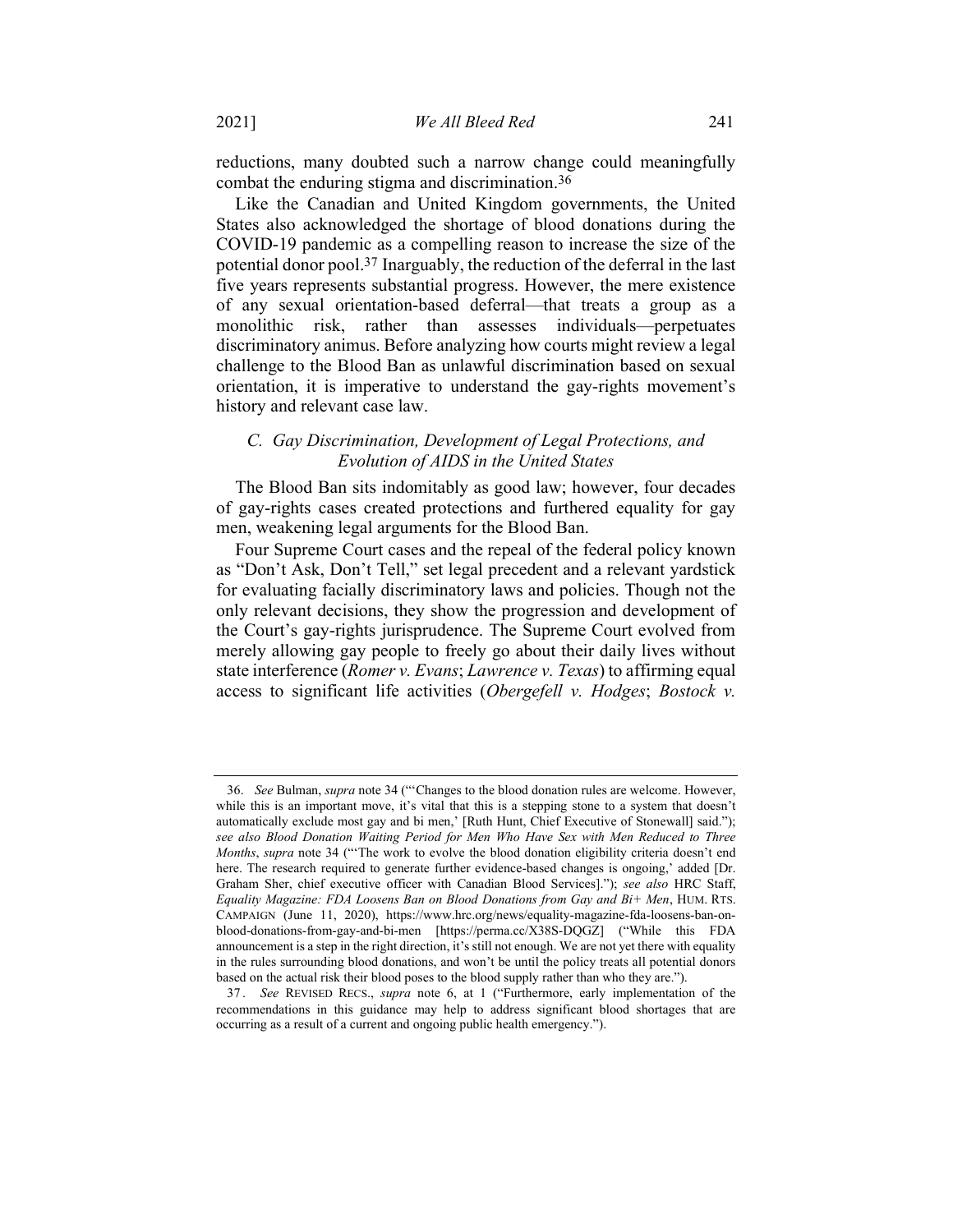reductions, many doubted such a narrow change could meaningfully combat the enduring stigma and discrimination.[36]

Like the Canadian and United Kingdom governments, the United States also acknowledged the shortage of blood donations during the COVID-19 pandemic as a compelling reason to increase the size of the potential donor pool.[37] Inarguably, the reduction of the deferral in the last five years represents substantial progress. However, the mere existence of any sexual orientation-based deferral—that treats a group as a monolithic risk, rather than assesses individuals—perpetuates discriminatory animus. Before analyzing how courts might review a legal challenge to the Blood Ban as unlawful discrimination based on sexual orientation, it is imperative to understand the gay-rights movement's history and relevant case law.

### *C. Gay Discrimination, Development of Legal Protections, and Evolution of AIDS in the United States*

The Blood Ban sits indomitably as good law; however, four decades of gay-rights cases created protections and furthered equality for gay men, weakening legal arguments for the Blood Ban.

Four Supreme Court cases and the repeal of the federal policy known as "Don't Ask, Don't Tell," set legal precedent and a relevant yardstick for evaluating facially discriminatory laws and policies. Though not the only relevant decisions, they show the progression and development of the Court's gay-rights jurisprudence. The Supreme Court evolved from merely allowing gay people to freely go about their daily lives without state interference (*Romer v. Evans*; *Lawrence v. Texas*) to affirming equal access to significant life activities (*Obergefell v. Hodges*; *Bostock v.*

---

36. *See* Bulman, *supra* note 34 ("'Changes to the blood donation rules are welcome. However, while this is an important move, it's vital that this is a stepping stone to a system that doesn't automatically exclude most gay and bi men,' [Ruth Hunt, Chief Executive of Stonewall] said."); *see also Blood Donation Waiting Period for Men Who Have Sex with Men Reduced to Three Months*, *supra* note 34 ("'The work to evolve the blood donation eligibility criteria doesn't end here. The research required to generate further evidence-based changes is ongoing,' added [Dr. Graham Sher, chief executive officer with Canadian Blood Services]."); *see also* HRC Staff, *Equality Magazine: FDA Loosens Ban on Blood Donations from Gay and Bi+ Men*, HUM. RTS. CAMPAIGN (June 11, 2020), https://www.hrc.org/news/equality-magazine-fda-loosens-ban-on-blood-donations-from-gay-and-bi-men [https://perma.cc/X38S-DQGZ] ("While this FDA announcement is a step in the right direction, it's still not enough. We are not yet there with equality in the rules surrounding blood donations, and won't be until the policy treats all potential donors based on the actual risk their blood poses to the blood supply rather than who they are.").

37. *See* REVISED RECS., *supra* note 6, at 1 ("Furthermore, early implementation of the recommendations in this guidance may help to address significant blood shortages that are occurring as a result of a current and ongoing public health emergency.").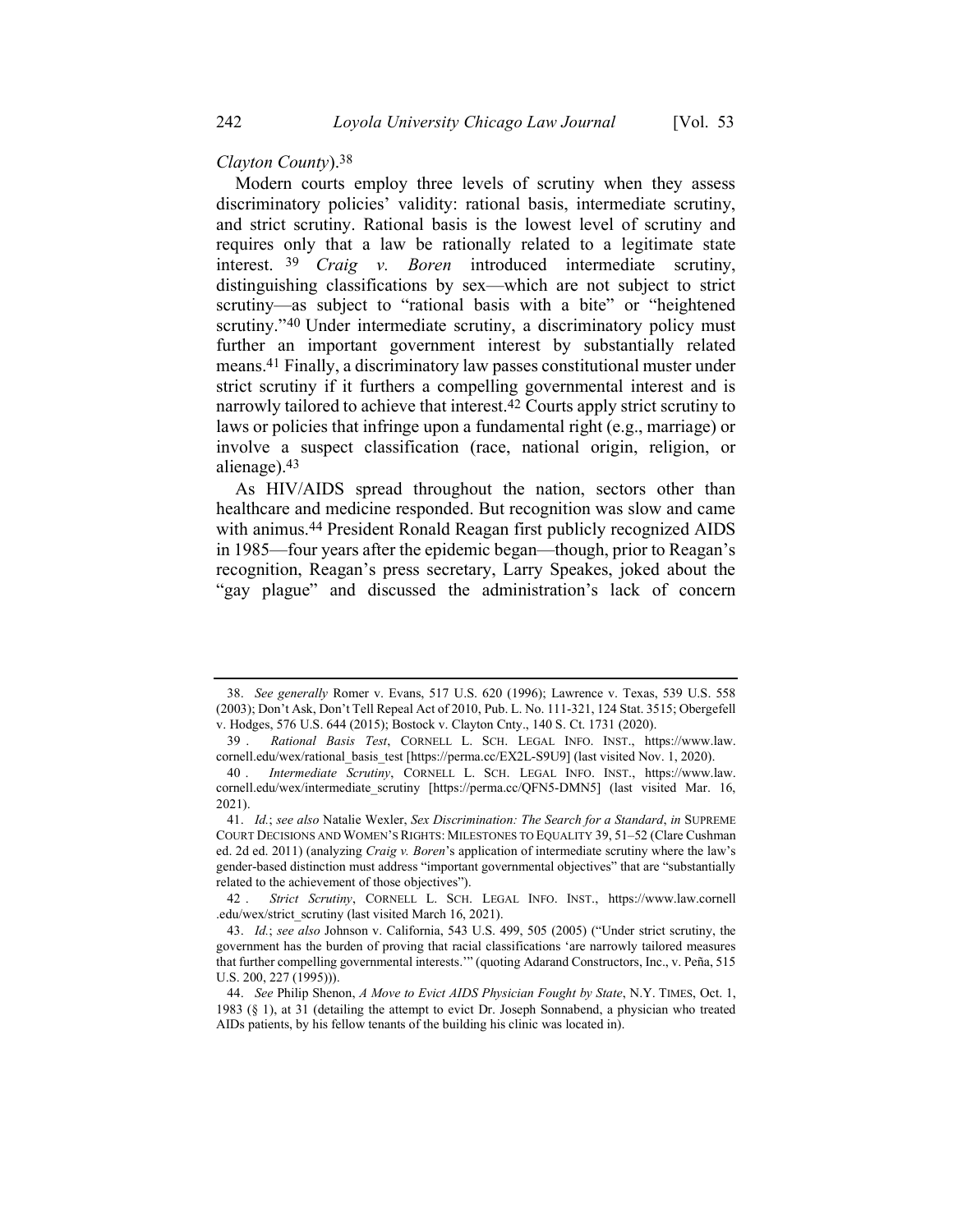*Clayton County*).[38]

Modern courts employ three levels of scrutiny when they assess discriminatory policies' validity: rational basis, intermediate scrutiny, and strict scrutiny. Rational basis is the lowest level of scrutiny and requires only that a law be rationally related to a legitimate state interest.[39] *Craig v. Boren* introduced intermediate scrutiny, distinguishing classifications by sex—which are not subject to strict scrutiny—as subject to "rational basis with a bite" or "heightened scrutiny."[40] Under intermediate scrutiny, a discriminatory policy must further an important government interest by substantially related means.[41] Finally, a discriminatory law passes constitutional muster under strict scrutiny if it furthers a compelling governmental interest and is narrowly tailored to achieve that interest.[42] Courts apply strict scrutiny to laws or policies that infringe upon a fundamental right (e.g., marriage) or involve a suspect classification (race, national origin, religion, or alienage).[43]

As HIV/AIDS spread throughout the nation, sectors other than healthcare and medicine responded. But recognition was slow and came with animus.[44] President Ronald Reagan first publicly recognized AIDS in 1985—four years after the epidemic began—though, prior to Reagan's recognition, Reagan's press secretary, Larry Speakes, joked about the "gay plague" and discussed the administration's lack of concern

---

38. *See generally* Romer v. Evans, 517 U.S. 620 (1996); Lawrence v. Texas, 539 U.S. 558 (2003); Don't Ask, Don't Tell Repeal Act of 2010, Pub. L. No. 111-321, 124 Stat. 3515; Obergefell v. Hodges, 576 U.S. 644 (2015); Bostock v. Clayton Cnty., 140 S. Ct. 1731 (2020).

39. *Rational Basis Test*, CORNELL L. SCH. LEGAL INFO. INST., https://www.law.cornell.edu/wex/rational_basis_test [https://perma.cc/EX2L-S9U9] (last visited Nov. 1, 2020).

40. *Intermediate Scrutiny*, CORNELL L. SCH. LEGAL INFO. INST., https://www.law.cornell.edu/wex/intermediate_scrutiny [https://perma.cc/QFN5-DMN5] (last visited Mar. 16, 2021).

41. *Id.*; *see also* Natalie Wexler, *Sex Discrimination: The Search for a Standard*, *in* SUPREME COURT DECISIONS AND WOMEN'S RIGHTS: MILESTONES TO EQUALITY 39, 51–52 (Clare Cushman ed. 2d ed. 2011) (analyzing *Craig v. Boren*'s application of intermediate scrutiny where the law's gender-based distinction must address "important governmental objectives" that are "substantially related to the achievement of those objectives").

42. *Strict Scrutiny*, CORNELL L. SCH. LEGAL INFO. INST., https://www.law.cornell.edu/wex/strict_scrutiny (last visited March 16, 2021).

43. *Id.*; *see also* Johnson v. California, 543 U.S. 499, 505 (2005) ("Under strict scrutiny, the government has the burden of proving that racial classifications 'are narrowly tailored measures that further compelling governmental interests.'" (quoting Adarand Constructors, Inc., v. Peña, 515 U.S. 200, 227 (1995))).

44. *See* Philip Shenon, *A Move to Evict AIDS Physician Fought by State*, N.Y. TIMES, Oct. 1, 1983 (§ 1), at 31 (detailing the attempt to evict Dr. Joseph Sonnabend, a physician who treated AIDs patients, by his fellow tenants of the building his clinic was located in).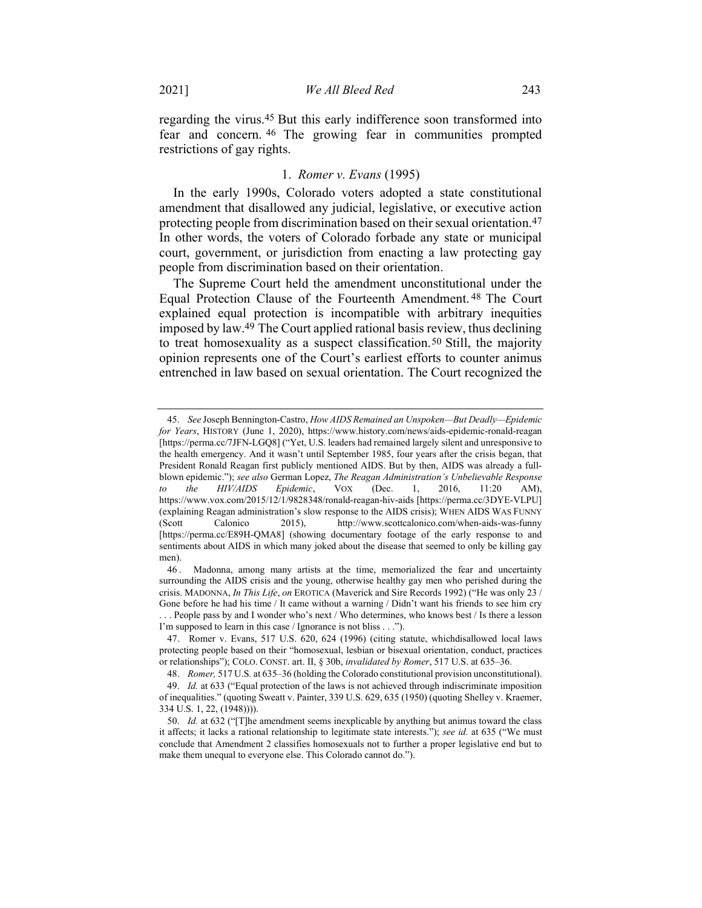regarding the virus.[45] But this early indifference soon transformed into fear and concern.[46] The growing fear in communities prompted restrictions of gay rights.

### 1. *Romer v. Evans* (1995)

In the early 1990s, Colorado voters adopted a state constitutional amendment that disallowed any judicial, legislative, or executive action protecting people from discrimination based on their sexual orientation.[47] In other words, the voters of Colorado forbade any state or municipal court, government, or jurisdiction from enacting a law protecting gay people from discrimination based on their orientation.

The Supreme Court held the amendment unconstitutional under the Equal Protection Clause of the Fourteenth Amendment.[48] The Court explained equal protection is incompatible with arbitrary inequities imposed by law.[49] The Court applied rational basis review, thus declining to treat homosexuality as a suspect classification.[50] Still, the majority opinion represents one of the Court's earliest efforts to counter animus entrenched in law based on sexual orientation. The Court recognized the

---

45. *See* Joseph Bennington-Castro, *How AIDS Remained an Unspoken—But Deadly—Epidemic for Years*, HISTORY (June 1, 2020), https://www.history.com/news/aids-epidemic-ronald-reagan [https://perma.cc/7JFN-LGQ8] ("Yet, U.S. leaders had remained largely silent and unresponsive to the health emergency. And it wasn't until September 1985, four years after the crisis began, that President Ronald Reagan first publicly mentioned AIDS. But by then, AIDS was already a full-blown epidemic."); *see also* German Lopez, *The Reagan Administration's Unbelievable Response to the HIV/AIDS Epidemic*, VOX (Dec. 1, 2016, 11:20 AM), https://www.vox.com/2015/12/1/9828348/ronald-reagan-hiv-aids [https://perma.cc/3DYE-VLPU] (explaining Reagan administration's slow response to the AIDS crisis); WHEN AIDS WAS FUNNY (Scott Calonico 2015), http://www.scottcalonico.com/when-aids-was-funny [https://perma.cc/E89H-QMA8] (showing documentary footage of the early response to and sentiments about AIDS in which many joked about the disease that seemed to only be killing gay men).

46. Madonna, among many artists at the time, memorialized the fear and uncertainty surrounding the AIDS crisis and the young, otherwise healthy gay men who perished during the crisis. MADONNA, *In This Life*, *on* EROTICA (Maverick and Sire Records 1992) ("He was only 23 / Gone before he had his time / It came without a warning / Didn't want his friends to see him cry . . . People pass by and I wonder who's next / Who determines, who knows best / Is there a lesson I'm supposed to learn in this case / Ignorance is not bliss . . .").

47. Romer v. Evans, 517 U.S. 620, 624 (1996) (citing statute, whichdisallowed local laws protecting people based on their "homosexual, lesbian or bisexual orientation, conduct, practices or relationships"); COLO. CONST. art. II, § 30b, *invalidated by Romer*, 517 U.S. at 635–36.

48. *Romer,* 517 U.S. at 635–36 (holding the Colorado constitutional provision unconstitutional).

49. *Id.* at 633 ("Equal protection of the laws is not achieved through indiscriminate imposition of inequalities." (quoting Sweatt v. Painter, 339 U.S. 629, 635 (1950) (quoting Shelley v. Kraemer, 334 U.S. 1, 22, (1948)))).

50. *Id.* at 632 ("[T]he amendment seems inexplicable by anything but animus toward the class it affects; it lacks a rational relationship to legitimate state interests."); *see id.* at 635 ("We must conclude that Amendment 2 classifies homosexuals not to further a proper legislative end but to make them unequal to everyone else. This Colorado cannot do.").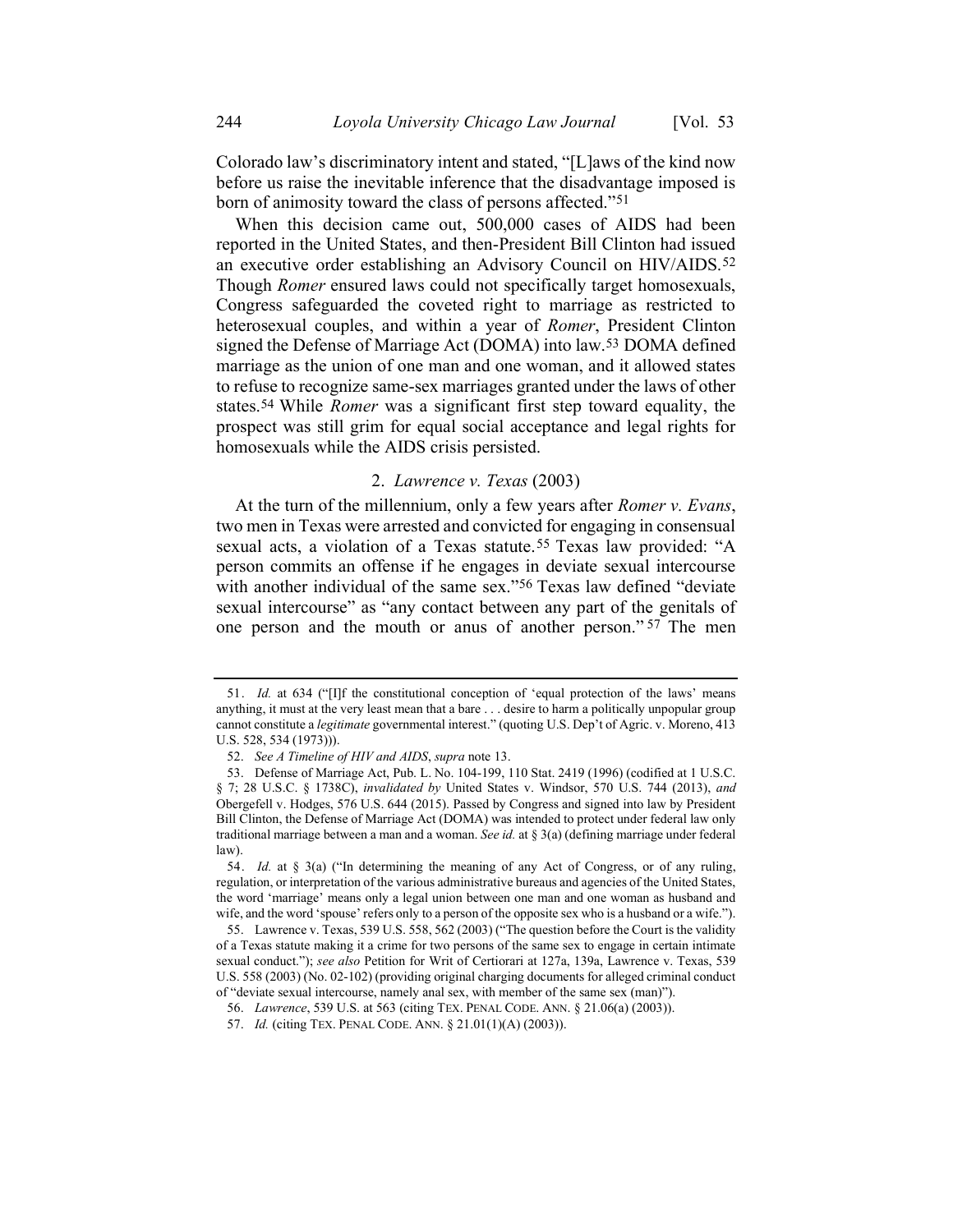Colorado law's discriminatory intent and stated, "[L]aws of the kind now before us raise the inevitable inference that the disadvantage imposed is born of animosity toward the class of persons affected."[51]

When this decision came out, 500,000 cases of AIDS had been reported in the United States, and then-President Bill Clinton had issued an executive order establishing an Advisory Council on HIV/AIDS.[52] Though *Romer* ensured laws could not specifically target homosexuals, Congress safeguarded the coveted right to marriage as restricted to heterosexual couples, and within a year of *Romer*, President Clinton signed the Defense of Marriage Act (DOMA) into law.[53] DOMA defined marriage as the union of one man and one woman, and it allowed states to refuse to recognize same-sex marriages granted under the laws of other states.[54] While *Romer* was a significant first step toward equality, the prospect was still grim for equal social acceptance and legal rights for homosexuals while the AIDS crisis persisted.

### 2. *Lawrence v. Texas* (2003)

At the turn of the millennium, only a few years after *Romer v. Evans*, two men in Texas were arrested and convicted for engaging in consensual sexual acts, a violation of a Texas statute.[55] Texas law provided: "A person commits an offense if he engages in deviate sexual intercourse with another individual of the same sex."[56] Texas law defined "deviate sexual intercourse" as "any contact between any part of the genitals of one person and the mouth or anus of another person."[57] The men

---

51. *Id.* at 634 ("[I]f the constitutional conception of 'equal protection of the laws' means anything, it must at the very least mean that a bare . . . desire to harm a politically unpopular group cannot constitute a *legitimate* governmental interest." (quoting U.S. Dep't of Agric. v. Moreno, 413 U.S. 528, 534 (1973))).

52. *See A Timeline of HIV and AIDS*, *supra* note 13.

53. Defense of Marriage Act, Pub. L. No. 104-199, 110 Stat. 2419 (1996) (codified at 1 U.S.C. § 7; 28 U.S.C. § 1738C), *invalidated by* United States v. Windsor, 570 U.S. 744 (2013), *and* Obergefell v. Hodges, 576 U.S. 644 (2015). Passed by Congress and signed into law by President Bill Clinton, the Defense of Marriage Act (DOMA) was intended to protect under federal law only traditional marriage between a man and a woman. *See id.* at § 3(a) (defining marriage under federal law).

54. *Id.* at § 3(a) ("In determining the meaning of any Act of Congress, or of any ruling, regulation, or interpretation of the various administrative bureaus and agencies of the United States, the word 'marriage' means only a legal union between one man and one woman as husband and wife, and the word 'spouse' refers only to a person of the opposite sex who is a husband or a wife.").

55. Lawrence v. Texas, 539 U.S. 558, 562 (2003) ("The question before the Court is the validity of a Texas statute making it a crime for two persons of the same sex to engage in certain intimate sexual conduct."); *see also* Petition for Writ of Certiorari at 127a, 139a, Lawrence v. Texas, 539 U.S. 558 (2003) (No. 02-102) (providing original charging documents for alleged criminal conduct of "deviate sexual intercourse, namely anal sex, with member of the same sex (man)").

56. *Lawrence*, 539 U.S. at 563 (citing TEX. PENAL CODE. ANN. § 21.06(a) (2003)).

57. *Id.* (citing TEX. PENAL CODE. ANN. § 21.01(1)(A) (2003)).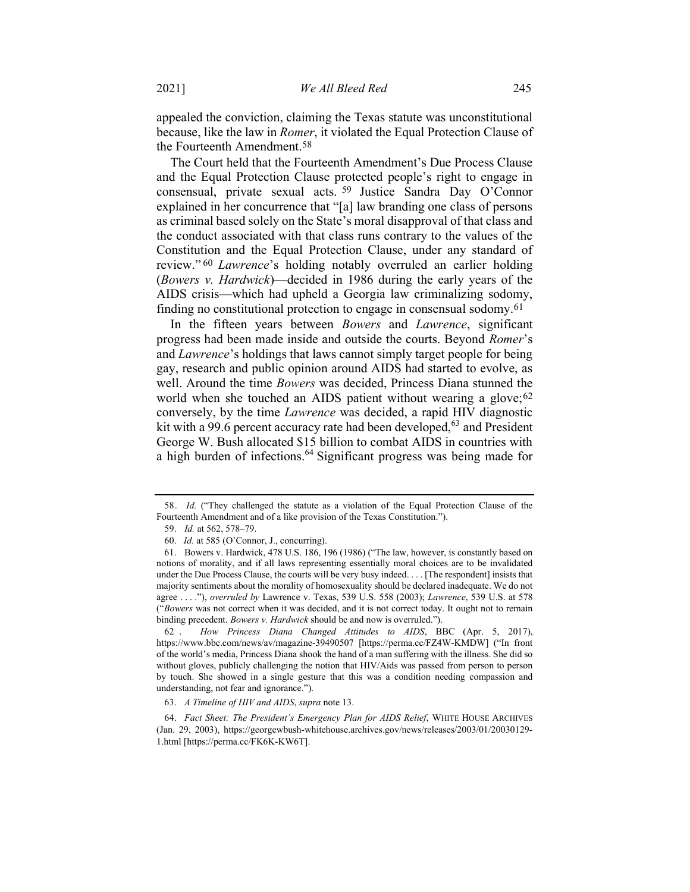appealed the conviction, claiming the Texas statute was unconstitutional because, like the law in *Romer*, it violated the Equal Protection Clause of the Fourteenth Amendment.[58]

The Court held that the Fourteenth Amendment's Due Process Clause and the Equal Protection Clause protected people's right to engage in consensual, private sexual acts.[59] Justice Sandra Day O'Connor explained in her concurrence that "[a] law branding one class of persons as criminal based solely on the State's moral disapproval of that class and the conduct associated with that class runs contrary to the values of the Constitution and the Equal Protection Clause, under any standard of review."[60] *Lawrence*'s holding notably overruled an earlier holding (*Bowers v. Hardwick*)—decided in 1986 during the early years of the AIDS crisis—which had upheld a Georgia law criminalizing sodomy, finding no constitutional protection to engage in consensual sodomy.[61]

In the fifteen years between *Bowers* and *Lawrence*, significant progress had been made inside and outside the courts. Beyond *Romer*'s and *Lawrence*'s holdings that laws cannot simply target people for being gay, research and public opinion around AIDS had started to evolve, as well. Around the time *Bowers* was decided, Princess Diana stunned the world when she touched an AIDS patient without wearing a glove;[62] conversely, by the time *Lawrence* was decided, a rapid HIV diagnostic kit with a 99.6 percent accuracy rate had been developed,[63] and President George W. Bush allocated $15 billion to combat AIDS in countries with a high burden of infections.[64] Significant progress was being made for

---

58. *Id.* ("They challenged the statute as a violation of the Equal Protection Clause of the Fourteenth Amendment and of a like provision of the Texas Constitution.").

59. *Id.* at 562, 578–79.

60. *Id.* at 585 (O'Connor, J., concurring).

61. Bowers v. Hardwick, 478 U.S. 186, 196 (1986) ("The law, however, is constantly based on notions of morality, and if all laws representing essentially moral choices are to be invalidated under the Due Process Clause, the courts will be very busy indeed. . . . [The respondent] insists that majority sentiments about the morality of homosexuality should be declared inadequate. We do not agree . . . ."), *overruled by* Lawrence v. Texas, 539 U.S. 558 (2003); *Lawrence*, 539 U.S. at 578 ("*Bowers* was not correct when it was decided, and it is not correct today. It ought not to remain binding precedent. *Bowers v. Hardwick* should be and now is overruled.").

62. *How Princess Diana Changed Attitudes to AIDS*, BBC (Apr. 5, 2017), https://www.bbc.com/news/av/magazine-39490507 [https://perma.cc/FZ4W-KMDW] ("In front of the world's media, Princess Diana shook the hand of a man suffering with the illness. She did so without gloves, publicly challenging the notion that HIV/Aids was passed from person to person by touch. She showed in a single gesture that this was a condition needing compassion and understanding, not fear and ignorance.").

63. *A Timeline of HIV and AIDS*, *supra* note 13.

64. *Fact Sheet: The President's Emergency Plan for AIDS Relief*, WHITE HOUSE ARCHIVES (Jan. 29, 2003), https://georgewbush-whitehouse.archives.gov/news/releases/2003/01/20030129-1.html [https://perma.cc/FK6K-KW6T].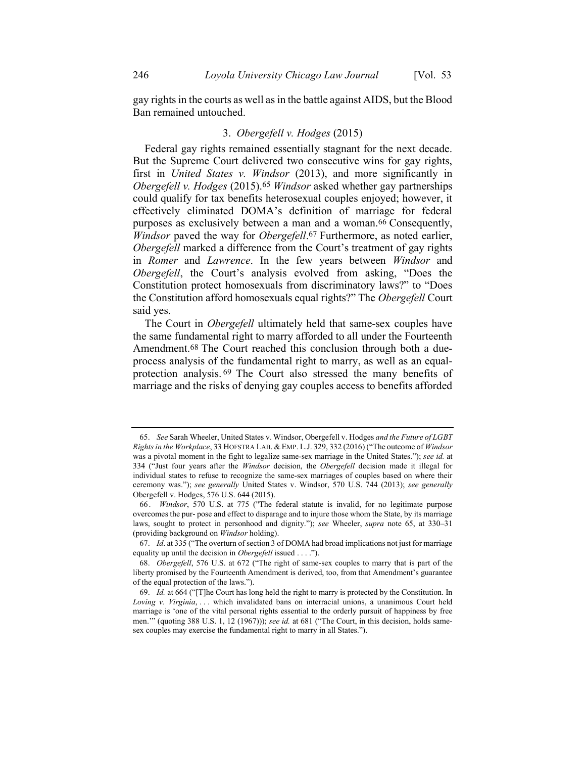gay rights in the courts as well as in the battle against AIDS, but the Blood Ban remained untouched.

### 3. *Obergefell v. Hodges* (2015)

Federal gay rights remained essentially stagnant for the next decade. But the Supreme Court delivered two consecutive wins for gay rights, first in *United States v. Windsor* (2013), and more significantly in *Obergefell v. Hodges* (2015).[65] *Windsor* asked whether gay partnerships could qualify for tax benefits heterosexual couples enjoyed; however, it effectively eliminated DOMA's definition of marriage for federal purposes as exclusively between a man and a woman.[66] Consequently, *Windsor* paved the way for *Obergefell*.[67] Furthermore, as noted earlier, *Obergefell* marked a difference from the Court's treatment of gay rights in *Romer* and *Lawrence*. In the few years between *Windsor* and *Obergefell*, the Court's analysis evolved from asking, "Does the Constitution protect homosexuals from discriminatory laws?" to "Does the Constitution afford homosexuals equal rights?" The *Obergefell* Court said yes.

The Court in *Obergefell* ultimately held that same-sex couples have the same fundamental right to marry afforded to all under the Fourteenth Amendment.[68] The Court reached this conclusion through both a due-process analysis of the fundamental right to marry, as well as an equal-protection analysis.[69] The Court also stressed the many benefits of marriage and the risks of denying gay couples access to benefits afforded

---

65. *See* Sarah Wheeler, United States v. Windsor, Obergefell v. Hodges *and the Future of LGBT Rights in the Workplace*, 33 HOFSTRA LAB. & EMP. L.J. 329, 332 (2016) ("The outcome of *Windsor* was a pivotal moment in the fight to legalize same-sex marriage in the United States."); *see id.* at 334 ("Just four years after the *Windsor* decision, the *Obergefell* decision made it illegal for individual states to refuse to recognize the same-sex marriages of couples based on where their ceremony was."); *see generally* United States v. Windsor, 570 U.S. 744 (2013); *see generally* Obergefell v. Hodges, 576 U.S. 644 (2015).

66. *Windsor*, 570 U.S. at 775 ("The federal statute is invalid, for no legitimate purpose overcomes the pur- pose and effect to disparage and to injure those whom the State, by its marriage laws, sought to protect in personhood and dignity."); *see* Wheeler, *supra* note 65, at 330–31 (providing background on *Windsor* holding).

67. *Id*. at 335 ("The overturn of section 3 of DOMA had broad implications not just for marriage equality up until the decision in *Obergefell* issued . . . .").

68. *Obergefell*, 576 U.S. at 672 ("The right of same-sex couples to marry that is part of the liberty promised by the Fourteenth Amendment is derived, too, from that Amendment's guarantee of the equal protection of the laws.").

69. *Id.* at 664 ("[T]he Court has long held the right to marry is protected by the Constitution. In *Loving v. Virginia*, . . . which invalidated bans on interracial unions, a unanimous Court held marriage is 'one of the vital personal rights essential to the orderly pursuit of happiness by free men.'" (quoting 388 U.S. 1, 12 (1967))); *see id.* at 681 ("The Court, in this decision, holds same-sex couples may exercise the fundamental right to marry in all States.").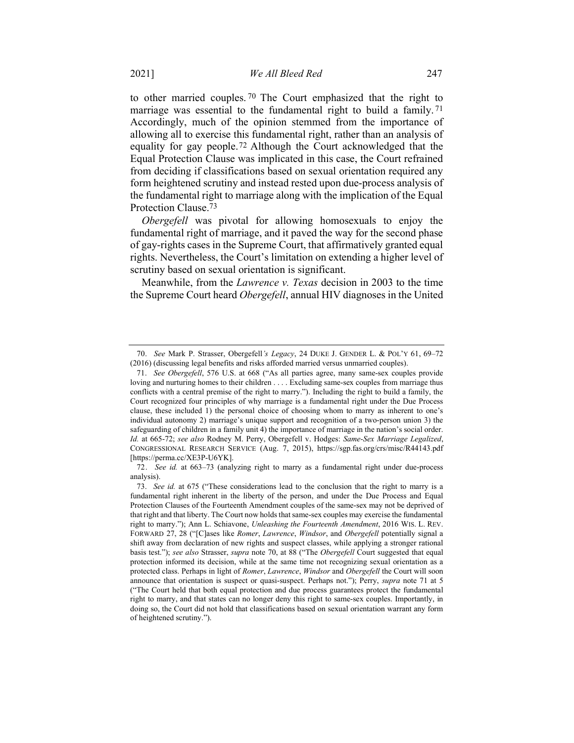to other married couples.[70] The Court emphasized that the right to marriage was essential to the fundamental right to build a family.[71] Accordingly, much of the opinion stemmed from the importance of allowing all to exercise this fundamental right, rather than an analysis of equality for gay people.[72] Although the Court acknowledged that the Equal Protection Clause was implicated in this case, the Court refrained from deciding if classifications based on sexual orientation required any form heightened scrutiny and instead rested upon due-process analysis of the fundamental right to marriage along with the implication of the Equal Protection Clause.[73]

*Obergefell* was pivotal for allowing homosexuals to enjoy the fundamental right of marriage, and it paved the way for the second phase of gay-rights cases in the Supreme Court, that affirmatively granted equal rights. Nevertheless, the Court's limitation on extending a higher level of scrutiny based on sexual orientation is significant.

Meanwhile, from the *Lawrence v. Texas* decision in 2003 to the time the Supreme Court heard *Obergefell*, annual HIV diagnoses in the United

---

70. *See* Mark P. Strasser, Obergefell*'s Legacy*, 24 DUKE J. GENDER L. & POL'Y 61, 69–72 (2016) (discussing legal benefits and risks afforded married versus unmarried couples).

71. *See Obergefell*, 576 U.S. at 668 ("As all parties agree, many same-sex couples provide loving and nurturing homes to their children . . . . Excluding same-sex couples from marriage thus conflicts with a central premise of the right to marry."). Including the right to build a family, the Court recognized four principles of why marriage is a fundamental right under the Due Process clause, these included 1) the personal choice of choosing whom to marry as inherent to one's individual autonomy 2) marriage's unique support and recognition of a two-person union 3) the safeguarding of children in a family unit 4) the importance of marriage in the nation's social order. *Id.* at 665-72; *see also* Rodney M. Perry, Obergefell v. Hodges: *Same-Sex Marriage Legalized*, CONGRESSIONAL RESEARCH SERVICE (Aug. 7, 2015), https://sgp.fas.org/crs/misc/R44143.pdf [https://perma.cc/XE3P-U6YK].

72. *See id.* at 663–73 (analyzing right to marry as a fundamental right under due-process analysis).

73. *See id.* at 675 ("These considerations lead to the conclusion that the right to marry is a fundamental right inherent in the liberty of the person, and under the Due Process and Equal Protection Clauses of the Fourteenth Amendment couples of the same-sex may not be deprived of that right and that liberty. The Court now holds that same-sex couples may exercise the fundamental right to marry."); Ann L. Schiavone, *Unleashing the Fourteenth Amendment*, 2016 WIS. L. REV. FORWARD 27, 28 ("[C]ases like *Romer*, *Lawrence*, *Windsor*, and *Obergefell* potentially signal a shift away from declaration of new rights and suspect classes, while applying a stronger rational basis test."); *see also* Strasser, *supra* note 70, at 88 ("The *Obergefell* Court suggested that equal protection informed its decision, while at the same time not recognizing sexual orientation as a protected class. Perhaps in light of *Romer*, *Lawrence*, *Windsor* and *Obergefell* the Court will soon announce that orientation is suspect or quasi-suspect. Perhaps not."); Perry, *supra* note 71 at 5 ("The Court held that both equal protection and due process guarantees protect the fundamental right to marry, and that states can no longer deny this right to same-sex couples. Importantly, in doing so, the Court did not hold that classifications based on sexual orientation warrant any form of heightened scrutiny.").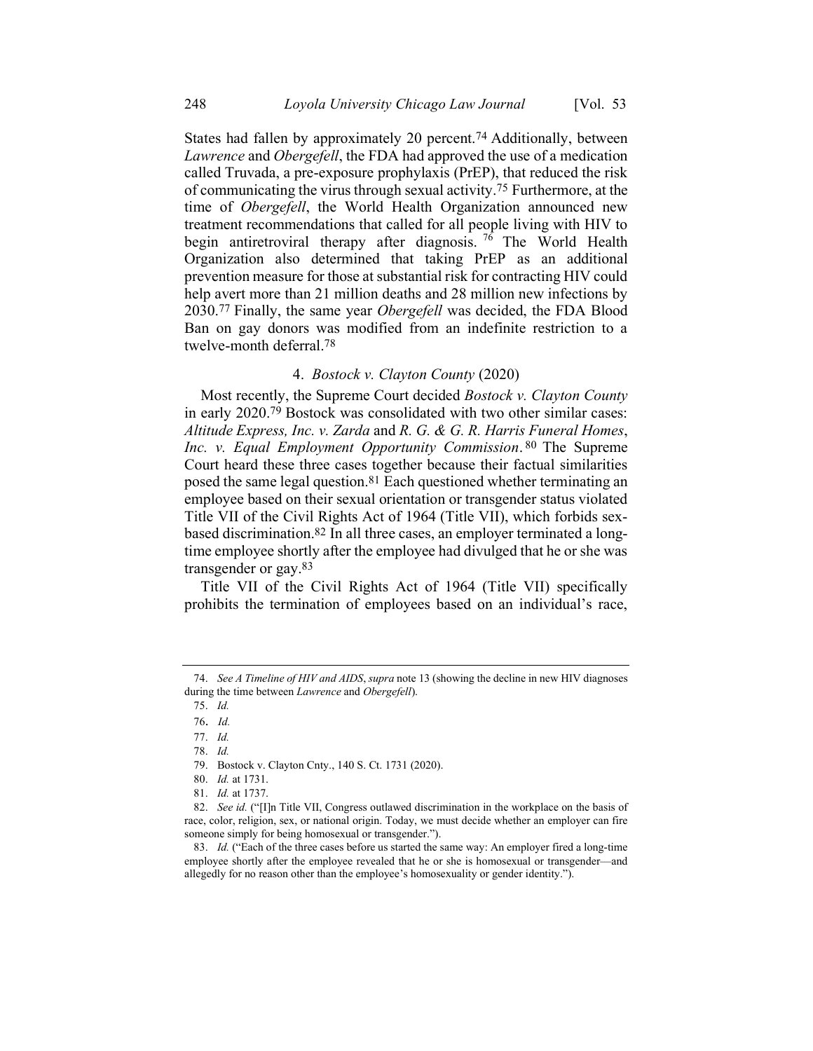States had fallen by approximately 20 percent.[74] Additionally, between *Lawrence* and *Obergefell*, the FDA had approved the use of a medication called Truvada, a pre-exposure prophylaxis (PrEP), that reduced the risk of communicating the virus through sexual activity.[75] Furthermore, at the time of *Obergefell*, the World Health Organization announced new treatment recommendations that called for all people living with HIV to begin antiretroviral therapy after diagnosis.[76] The World Health Organization also determined that taking PrEP as an additional prevention measure for those at substantial risk for contracting HIV could help avert more than 21 million deaths and 28 million new infections by 2030.[77] Finally, the same year *Obergefell* was decided, the FDA Blood Ban on gay donors was modified from an indefinite restriction to a twelve-month deferral.[78]

#### 4. *Bostock v. Clayton County* (2020)

Most recently, the Supreme Court decided *Bostock v. Clayton County* in early 2020.[79] Bostock was consolidated with two other similar cases: *Altitude Express, Inc. v. Zarda* and *R. G. & G. R. Harris Funeral Homes, Inc. v. Equal Employment Opportunity Commission*.[80] The Supreme Court heard these three cases together because their factual similarities posed the same legal question.[81] Each questioned whether terminating an employee based on their sexual orientation or transgender status violated Title VII of the Civil Rights Act of 1964 (Title VII), which forbids sex-based discrimination.[82] In all three cases, an employer terminated a long-time employee shortly after the employee had divulged that he or she was transgender or gay.[83]

Title VII of the Civil Rights Act of 1964 (Title VII) specifically prohibits the termination of employees based on an individual's race,

---

74. *See A Timeline of HIV and AIDS*, *supra* note 13 (showing the decline in new HIV diagnoses during the time between *Lawrence* and *Obergefell*).

75. *Id.*

76. *Id.*

77. *Id.*

78. *Id.*

79. Bostock v. Clayton Cnty., 140 S. Ct. 1731 (2020).

80. *Id.* at 1731.

81. *Id.* at 1737.

82. *See id.* ("[I]n Title VII, Congress outlawed discrimination in the workplace on the basis of race, color, religion, sex, or national origin. Today, we must decide whether an employer can fire someone simply for being homosexual or transgender.").

83. *Id.* ("Each of the three cases before us started the same way: An employer fired a long-time employee shortly after the employee revealed that he or she is homosexual or transgender—and allegedly for no reason other than the employee's homosexuality or gender identity.").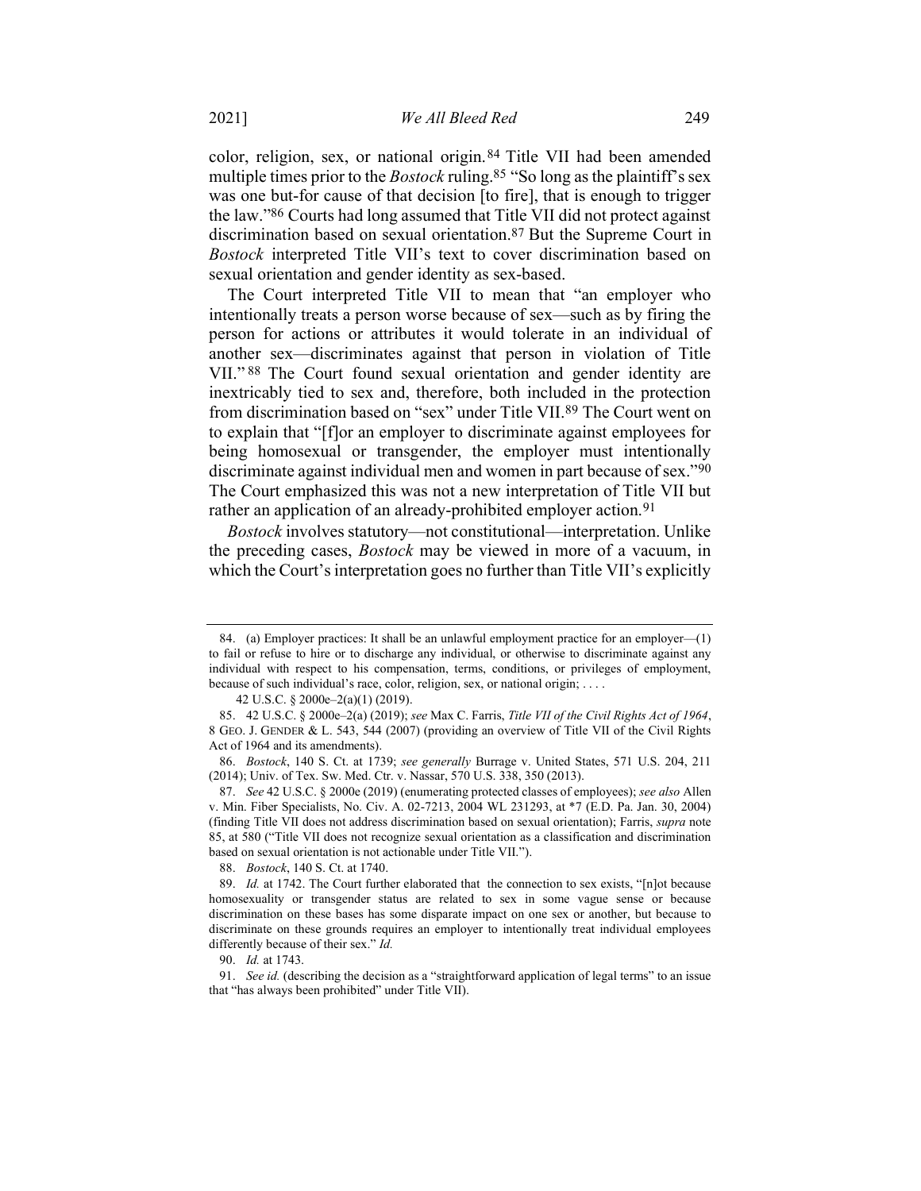color, religion, sex, or national origin.[84] Title VII had been amended multiple times prior to the *Bostock* ruling.[85] "So long as the plaintiff's sex was one but-for cause of that decision [to fire], that is enough to trigger the law."[86] Courts had long assumed that Title VII did not protect against discrimination based on sexual orientation.[87] But the Supreme Court in *Bostock* interpreted Title VII's text to cover discrimination based on sexual orientation and gender identity as sex-based.

The Court interpreted Title VII to mean that "an employer who intentionally treats a person worse because of sex—such as by firing the person for actions or attributes it would tolerate in an individual of another sex—discriminates against that person in violation of Title VII."[88] The Court found sexual orientation and gender identity are inextricably tied to sex and, therefore, both included in the protection from discrimination based on "sex" under Title VII.[89] The Court went on to explain that "[f]or an employer to discriminate against employees for being homosexual or transgender, the employer must intentionally discriminate against individual men and women in part because of sex."[90] The Court emphasized this was not a new interpretation of Title VII but rather an application of an already-prohibited employer action.[91]

*Bostock* involves statutory—not constitutional—interpretation. Unlike the preceding cases, *Bostock* may be viewed in more of a vacuum, in which the Court's interpretation goes no further than Title VII's explicitly

---

84. (a) Employer practices: It shall be an unlawful employment practice for an employer—(1) to fail or refuse to hire or to discharge any individual, or otherwise to discriminate against any individual with respect to his compensation, terms, conditions, or privileges of employment, because of such individual's race, color, religion, sex, or national origin; . . . .

42 U.S.C. § 2000e–2(a)(1) (2019).

85. 42 U.S.C. § 2000e–2(a) (2019); *see* Max C. Farris, *Title VII of the Civil Rights Act of 1964*, 8 GEO. J. GENDER & L. 543, 544 (2007) (providing an overview of Title VII of the Civil Rights Act of 1964 and its amendments).

86. *Bostock*, 140 S. Ct. at 1739; *see generally* Burrage v. United States, 571 U.S. 204, 211 (2014); Univ. of Tex. Sw. Med. Ctr. v. Nassar, 570 U.S. 338, 350 (2013).

87. *See* 42 U.S.C. § 2000e (2019) (enumerating protected classes of employees); *see also* Allen v. Min. Fiber Specialists, No. Civ. A. 02-7213, 2004 WL 231293, at *7 (E.D. Pa. Jan. 30, 2004) (finding Title VII does not address discrimination based on sexual orientation); Farris, *supra* note 85, at 580 ("Title VII does not recognize sexual orientation as a classification and discrimination based on sexual orientation is not actionable under Title VII.").

88. *Bostock*, 140 S. Ct. at 1740.

89. *Id.* at 1742. The Court further elaborated that the connection to sex exists, "[n]ot because homosexuality or transgender status are related to sex in some vague sense or because discrimination on these bases has some disparate impact on one sex or another, but because to discriminate on these grounds requires an employer to intentionally treat individual employees differently because of their sex." *Id.*

90. *Id.* at 1743.

91. *See id.* (describing the decision as a "straightforward application of legal terms" to an issue that "has always been prohibited" under Title VII).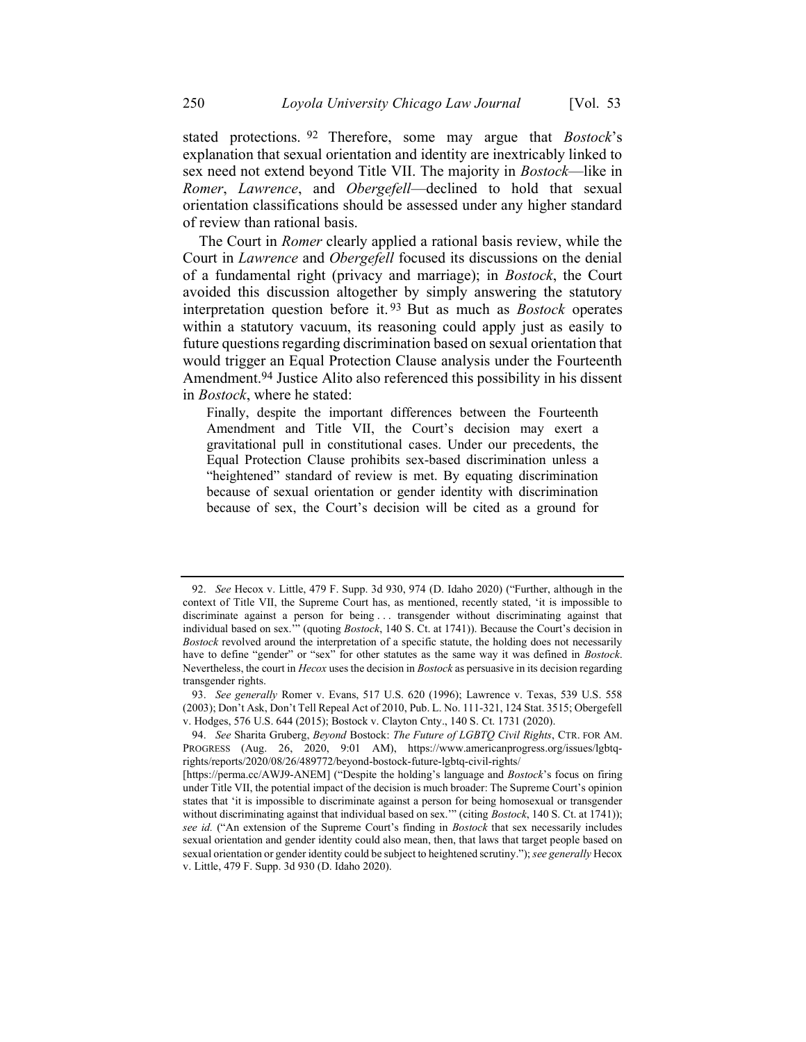stated protections.[92] Therefore, some may argue that *Bostock*'s explanation that sexual orientation and identity are inextricably linked to sex need not extend beyond Title VII. The majority in *Bostock*—like in *Romer*, *Lawrence*, and *Obergefell*—declined to hold that sexual orientation classifications should be assessed under any higher standard of review than rational basis.

The Court in *Romer* clearly applied a rational basis review, while the Court in *Lawrence* and *Obergefell* focused its discussions on the denial of a fundamental right (privacy and marriage); in *Bostock*, the Court avoided this discussion altogether by simply answering the statutory interpretation question before it.[93] But as much as *Bostock* operates within a statutory vacuum, its reasoning could apply just as easily to future questions regarding discrimination based on sexual orientation that would trigger an Equal Protection Clause analysis under the Fourteenth Amendment.[94] Justice Alito also referenced this possibility in his dissent in *Bostock*, where he stated:

> Finally, despite the important differences between the Fourteenth Amendment and Title VII, the Court's decision may exert a gravitational pull in constitutional cases. Under our precedents, the Equal Protection Clause prohibits sex-based discrimination unless a "heightened" standard of review is met. By equating discrimination because of sexual orientation or gender identity with discrimination because of sex, the Court's decision will be cited as a ground for

---

92. *See* Hecox v. Little, 479 F. Supp. 3d 930, 974 (D. Idaho 2020) ("Further, although in the context of Title VII, the Supreme Court has, as mentioned, recently stated, 'it is impossible to discriminate against a person for being . . . transgender without discriminating against that individual based on sex.'" (quoting *Bostock*, 140 S. Ct. at 1741)). Because the Court's decision in *Bostock* revolved around the interpretation of a specific statute, the holding does not necessarily have to define "gender" or "sex" for other statutes as the same way it was defined in *Bostock*. Nevertheless, the court in *Hecox* uses the decision in *Bostock* as persuasive in its decision regarding transgender rights.

93. *See generally* Romer v. Evans, 517 U.S. 620 (1996); Lawrence v. Texas, 539 U.S. 558 (2003); Don't Ask, Don't Tell Repeal Act of 2010, Pub. L. No. 111-321, 124 Stat. 3515; Obergefell v. Hodges, 576 U.S. 644 (2015); Bostock v. Clayton Cnty., 140 S. Ct. 1731 (2020).

94. *See* Sharita Gruberg, *Beyond* Bostock: *The Future of LGBTQ Civil Rights*, CTR. FOR AM. PROGRESS (Aug. 26, 2020, 9:01 AM), https://www.americanprogress.org/issues/lgbtq-rights/reports/2020/08/26/489772/beyond-bostock-future-lgbtq-civil-rights/ [https://perma.cc/AWJ9-ANEM] ("Despite the holding's language and *Bostock*'s focus on firing under Title VII, the potential impact of the decision is much broader: The Supreme Court's opinion states that 'it is impossible to discriminate against a person for being homosexual or transgender without discriminating against that individual based on sex.'" (citing *Bostock*, 140 S. Ct. at 1741)); *see id.* ("An extension of the Supreme Court's finding in *Bostock* that sex necessarily includes sexual orientation and gender identity could also mean, then, that laws that target people based on sexual orientation or gender identity could be subject to heightened scrutiny."); *see generally* Hecox v. Little, 479 F. Supp. 3d 930 (D. Idaho 2020).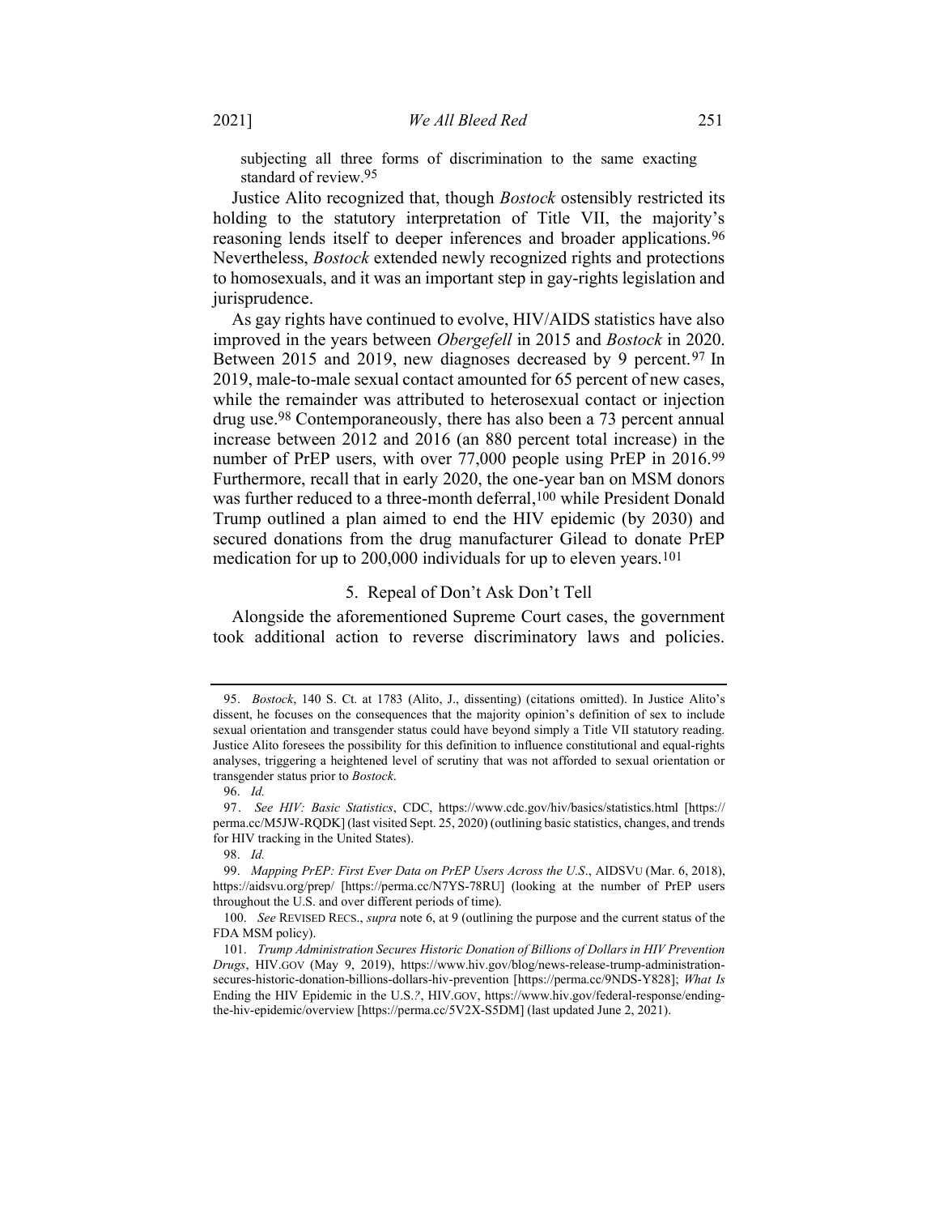subjecting all three forms of discrimination to the same exacting standard of review.[95]

Justice Alito recognized that, though *Bostock* ostensibly restricted its holding to the statutory interpretation of Title VII, the majority's reasoning lends itself to deeper inferences and broader applications.[96] Nevertheless, *Bostock* extended newly recognized rights and protections to homosexuals, and it was an important step in gay-rights legislation and jurisprudence.

As gay rights have continued to evolve, HIV/AIDS statistics have also improved in the years between *Obergefell* in 2015 and *Bostock* in 2020. Between 2015 and 2019, new diagnoses decreased by 9 percent.[97] In 2019, male-to-male sexual contact amounted for 65 percent of new cases, while the remainder was attributed to heterosexual contact or injection drug use.[98] Contemporaneously, there has also been a 73 percent annual increase between 2012 and 2016 (an 880 percent total increase) in the number of PrEP users, with over 77,000 people using PrEP in 2016.[99] Furthermore, recall that in early 2020, the one-year ban on MSM donors was further reduced to a three-month deferral,[100] while President Donald Trump outlined a plan aimed to end the HIV epidemic (by 2030) and secured donations from the drug manufacturer Gilead to donate PrEP medication for up to 200,000 individuals for up to eleven years.[101]

### 5. Repeal of Don't Ask Don't Tell

Alongside the aforementioned Supreme Court cases, the government took additional action to reverse discriminatory laws and policies.

---

95. *Bostock*, 140 S. Ct. at 1783 (Alito, J., dissenting) (citations omitted). In Justice Alito's dissent, he focuses on the consequences that the majority opinion's definition of sex to include sexual orientation and transgender status could have beyond simply a Title VII statutory reading. Justice Alito foresees the possibility for this definition to influence constitutional and equal-rights analyses, triggering a heightened level of scrutiny that was not afforded to sexual orientation or transgender status prior to *Bostock*.

96. *Id.*

97. *See HIV: Basic Statistics*, CDC, https://www.cdc.gov/hiv/basics/statistics.html [https://perma.cc/M5JW-RQDK] (last visited Sept. 25, 2020) (outlining basic statistics, changes, and trends for HIV tracking in the United States).

98. *Id.*

99. *Mapping PrEP: First Ever Data on PrEP Users Across the U.S.*, AIDSVU (Mar. 6, 2018), https://aidsvu.org/prep/ [https://perma.cc/N7YS-78RU] (looking at the number of PrEP users throughout the U.S. and over different periods of time).

100. *See* REVISED RECS., *supra* note 6, at 9 (outlining the purpose and the current status of the FDA MSM policy).

101. *Trump Administration Secures Historic Donation of Billions of Dollars in HIV Prevention Drugs*, HIV.GOV (May 9, 2019), https://www.hiv.gov/blog/news-release-trump-administration-secures-historic-donation-billions-dollars-hiv-prevention [https://perma.cc/9NDS-Y828]; *What Is* Ending the HIV Epidemic in the U.S.*?*, HIV.GOV, https://www.hiv.gov/federal-response/ending-the-hiv-epidemic/overview [https://perma.cc/5V2X-S5DM] (last updated June 2, 2021).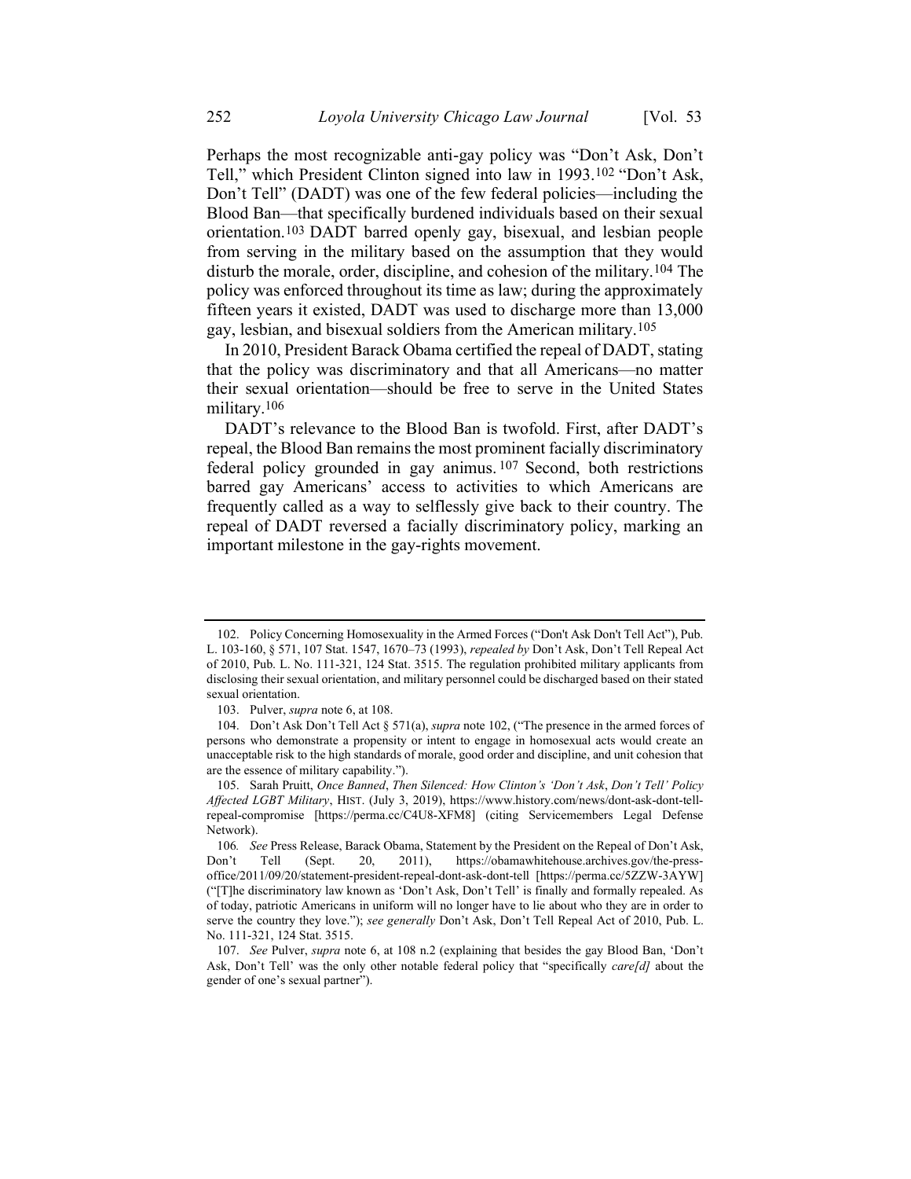Perhaps the most recognizable anti-gay policy was "Don't Ask, Don't Tell," which President Clinton signed into law in 1993.[102] "Don't Ask, Don't Tell" (DADT) was one of the few federal policies—including the Blood Ban—that specifically burdened individuals based on their sexual orientation.[103] DADT barred openly gay, bisexual, and lesbian people from serving in the military based on the assumption that they would disturb the morale, order, discipline, and cohesion of the military.[104] The policy was enforced throughout its time as law; during the approximately fifteen years it existed, DADT was used to discharge more than 13,000 gay, lesbian, and bisexual soldiers from the American military.[105]

In 2010, President Barack Obama certified the repeal of DADT, stating that the policy was discriminatory and that all Americans—no matter their sexual orientation—should be free to serve in the United States military.[106]

DADT's relevance to the Blood Ban is twofold. First, after DADT's repeal, the Blood Ban remains the most prominent facially discriminatory federal policy grounded in gay animus.[107] Second, both restrictions barred gay Americans' access to activities to which Americans are frequently called as a way to selflessly give back to their country. The repeal of DADT reversed a facially discriminatory policy, marking an important milestone in the gay-rights movement.

---

102. Policy Concerning Homosexuality in the Armed Forces ("Don't Ask Don't Tell Act"), Pub. L. 103-160, § 571, 107 Stat. 1547, 1670–73 (1993), *repealed by* Don't Ask, Don't Tell Repeal Act of 2010, Pub. L. No. 111-321, 124 Stat. 3515. The regulation prohibited military applicants from disclosing their sexual orientation, and military personnel could be discharged based on their stated sexual orientation.

103. Pulver, *supra* note 6, at 108.

104. Don't Ask Don't Tell Act § 571(a), *supra* note 102, ("The presence in the armed forces of persons who demonstrate a propensity or intent to engage in homosexual acts would create an unacceptable risk to the high standards of morale, good order and discipline, and unit cohesion that are the essence of military capability.").

105. Sarah Pruitt, *Once Banned*, *Then Silenced: How Clinton's 'Don't Ask*, *Don't Tell' Policy Affected LGBT Military*, HIST. (July 3, 2019), https://www.history.com/news/dont-ask-dont-tell-repeal-compromise [https://perma.cc/C4U8-XFM8] (citing Servicemembers Legal Defense Network).

106. *See* Press Release, Barack Obama, Statement by the President on the Repeal of Don't Ask, Don't Tell (Sept. 20, 2011), https://obamawhitehouse.archives.gov/the-press-office/2011/09/20/statement-president-repeal-dont-ask-dont-tell [https://perma.cc/5ZZW-3AYW] ("[T]he discriminatory law known as 'Don't Ask, Don't Tell' is finally and formally repealed. As of today, patriotic Americans in uniform will no longer have to lie about who they are in order to serve the country they love."); *see generally* Don't Ask, Don't Tell Repeal Act of 2010, Pub. L. No. 111-321, 124 Stat. 3515.

107. *See* Pulver, *supra* note 6, at 108 n.2 (explaining that besides the gay Blood Ban, 'Don't Ask, Don't Tell' was the only other notable federal policy that "specifically *care[d]* about the gender of one's sexual partner").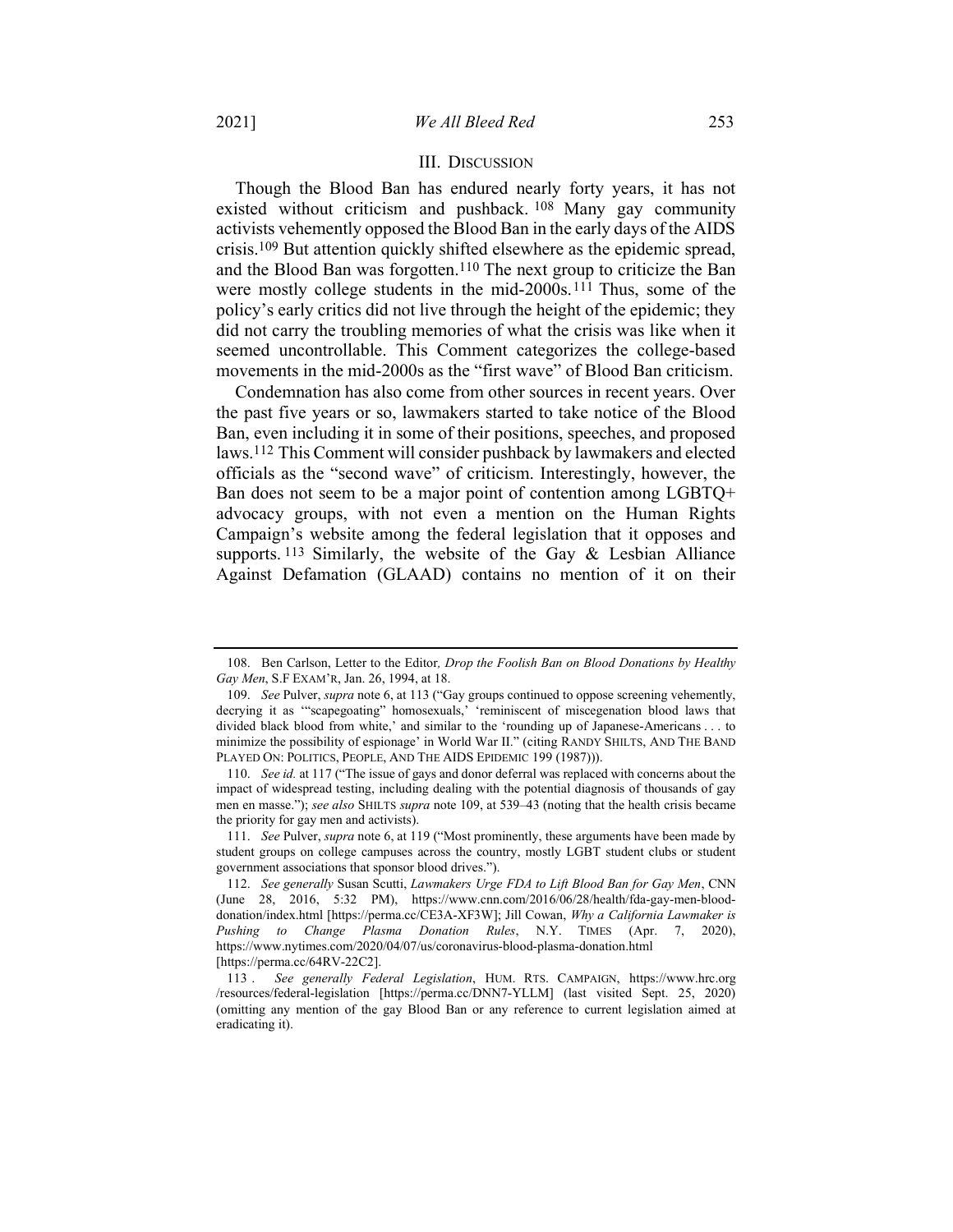## III. DISCUSSION

Though the Blood Ban has endured nearly forty years, it has not existed without criticism and pushback.[108] Many gay community activists vehemently opposed the Blood Ban in the early days of the AIDS crisis.[109] But attention quickly shifted elsewhere as the epidemic spread, and the Blood Ban was forgotten.[110] The next group to criticize the Ban were mostly college students in the mid-2000s.[111] Thus, some of the policy's early critics did not live through the height of the epidemic; they did not carry the troubling memories of what the crisis was like when it seemed uncontrollable. This Comment categorizes the college-based movements in the mid-2000s as the "first wave" of Blood Ban criticism.

Condemnation has also come from other sources in recent years. Over the past five years or so, lawmakers started to take notice of the Blood Ban, even including it in some of their positions, speeches, and proposed laws.[112] This Comment will consider pushback by lawmakers and elected officials as the "second wave" of criticism. Interestingly, however, the Ban does not seem to be a major point of contention among LGBTQ+ advocacy groups, with not even a mention on the Human Rights Campaign's website among the federal legislation that it opposes and supports.[113] Similarly, the website of the Gay & Lesbian Alliance Against Defamation (GLAAD) contains no mention of it on their

---

108. Ben Carlson, Letter to the Editor, *Drop the Foolish Ban on Blood Donations by Healthy Gay Men*, S.F EXAM'R, Jan. 26, 1994, at 18.

109. *See* Pulver, *supra* note 6, at 113 ("Gay groups continued to oppose screening vehemently, decrying it as '"scapegoating" homosexuals,' 'reminiscent of miscegenation blood laws that divided black blood from white,' and similar to the 'rounding up of Japanese-Americans . . . to minimize the possibility of espionage' in World War II." (citing RANDY SHILTS, AND THE BAND PLAYED ON: POLITICS, PEOPLE, AND THE AIDS EPIDEMIC 199 (1987))).

110. *See id.* at 117 ("The issue of gays and donor deferral was replaced with concerns about the impact of widespread testing, including dealing with the potential diagnosis of thousands of gay men en masse."); *see also* SHILTS *supra* note 109, at 539–43 (noting that the health crisis became the priority for gay men and activists).

111. *See* Pulver, *supra* note 6, at 119 ("Most prominently, these arguments have been made by student groups on college campuses across the country, mostly LGBT student clubs or student government associations that sponsor blood drives.").

112. *See generally* Susan Scutti, *Lawmakers Urge FDA to Lift Blood Ban for Gay Men*, CNN (June 28, 2016, 5:32 PM), https://www.cnn.com/2016/06/28/health/fda-gay-men-blood-donation/index.html [https://perma.cc/CE3A-XF3W]; Jill Cowan, *Why a California Lawmaker is Pushing to Change Plasma Donation Rules*, N.Y. TIMES (Apr. 7, 2020), https://www.nytimes.com/2020/04/07/us/coronavirus-blood-plasma-donation.html [https://perma.cc/64RV-22C2].

113. *See generally Federal Legislation*, HUM. RTS. CAMPAIGN, https://www.hrc.org/resources/federal-legislation [https://perma.cc/DNN7-YLLM] (last visited Sept. 25, 2020) (omitting any mention of the gay Blood Ban or any reference to current legislation aimed at eradicating it).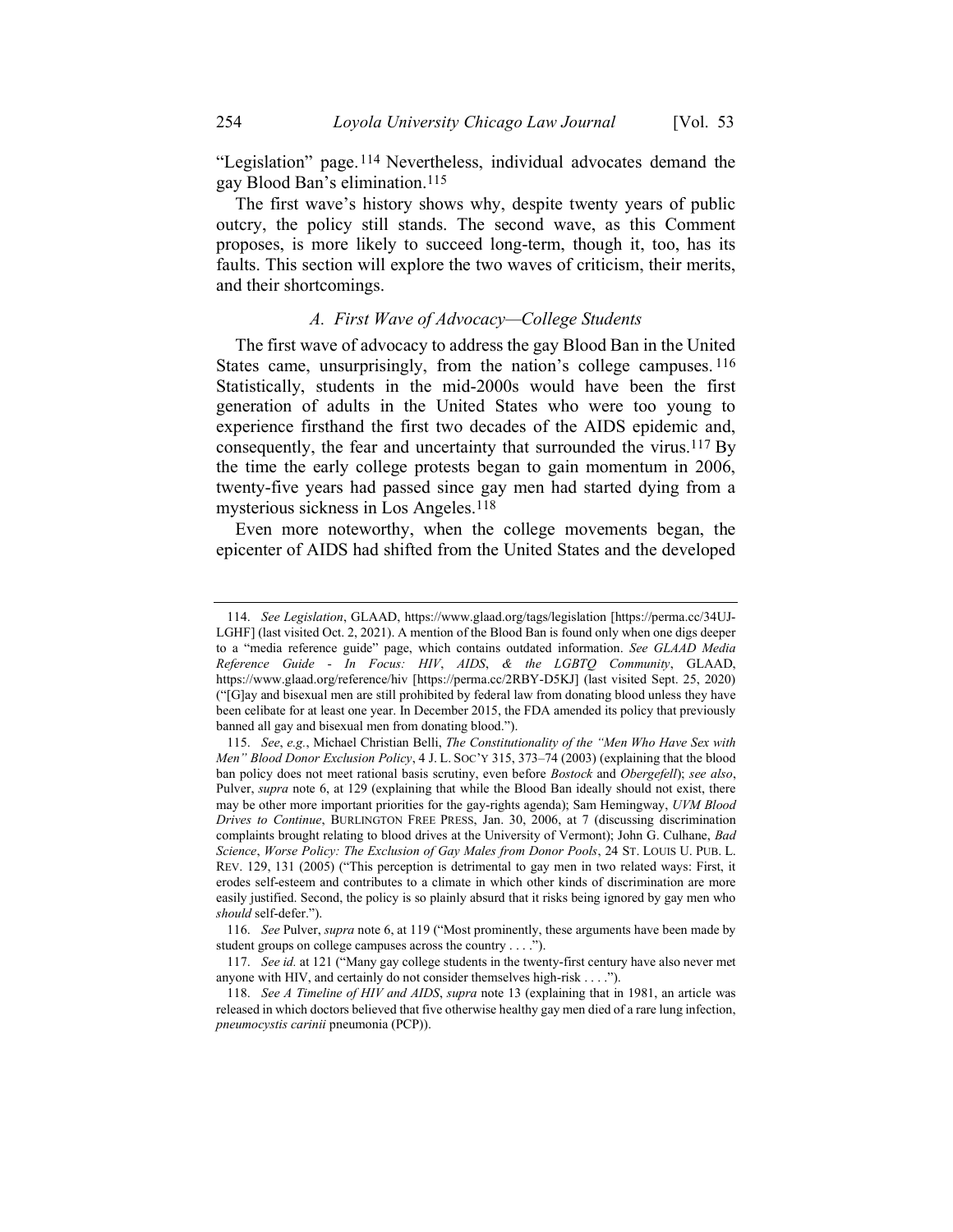"Legislation" page.[114] Nevertheless, individual advocates demand the gay Blood Ban's elimination.[115]

The first wave's history shows why, despite twenty years of public outcry, the policy still stands. The second wave, as this Comment proposes, is more likely to succeed long-term, though it, too, has its faults. This section will explore the two waves of criticism, their merits, and their shortcomings.

### *A. First Wave of Advocacy—College Students*

The first wave of advocacy to address the gay Blood Ban in the United States came, unsurprisingly, from the nation's college campuses.[116] Statistically, students in the mid-2000s would have been the first generation of adults in the United States who were too young to experience firsthand the first two decades of the AIDS epidemic and, consequently, the fear and uncertainty that surrounded the virus.[117] By the time the early college protests began to gain momentum in 2006, twenty-five years had passed since gay men had started dying from a mysterious sickness in Los Angeles.[118]

Even more noteworthy, when the college movements began, the epicenter of AIDS had shifted from the United States and the developed

---

114. *See Legislation*, GLAAD, https://www.glaad.org/tags/legislation [https://perma.cc/34UJ-LGHF] (last visited Oct. 2, 2021). A mention of the Blood Ban is found only when one digs deeper to a "media reference guide" page, which contains outdated information. *See GLAAD Media Reference Guide - In Focus: HIV, AIDS, & the LGBTQ Community*, GLAAD, https://www.glaad.org/reference/hiv [https://perma.cc/2RBY-D5KJ] (last visited Sept. 25, 2020) ("[G]ay and bisexual men are still prohibited by federal law from donating blood unless they have been celibate for at least one year. In December 2015, the FDA amended its policy that previously banned all gay and bisexual men from donating blood.").

115. *See*, *e.g.*, Michael Christian Belli, *The Constitutionality of the "Men Who Have Sex with Men" Blood Donor Exclusion Policy*, 4 J. L. SOC'Y 315, 373–74 (2003) (explaining that the blood ban policy does not meet rational basis scrutiny, even before *Bostock* and *Obergefell*); *see also*, Pulver, *supra* note 6, at 129 (explaining that while the Blood Ban ideally should not exist, there may be other more important priorities for the gay-rights agenda); Sam Hemingway, *UVM Blood Drives to Continue*, BURLINGTON FREE PRESS, Jan. 30, 2006, at 7 (discussing discrimination complaints brought relating to blood drives at the University of Vermont); John G. Culhane, *Bad Science*, *Worse Policy: The Exclusion of Gay Males from Donor Pools*, 24 ST. LOUIS U. PUB. L. REV. 129, 131 (2005) ("This perception is detrimental to gay men in two related ways: First, it erodes self-esteem and contributes to a climate in which other kinds of discrimination are more easily justified. Second, the policy is so plainly absurd that it risks being ignored by gay men who *should* self-defer.").

116. *See* Pulver, *supra* note 6, at 119 ("Most prominently, these arguments have been made by student groups on college campuses across the country . . . .").

117. *See id.* at 121 ("Many gay college students in the twenty-first century have also never met anyone with HIV, and certainly do not consider themselves high-risk . . . .").

118. *See A Timeline of HIV and AIDS*, *supra* note 13 (explaining that in 1981, an article was released in which doctors believed that five otherwise healthy gay men died of a rare lung infection, *pneumocystis carinii* pneumonia (PCP)).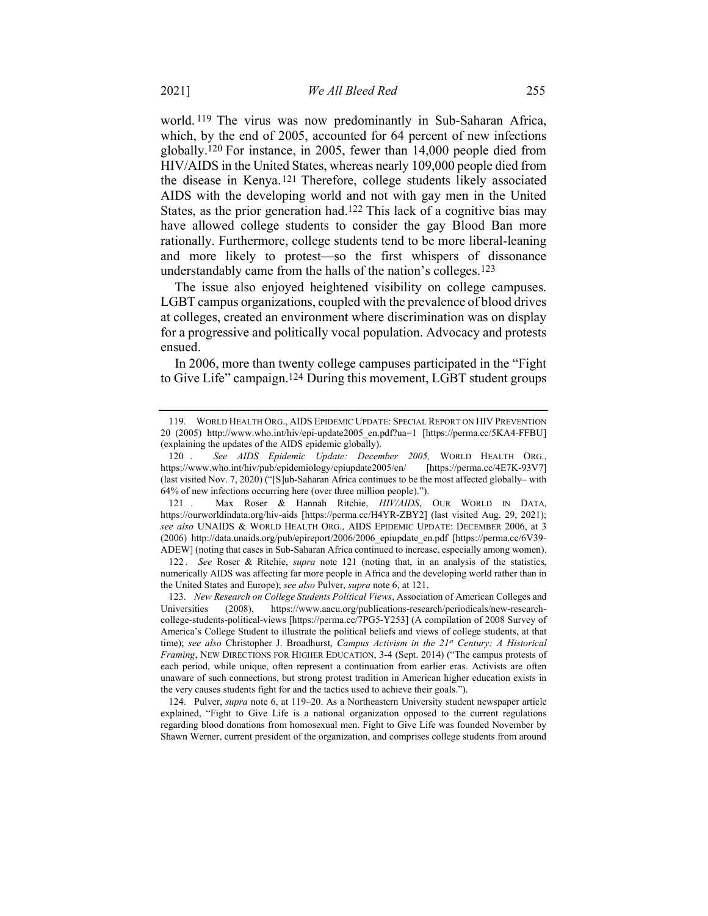world.[119] The virus was now predominantly in Sub-Saharan Africa, which, by the end of 2005, accounted for 64 percent of new infections globally.[120] For instance, in 2005, fewer than 14,000 people died from HIV/AIDS in the United States, whereas nearly 109,000 people died from the disease in Kenya.[121] Therefore, college students likely associated AIDS with the developing world and not with gay men in the United States, as the prior generation had.[122] This lack of a cognitive bias may have allowed college students to consider the gay Blood Ban more rationally. Furthermore, college students tend to be more liberal-leaning and more likely to protest—so the first whispers of dissonance understandably came from the halls of the nation's colleges.[123]

The issue also enjoyed heightened visibility on college campuses. LGBT campus organizations, coupled with the prevalence of blood drives at colleges, created an environment where discrimination was on display for a progressive and politically vocal population. Advocacy and protests ensued.

In 2006, more than twenty college campuses participated in the "Fight to Give Life" campaign.[124] During this movement, LGBT student groups

---

119. WORLD HEALTH ORG., AIDS EPIDEMIC UPDATE: SPECIAL REPORT ON HIV PREVENTION 20 (2005) http://www.who.int/hiv/epi-update2005_en.pdf?ua=1 [https://perma.cc/5KA4-FFBU] (explaining the updates of the AIDS epidemic globally).

120. *See AIDS Epidemic Update: December 2005,* WORLD HEALTH ORG., https://www.who.int/hiv/pub/epidemiology/epiupdate2005/en/ [https://perma.cc/4E7K-93V7] (last visited Nov. 7, 2020) ("[S]ub-Saharan Africa continues to be the most affected globally– with 64% of new infections occurring here (over three million people).").

121. Max Roser & Hannah Ritchie, *HIV/AIDS*, OUR WORLD IN DATA, https://ourworldindata.org/hiv-aids [https://perma.cc/H4YR-ZBY2] (last visited Aug. 29, 2021); *see also* UNAIDS & WORLD HEALTH ORG., AIDS EPIDEMIC UPDATE: DECEMBER 2006, at 3 (2006) http://data.unaids.org/pub/epireport/2006/2006_epiupdate_en.pdf [https://perma.cc/6V39-ADEW] (noting that cases in Sub-Saharan Africa continued to increase, especially among women).

122. *See* Roser & Ritchie, *supra* note 121 (noting that, in an analysis of the statistics, numerically AIDS was affecting far more people in Africa and the developing world rather than in the United States and Europe); *see also* Pulver, *supra* note 6, at 121.

123. *New Research on College Students Political Views*, Association of American Colleges and Universities (2008), https://www.aacu.org/publications-research/periodicals/new-research-college-students-political-views [https://perma.cc/7PG5-Y253] (A compilation of 2008 Survey of America's College Student to illustrate the political beliefs and views of college students, at that time); *see also* Christopher J. Broadhurst, *Campus Activism in the 21st Century: A Historical Framing*, NEW DIRECTIONS FOR HIGHER EDUCATION, 3-4 (Sept. 2014) ("The campus protests of each period, while unique, often represent a continuation from earlier eras. Activists are often unaware of such connections, but strong protest tradition in American higher education exists in the very causes students fight for and the tactics used to achieve their goals.").

124. Pulver, *supra* note 6, at 119–20. As a Northeastern University student newspaper article explained, "Fight to Give Life is a national organization opposed to the current regulations regarding blood donations from homosexual men. Fight to Give Life was founded November by Shawn Werner, current president of the organization, and comprises college students from around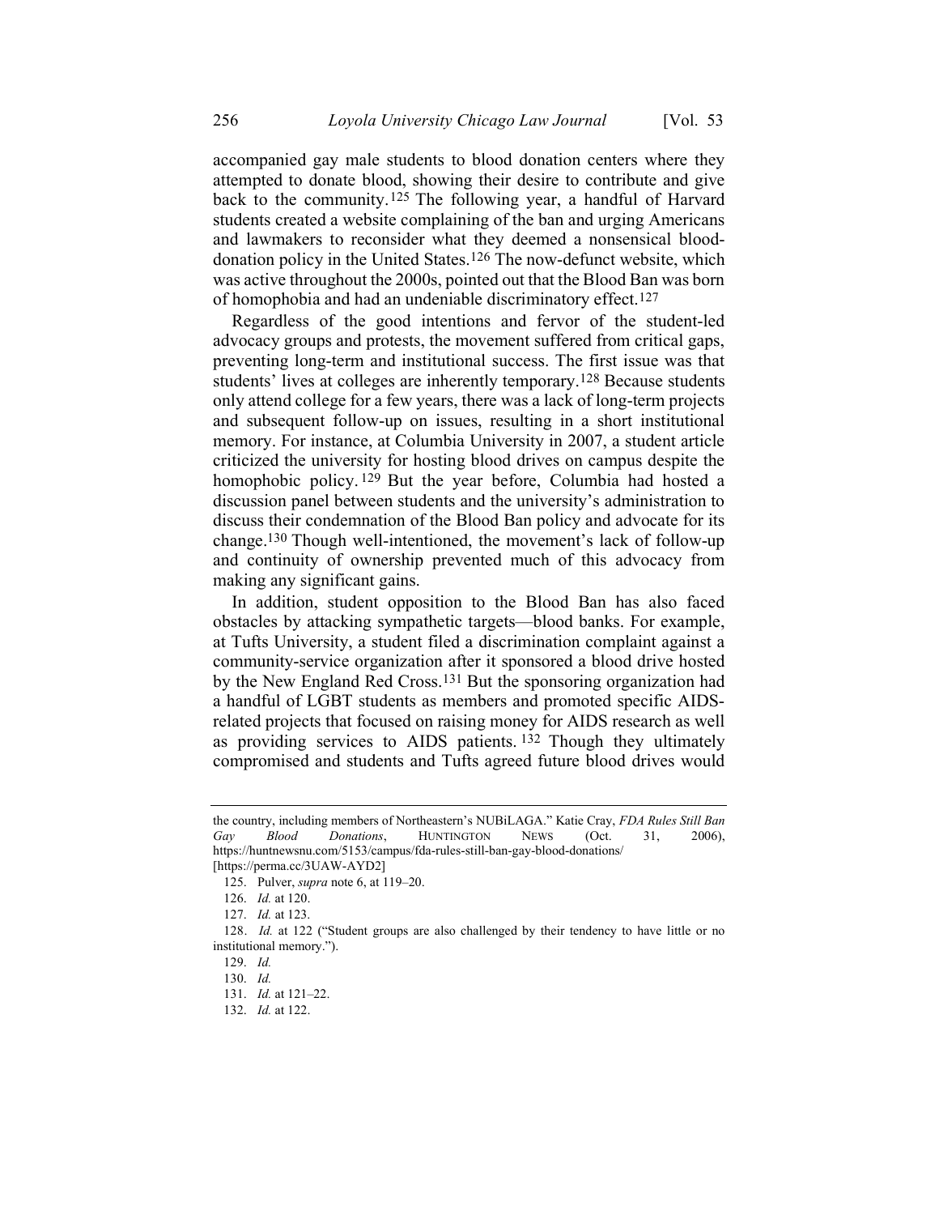accompanied gay male students to blood donation centers where they attempted to donate blood, showing their desire to contribute and give back to the community.[125] The following year, a handful of Harvard students created a website complaining of the ban and urging Americans and lawmakers to reconsider what they deemed a nonsensical blood-donation policy in the United States.[126] The now-defunct website, which was active throughout the 2000s, pointed out that the Blood Ban was born of homophobia and had an undeniable discriminatory effect.[127]

Regardless of the good intentions and fervor of the student-led advocacy groups and protests, the movement suffered from critical gaps, preventing long-term and institutional success. The first issue was that students' lives at colleges are inherently temporary.[128] Because students only attend college for a few years, there was a lack of long-term projects and subsequent follow-up on issues, resulting in a short institutional memory. For instance, at Columbia University in 2007, a student article criticized the university for hosting blood drives on campus despite the homophobic policy.[129] But the year before, Columbia had hosted a discussion panel between students and the university's administration to discuss their condemnation of the Blood Ban policy and advocate for its change.[130] Though well-intentioned, the movement's lack of follow-up and continuity of ownership prevented much of this advocacy from making any significant gains.

In addition, student opposition to the Blood Ban has also faced obstacles by attacking sympathetic targets—blood banks. For example, at Tufts University, a student filed a discrimination complaint against a community-service organization after it sponsored a blood drive hosted by the New England Red Cross.[131] But the sponsoring organization had a handful of LGBT students as members and promoted specific AIDS-related projects that focused on raising money for AIDS research as well as providing services to AIDS patients.[132] Though they ultimately compromised and students and Tufts agreed future blood drives would

---

the country, including members of Northeastern's NUBiLAGA." Katie Cray, *FDA Rules Still Ban Gay Blood Donations*, HUNTINGTON NEWS (Oct. 31, 2006), https://huntnewsnu.com/5153/campus/fda-rules-still-ban-gay-blood-donations/ [https://perma.cc/3UAW-AYD2]

125. Pulver, *supra* note 6, at 119–20.

126. *Id.* at 120.

127. *Id.* at 123.

128. *Id.* at 122 ("Student groups are also challenged by their tendency to have little or no institutional memory.").

129. *Id.*

130. *Id.*

131. *Id.* at 121–22.

132. *Id.* at 122.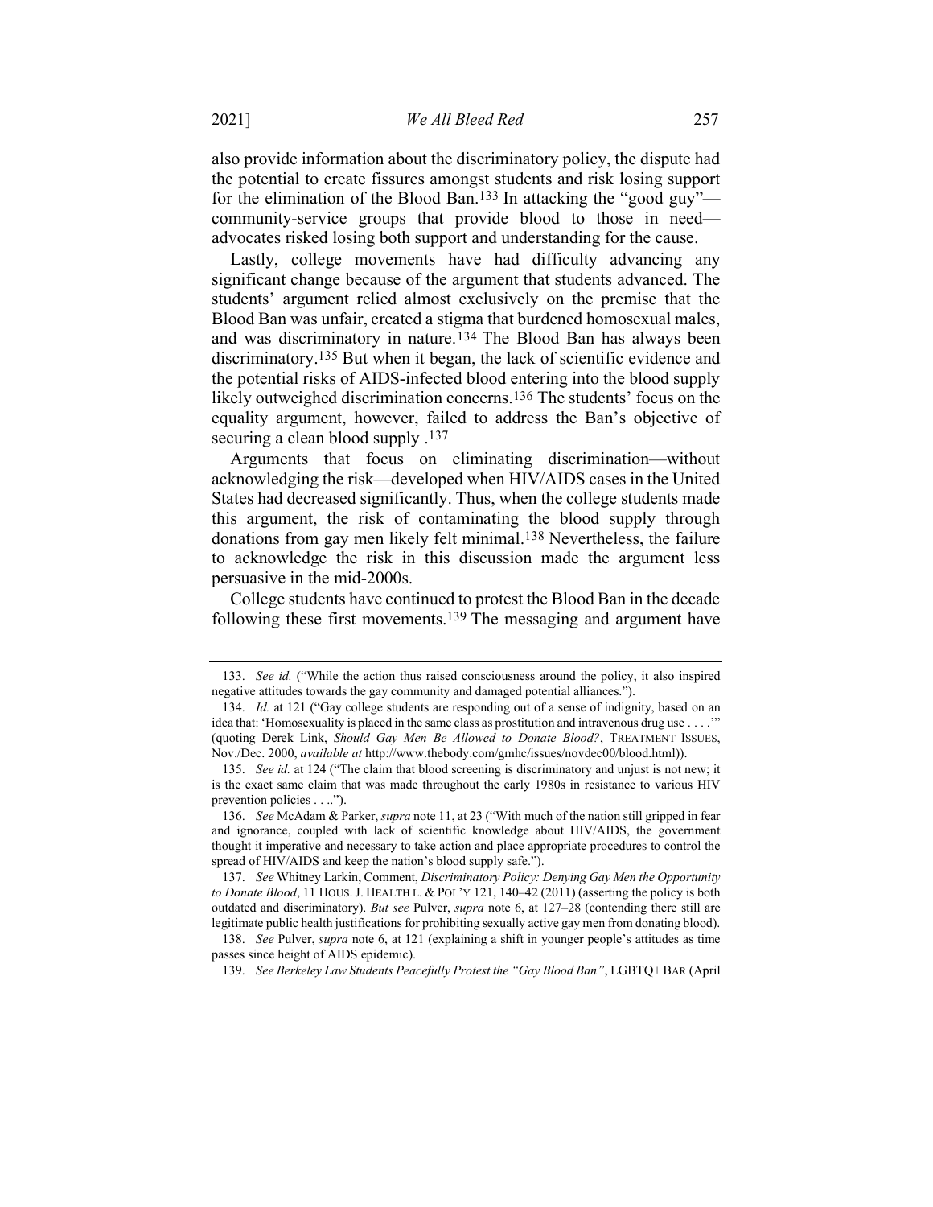also provide information about the discriminatory policy, the dispute had the potential to create fissures amongst students and risk losing support for the elimination of the Blood Ban.[133] In attacking the "good guy"—community-service groups that provide blood to those in need—advocates risked losing both support and understanding for the cause.

Lastly, college movements have had difficulty advancing any significant change because of the argument that students advanced. The students' argument relied almost exclusively on the premise that the Blood Ban was unfair, created a stigma that burdened homosexual males, and was discriminatory in nature.[134] The Blood Ban has always been discriminatory.[135] But when it began, the lack of scientific evidence and the potential risks of AIDS-infected blood entering into the blood supply likely outweighed discrimination concerns.[136] The students' focus on the equality argument, however, failed to address the Ban's objective of securing a clean blood supply .[137]

Arguments that focus on eliminating discrimination—without acknowledging the risk—developed when HIV/AIDS cases in the United States had decreased significantly. Thus, when the college students made this argument, the risk of contaminating the blood supply through donations from gay men likely felt minimal.[138] Nevertheless, the failure to acknowledge the risk in this discussion made the argument less persuasive in the mid-2000s.

College students have continued to protest the Blood Ban in the decade following these first movements.[139] The messaging and argument have

---

133. *See id.* ("While the action thus raised consciousness around the policy, it also inspired negative attitudes towards the gay community and damaged potential alliances.").

134. *Id.* at 121 ("Gay college students are responding out of a sense of indignity, based on an idea that: 'Homosexuality is placed in the same class as prostitution and intravenous drug use . . . .'" (quoting Derek Link, *Should Gay Men Be Allowed to Donate Blood?*, TREATMENT ISSUES, Nov./Dec. 2000, *available at* http://www.thebody.com/gmhc/issues/novdec00/blood.html)).

135. *See id.* at 124 ("The claim that blood screening is discriminatory and unjust is not new; it is the exact same claim that was made throughout the early 1980s in resistance to various HIV prevention policies . . ..").

136. *See* McAdam & Parker, *supra* note 11, at 23 ("With much of the nation still gripped in fear and ignorance, coupled with lack of scientific knowledge about HIV/AIDS, the government thought it imperative and necessary to take action and place appropriate procedures to control the spread of HIV/AIDS and keep the nation's blood supply safe.").

137. *See* Whitney Larkin, Comment, *Discriminatory Policy: Denying Gay Men the Opportunity to Donate Blood*, 11 HOUS. J. HEALTH L. & POL'Y 121, 140–42 (2011) (asserting the policy is both outdated and discriminatory). *But see* Pulver, *supra* note 6, at 127–28 (contending there still are legitimate public health justifications for prohibiting sexually active gay men from donating blood).

138. *See* Pulver, *supra* note 6, at 121 (explaining a shift in younger people's attitudes as time passes since height of AIDS epidemic).

139. *See Berkeley Law Students Peacefully Protest the "Gay Blood Ban"*, LGBTQ+ BAR (April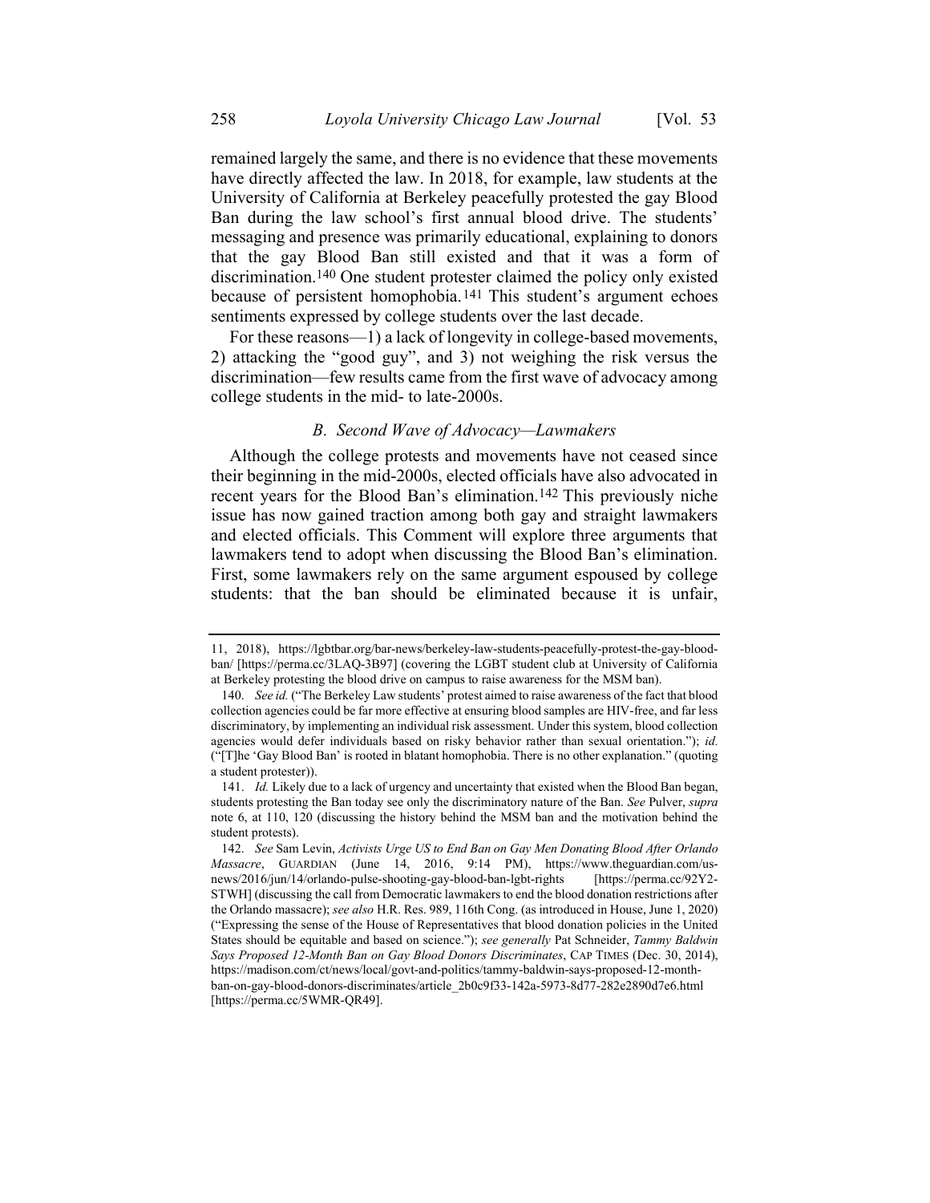remained largely the same, and there is no evidence that these movements have directly affected the law. In 2018, for example, law students at the University of California at Berkeley peacefully protested the gay Blood Ban during the law school's first annual blood drive. The students' messaging and presence was primarily educational, explaining to donors that the gay Blood Ban still existed and that it was a form of discrimination.[140] One student protester claimed the policy only existed because of persistent homophobia.[141] This student's argument echoes sentiments expressed by college students over the last decade.

For these reasons—1) a lack of longevity in college-based movements, 2) attacking the "good guy", and 3) not weighing the risk versus the discrimination—few results came from the first wave of advocacy among college students in the mid- to late-2000s.

### *B. Second Wave of Advocacy—Lawmakers*

Although the college protests and movements have not ceased since their beginning in the mid-2000s, elected officials have also advocated in recent years for the Blood Ban's elimination.[142] This previously niche issue has now gained traction among both gay and straight lawmakers and elected officials. This Comment will explore three arguments that lawmakers tend to adopt when discussing the Blood Ban's elimination. First, some lawmakers rely on the same argument espoused by college students: that the ban should be eliminated because it is unfair,

---

11, 2018), https://lgbtbar.org/bar-news/berkeley-law-students-peacefully-protest-the-gay-blood-ban/ [https://perma.cc/3LAQ-3B97] (covering the LGBT student club at University of California at Berkeley protesting the blood drive on campus to raise awareness for the MSM ban).

140. *See id.* ("The Berkeley Law students' protest aimed to raise awareness of the fact that blood collection agencies could be far more effective at ensuring blood samples are HIV-free, and far less discriminatory, by implementing an individual risk assessment. Under this system, blood collection agencies would defer individuals based on risky behavior rather than sexual orientation."); *id.* ("[T]he 'Gay Blood Ban' is rooted in blatant homophobia. There is no other explanation." (quoting a student protester)).

141. *Id.* Likely due to a lack of urgency and uncertainty that existed when the Blood Ban began, students protesting the Ban today see only the discriminatory nature of the Ban. *See* Pulver, *supra* note 6, at 110, 120 (discussing the history behind the MSM ban and the motivation behind the student protests).

142. *See* Sam Levin, *Activists Urge US to End Ban on Gay Men Donating Blood After Orlando Massacre*, GUARDIAN (June 14, 2016, 9:14 PM), https://www.theguardian.com/us-news/2016/jun/14/orlando-pulse-shooting-gay-blood-ban-lgbt-rights [https://perma.cc/92Y2-STWH] (discussing the call from Democratic lawmakers to end the blood donation restrictions after the Orlando massacre); *see also* H.R. Res. 989, 116th Cong. (as introduced in House, June 1, 2020) ("Expressing the sense of the House of Representatives that blood donation policies in the United States should be equitable and based on science."); *see generally* Pat Schneider, *Tammy Baldwin Says Proposed 12-Month Ban on Gay Blood Donors Discriminates*, CAP TIMES (Dec. 30, 2014), https://madison.com/ct/news/local/govt-and-politics/tammy-baldwin-says-proposed-12-month-ban-on-gay-blood-donors-discriminates/article_2b0c9f33-142a-5973-8d77-282e2890d7e6.html [https://perma.cc/5WMR-QR49].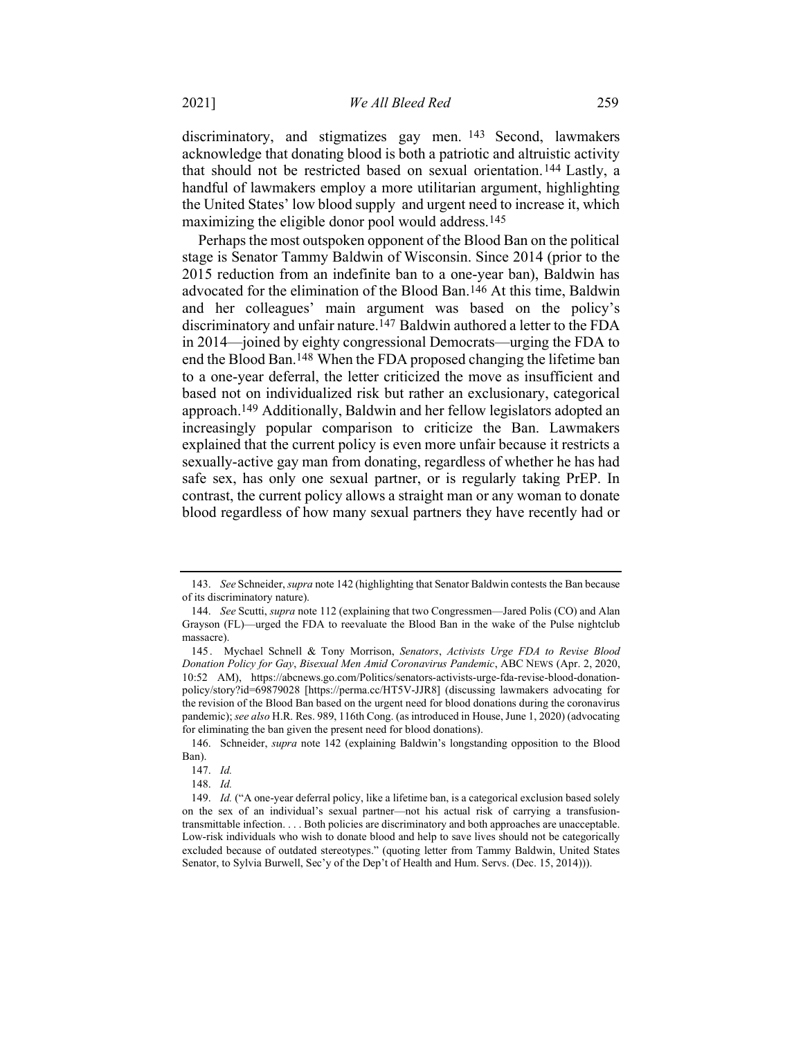discriminatory, and stigmatizes gay men.[143] Second, lawmakers acknowledge that donating blood is both a patriotic and altruistic activity that should not be restricted based on sexual orientation.[144] Lastly, a handful of lawmakers employ a more utilitarian argument, highlighting the United States' low blood supply and urgent need to increase it, which maximizing the eligible donor pool would address.[145]

Perhaps the most outspoken opponent of the Blood Ban on the political stage is Senator Tammy Baldwin of Wisconsin. Since 2014 (prior to the 2015 reduction from an indefinite ban to a one-year ban), Baldwin has advocated for the elimination of the Blood Ban.[146] At this time, Baldwin and her colleagues' main argument was based on the policy's discriminatory and unfair nature.[147] Baldwin authored a letter to the FDA in 2014—joined by eighty congressional Democrats—urging the FDA to end the Blood Ban.[148] When the FDA proposed changing the lifetime ban to a one-year deferral, the letter criticized the move as insufficient and based not on individualized risk but rather an exclusionary, categorical approach.[149] Additionally, Baldwin and her fellow legislators adopted an increasingly popular comparison to criticize the Ban. Lawmakers explained that the current policy is even more unfair because it restricts a sexually-active gay man from donating, regardless of whether he has had safe sex, has only one sexual partner, or is regularly taking PrEP. In contrast, the current policy allows a straight man or any woman to donate blood regardless of how many sexual partners they have recently had or

---

143. *See* Schneider, *supra* note 142 (highlighting that Senator Baldwin contests the Ban because of its discriminatory nature).

144. *See* Scutti, *supra* note 112 (explaining that two Congressmen—Jared Polis (CO) and Alan Grayson (FL)—urged the FDA to reevaluate the Blood Ban in the wake of the Pulse nightclub massacre).

145. Mychael Schnell & Tony Morrison, *Senators, Activists Urge FDA to Revise Blood Donation Policy for Gay, Bisexual Men Amid Coronavirus Pandemic*, ABC NEWS (Apr. 2, 2020, 10:52 AM), https://abcnews.go.com/Politics/senators-activists-urge-fda-revise-blood-donation-policy/story?id=69879028 [https://perma.cc/HT5V-JJR8] (discussing lawmakers advocating for the revision of the Blood Ban based on the urgent need for blood donations during the coronavirus pandemic); *see also* H.R. Res. 989, 116th Cong. (as introduced in House, June 1, 2020) (advocating for eliminating the ban given the present need for blood donations).

146. Schneider, *supra* note 142 (explaining Baldwin's longstanding opposition to the Blood Ban).

147. *Id.*

148. *Id.*

149. *Id.* ("A one-year deferral policy, like a lifetime ban, is a categorical exclusion based solely on the sex of an individual's sexual partner—not his actual risk of carrying a transfusion-transmittable infection. . . . Both policies are discriminatory and both approaches are unacceptable. Low-risk individuals who wish to donate blood and help to save lives should not be categorically excluded because of outdated stereotypes." (quoting letter from Tammy Baldwin, United States Senator, to Sylvia Burwell, Sec'y of the Dep't of Health and Hum. Servs. (Dec. 15, 2014))).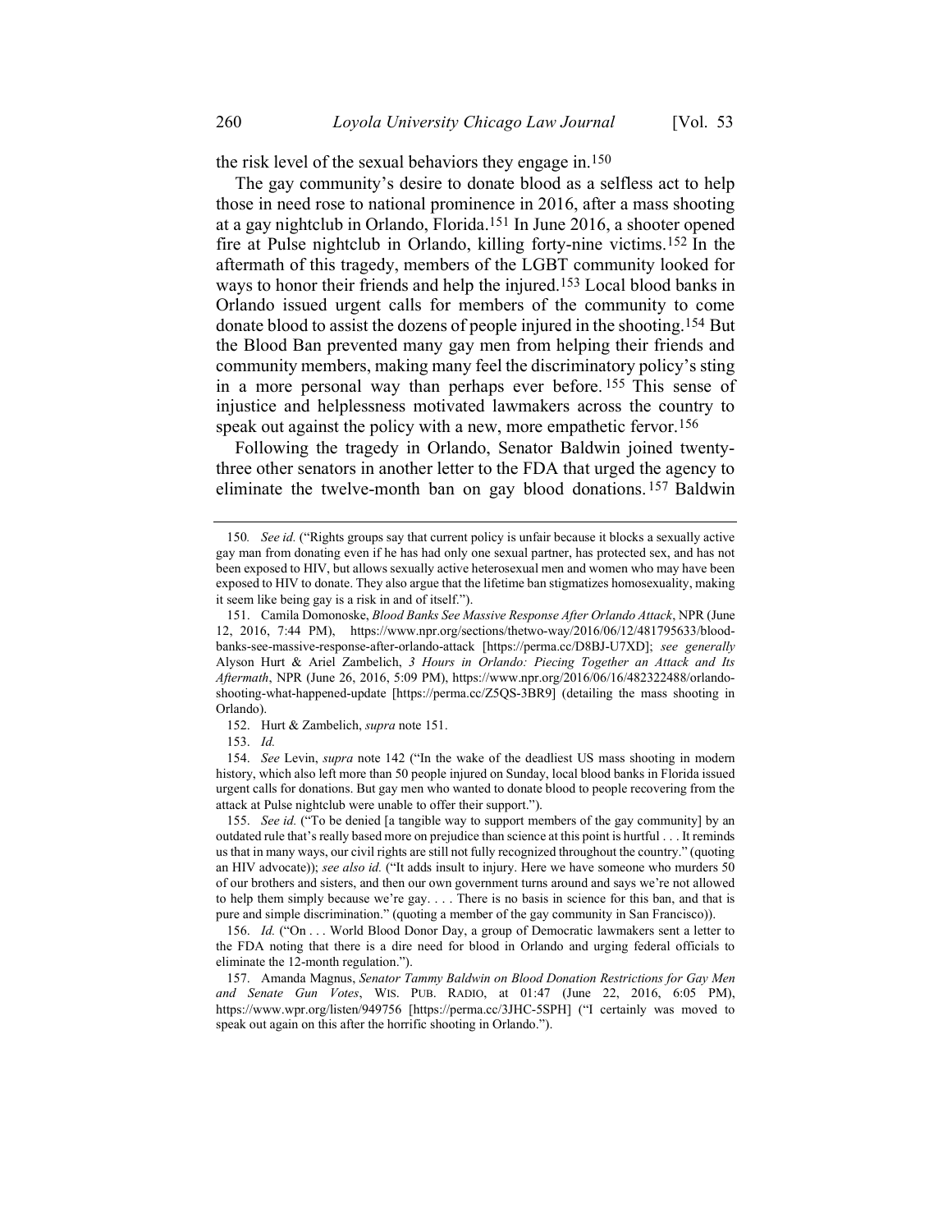the risk level of the sexual behaviors they engage in.[150]

The gay community's desire to donate blood as a selfless act to help those in need rose to national prominence in 2016, after a mass shooting at a gay nightclub in Orlando, Florida.[151] In June 2016, a shooter opened fire at Pulse nightclub in Orlando, killing forty-nine victims.[152] In the aftermath of this tragedy, members of the LGBT community looked for ways to honor their friends and help the injured.[153] Local blood banks in Orlando issued urgent calls for members of the community to come donate blood to assist the dozens of people injured in the shooting.[154] But the Blood Ban prevented many gay men from helping their friends and community members, making many feel the discriminatory policy's sting in a more personal way than perhaps ever before.[155] This sense of injustice and helplessness motivated lawmakers across the country to speak out against the policy with a new, more empathetic fervor.[156]

Following the tragedy in Orlando, Senator Baldwin joined twenty-three other senators in another letter to the FDA that urged the agency to eliminate the twelve-month ban on gay blood donations.[157] Baldwin

---

150. *See id.* ("Rights groups say that current policy is unfair because it blocks a sexually active gay man from donating even if he has had only one sexual partner, has protected sex, and has not been exposed to HIV, but allows sexually active heterosexual men and women who may have been exposed to HIV to donate. They also argue that the lifetime ban stigmatizes homosexuality, making it seem like being gay is a risk in and of itself.").

151. Camila Domonoske, *Blood Banks See Massive Response After Orlando Attack*, NPR (June 12, 2016, 7:44 PM), https://www.npr.org/sections/thetwo-way/2016/06/12/481795633/blood-banks-see-massive-response-after-orlando-attack [https://perma.cc/D8BJ-U7XD]; *see generally* Alyson Hurt & Ariel Zambelich, *3 Hours in Orlando: Piecing Together an Attack and Its Aftermath*, NPR (June 26, 2016, 5:09 PM), https://www.npr.org/2016/06/16/482322488/orlando-shooting-what-happened-update [https://perma.cc/Z5QS-3BR9] (detailing the mass shooting in Orlando).

152. Hurt & Zambelich, *supra* note 151.

153. *Id.*

154. *See* Levin, *supra* note 142 ("In the wake of the deadliest US mass shooting in modern history, which also left more than 50 people injured on Sunday, local blood banks in Florida issued urgent calls for donations. But gay men who wanted to donate blood to people recovering from the attack at Pulse nightclub were unable to offer their support.").

155. *See id.* ("To be denied [a tangible way to support members of the gay community] by an outdated rule that's really based more on prejudice than science at this point is hurtful . . . It reminds us that in many ways, our civil rights are still not fully recognized throughout the country." (quoting an HIV advocate)); *see also id.* ("It adds insult to injury. Here we have someone who murders 50 of our brothers and sisters, and then our own government turns around and says we're not allowed to help them simply because we're gay. . . . There is no basis in science for this ban, and that is pure and simple discrimination." (quoting a member of the gay community in San Francisco)).

156. *Id.* ("On . . . World Blood Donor Day, a group of Democratic lawmakers sent a letter to the FDA noting that there is a dire need for blood in Orlando and urging federal officials to eliminate the 12-month regulation.").

157. Amanda Magnus, *Senator Tammy Baldwin on Blood Donation Restrictions for Gay Men and Senate Gun Votes*, WIS. PUB. RADIO, at 01:47 (June 22, 2016, 6:05 PM), https://www.wpr.org/listen/949756 [https://perma.cc/3JHC-5SPH] ("I certainly was moved to speak out again on this after the horrific shooting in Orlando.").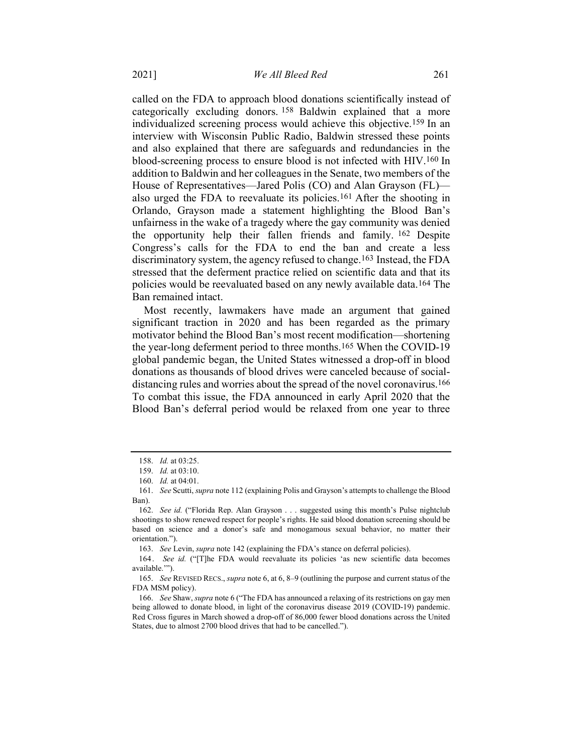called on the FDA to approach blood donations scientifically instead of categorically excluding donors.[158] Baldwin explained that a more individualized screening process would achieve this objective.[159] In an interview with Wisconsin Public Radio, Baldwin stressed these points and also explained that there are safeguards and redundancies in the blood-screening process to ensure blood is not infected with HIV.[160] In addition to Baldwin and her colleagues in the Senate, two members of the House of Representatives—Jared Polis (CO) and Alan Grayson (FL)—also urged the FDA to reevaluate its policies.[161] After the shooting in Orlando, Grayson made a statement highlighting the Blood Ban's unfairness in the wake of a tragedy where the gay community was denied the opportunity help their fallen friends and family.[162] Despite Congress's calls for the FDA to end the ban and create a less discriminatory system, the agency refused to change.[163] Instead, the FDA stressed that the deferment practice relied on scientific data and that its policies would be reevaluated based on any newly available data.[164] The Ban remained intact.

Most recently, lawmakers have made an argument that gained significant traction in 2020 and has been regarded as the primary motivator behind the Blood Ban's most recent modification—shortening the year-long deferment period to three months.[165] When the COVID-19 global pandemic began, the United States witnessed a drop-off in blood donations as thousands of blood drives were canceled because of social-distancing rules and worries about the spread of the novel coronavirus.[166] To combat this issue, the FDA announced in early April 2020 that the Blood Ban's deferral period would be relaxed from one year to three

---

158. *Id.* at 03:25.

159. *Id.* at 03:10.

160. *Id.* at 04:01.

161. *See* Scutti, *supra* note 112 (explaining Polis and Grayson's attempts to challenge the Blood Ban).

162. *See id.* ("Florida Rep. Alan Grayson . . . suggested using this month's Pulse nightclub shootings to show renewed respect for people's rights. He said blood donation screening should be based on science and a donor's safe and monogamous sexual behavior, no matter their orientation.").

163. *See* Levin, *supra* note 142 (explaining the FDA's stance on deferral policies).

164. *See id.* ("[T]he FDA would reevaluate its policies 'as new scientific data becomes available.'").

165. *See* REVISED RECS., *supra* note 6, at 6, 8–9 (outlining the purpose and current status of the FDA MSM policy).

166. *See* Shaw, *supra* note 6 ("The FDA has announced a relaxing of its restrictions on gay men being allowed to donate blood, in light of the coronavirus disease 2019 (COVID-19) pandemic. Red Cross figures in March showed a drop-off of 86,000 fewer blood donations across the United States, due to almost 2700 blood drives that had to be cancelled.").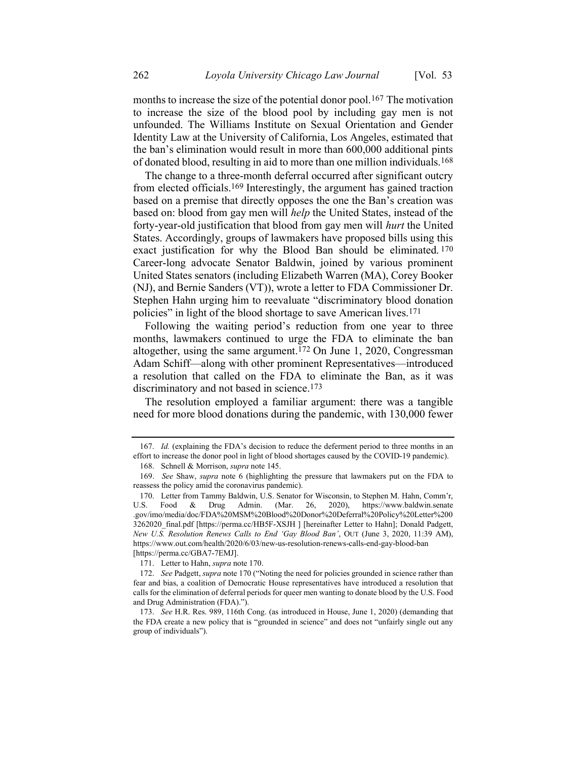months to increase the size of the potential donor pool.[167] The motivation to increase the size of the blood pool by including gay men is not unfounded. The Williams Institute on Sexual Orientation and Gender Identity Law at the University of California, Los Angeles, estimated that the ban's elimination would result in more than 600,000 additional pints of donated blood, resulting in aid to more than one million individuals.[168]

The change to a three-month deferral occurred after significant outcry from elected officials.[169] Interestingly, the argument has gained traction based on a premise that directly opposes the one the Ban's creation was based on: blood from gay men will *help* the United States, instead of the forty-year-old justification that blood from gay men will *hurt* the United States. Accordingly, groups of lawmakers have proposed bills using this exact justification for why the Blood Ban should be eliminated.[170] Career-long advocate Senator Baldwin, joined by various prominent United States senators (including Elizabeth Warren (MA), Corey Booker (NJ), and Bernie Sanders (VT)), wrote a letter to FDA Commissioner Dr. Stephen Hahn urging him to reevaluate "discriminatory blood donation policies" in light of the blood shortage to save American lives.[171]

Following the waiting period's reduction from one year to three months, lawmakers continued to urge the FDA to eliminate the ban altogether, using the same argument.[172] On June 1, 2020, Congressman Adam Schiff—along with other prominent Representatives—introduced a resolution that called on the FDA to eliminate the Ban, as it was discriminatory and not based in science.[173]

The resolution employed a familiar argument: there was a tangible need for more blood donations during the pandemic, with 130,000 fewer

---

167. *Id.* (explaining the FDA's decision to reduce the deferment period to three months in an effort to increase the donor pool in light of blood shortages caused by the COVID-19 pandemic).

168. Schnell & Morrison, *supra* note 145.

169. *See* Shaw, *supra* note 6 (highlighting the pressure that lawmakers put on the FDA to reassess the policy amid the coronavirus pandemic).

170. Letter from Tammy Baldwin, U.S. Senator for Wisconsin, to Stephen M. Hahn, Comm'r, U.S. Food & Drug Admin. (Mar. 26, 2020), https://www.baldwin.senate.gov/imo/media/doc/FDA%20MSM%20Blood%20Donor%20Deferral%20Policy%20Letter%2003262020_final.pdf [https://perma.cc/HB5F-XSJH ] [hereinafter Letter to Hahn]; Donald Padgett, *New U.S. Resolution Renews Calls to End 'Gay Blood Ban'*, OUT (June 3, 2020, 11:39 AM), https://www.out.com/health/2020/6/03/new-us-resolution-renews-calls-end-gay-blood-ban [https://perma.cc/GBA7-7EMJ].

171. Letter to Hahn, *supra* note 170.

172. *See* Padgett, *supra* note 170 ("Noting the need for policies grounded in science rather than fear and bias, a coalition of Democratic House representatives have introduced a resolution that calls for the elimination of deferral periods for queer men wanting to donate blood by the U.S. Food and Drug Administration (FDA).").

173. *See* H.R. Res. 989, 116th Cong. (as introduced in House, June 1, 2020) (demanding that the FDA create a new policy that is "grounded in science" and does not "unfairly single out any group of individuals").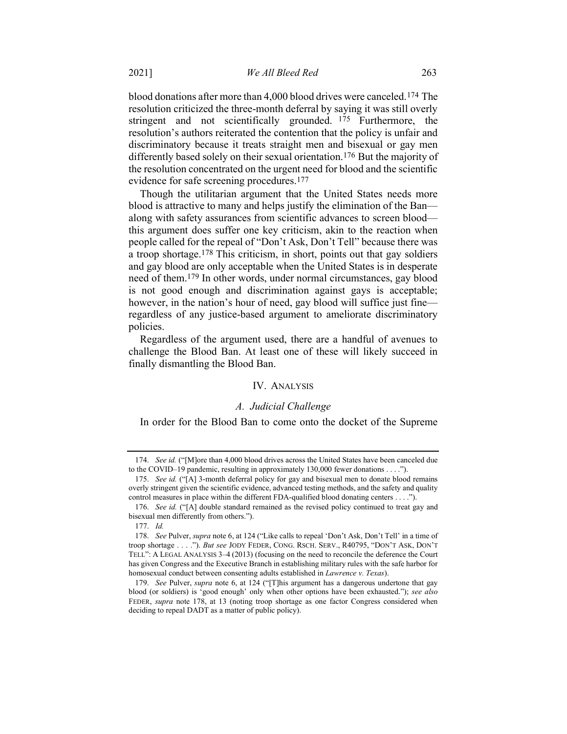blood donations after more than 4,000 blood drives were canceled.[174] The resolution criticized the three-month deferral by saying it was still overly stringent and not scientifically grounded.[175] Furthermore, the resolution's authors reiterated the contention that the policy is unfair and discriminatory because it treats straight men and bisexual or gay men differently based solely on their sexual orientation.[176] But the majority of the resolution concentrated on the urgent need for blood and the scientific evidence for safe screening procedures.[177]

Though the utilitarian argument that the United States needs more blood is attractive to many and helps justify the elimination of the Ban—along with safety assurances from scientific advances to screen blood—this argument does suffer one key criticism, akin to the reaction when people called for the repeal of "Don't Ask, Don't Tell" because there was a troop shortage.[178] This criticism, in short, points out that gay soldiers and gay blood are only acceptable when the United States is in desperate need of them.[179] In other words, under normal circumstances, gay blood is not good enough and discrimination against gays is acceptable; however, in the nation's hour of need, gay blood will suffice just fine—regardless of any justice-based argument to ameliorate discriminatory policies.

Regardless of the argument used, there are a handful of avenues to challenge the Blood Ban. At least one of these will likely succeed in finally dismantling the Blood Ban.

## IV. Analysis

### *A. Judicial Challenge*

In order for the Blood Ban to come onto the docket of the Supreme

---

174. *See id.* ("[M]ore than 4,000 blood drives across the United States have been canceled due to the COVID–19 pandemic, resulting in approximately 130,000 fewer donations . . . .").

175. *See id.* ("[A] 3-month deferral policy for gay and bisexual men to donate blood remains overly stringent given the scientific evidence, advanced testing methods, and the safety and quality control measures in place within the different FDA-qualified blood donating centers . . . .").

176. *See id.* ("[A] double standard remained as the revised policy continued to treat gay and bisexual men differently from others.").

177. *Id.*

178. *See* Pulver, *supra* note 6, at 124 ("Like calls to repeal 'Don't Ask, Don't Tell' in a time of troop shortage . . . ."). *But see* JODY FEDER, CONG. RSCH. SERV., R40795, "DON'T ASK, DON'T TELL": A LEGAL ANALYSIS 3–4 (2013) (focusing on the need to reconcile the deference the Court has given Congress and the Executive Branch in establishing military rules with the safe harbor for homosexual conduct between consenting adults established in *Lawrence v. Texas*).

179. *See* Pulver, *supra* note 6, at 124 ("[T]his argument has a dangerous undertone that gay blood (or soldiers) is 'good enough' only when other options have been exhausted."); *see also* FEDER, *supra* note 178, at 13 (noting troop shortage as one factor Congress considered when deciding to repeal DADT as a matter of public policy).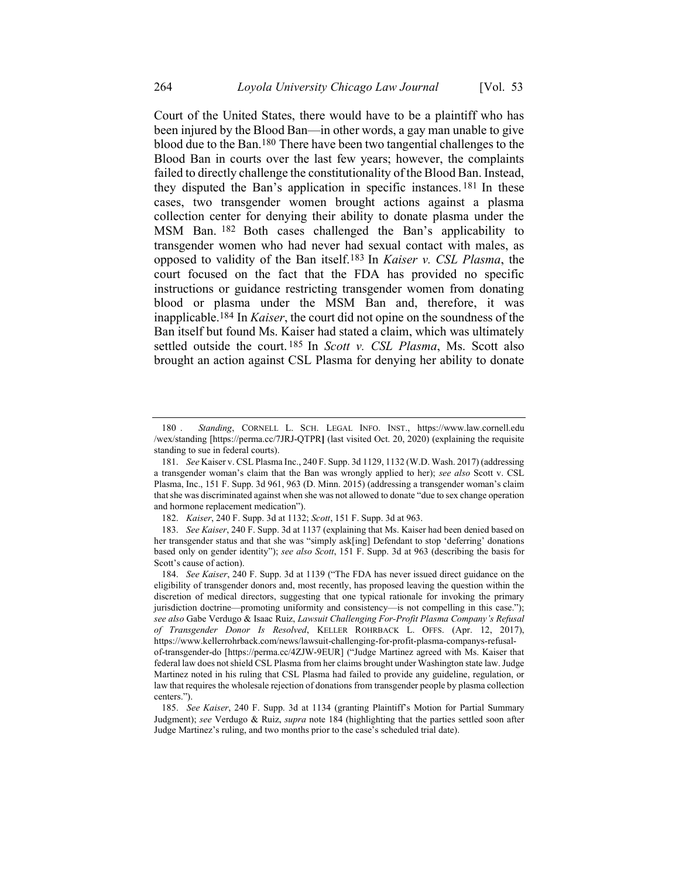Court of the United States, there would have to be a plaintiff who has been injured by the Blood Ban—in other words, a gay man unable to give blood due to the Ban.[180] There have been two tangential challenges to the Blood Ban in courts over the last few years; however, the complaints failed to directly challenge the constitutionality of the Blood Ban. Instead, they disputed the Ban's application in specific instances.[181] In these cases, two transgender women brought actions against a plasma collection center for denying their ability to donate plasma under the MSM Ban.[182] Both cases challenged the Ban's applicability to transgender women who had never had sexual contact with males, as opposed to validity of the Ban itself.[183] In *Kaiser v. CSL Plasma*, the court focused on the fact that the FDA has provided no specific instructions or guidance restricting transgender women from donating blood or plasma under the MSM Ban and, therefore, it was inapplicable.[184] In *Kaiser*, the court did not opine on the soundness of the Ban itself but found Ms. Kaiser had stated a claim, which was ultimately settled outside the court.[185] In *Scott v. CSL Plasma*, Ms. Scott also brought an action against CSL Plasma for denying her ability to donate

---

180. *Standing*, CORNELL L. SCH. LEGAL INFO. INST., https://www.law.cornell.edu/wex/standing [https://perma.cc/7JRJ-QTPR] (last visited Oct. 20, 2020) (explaining the requisite standing to sue in federal courts).

181. *See* Kaiser v. CSL Plasma Inc., 240 F. Supp. 3d 1129, 1132 (W.D. Wash. 2017) (addressing a transgender woman's claim that the Ban was wrongly applied to her); *see also* Scott v. CSL Plasma, Inc., 151 F. Supp. 3d 961, 963 (D. Minn. 2015) (addressing a transgender woman's claim that she was discriminated against when she was not allowed to donate "due to sex change operation and hormone replacement medication").

182. *Kaiser*, 240 F. Supp. 3d at 1132; *Scott*, 151 F. Supp. 3d at 963.

183. *See Kaiser*, 240 F. Supp. 3d at 1137 (explaining that Ms. Kaiser had been denied based on her transgender status and that she was "simply ask[ing] Defendant to stop 'deferring' donations based only on gender identity"); *see also Scott*, 151 F. Supp. 3d at 963 (describing the basis for Scott's cause of action).

184. *See Kaiser*, 240 F. Supp. 3d at 1139 ("The FDA has never issued direct guidance on the eligibility of transgender donors and, most recently, has proposed leaving the question within the discretion of medical directors, suggesting that one typical rationale for invoking the primary jurisdiction doctrine—promoting uniformity and consistency—is not compelling in this case."); *see also* Gabe Verdugo & Isaac Ruiz, *Lawsuit Challenging For-Profit Plasma Company's Refusal of Transgender Donor Is Resolved*, KELLER ROHRBACK L. OFFS. (Apr. 12, 2017), https://www.kellerrohrback.com/news/lawsuit-challenging-for-profit-plasma-companys-refusal-of-transgender-do [https://perma.cc/4ZJW-9EUR] ("Judge Martinez agreed with Ms. Kaiser that federal law does not shield CSL Plasma from her claims brought under Washington state law. Judge Martinez noted in his ruling that CSL Plasma had failed to provide any guideline, regulation, or law that requires the wholesale rejection of donations from transgender people by plasma collection centers.").

185. *See Kaiser*, 240 F. Supp. 3d at 1134 (granting Plaintiff's Motion for Partial Summary Judgment); *see* Verdugo & Ruiz, *supra* note 184 (highlighting that the parties settled soon after Judge Martinez's ruling, and two months prior to the case's scheduled trial date).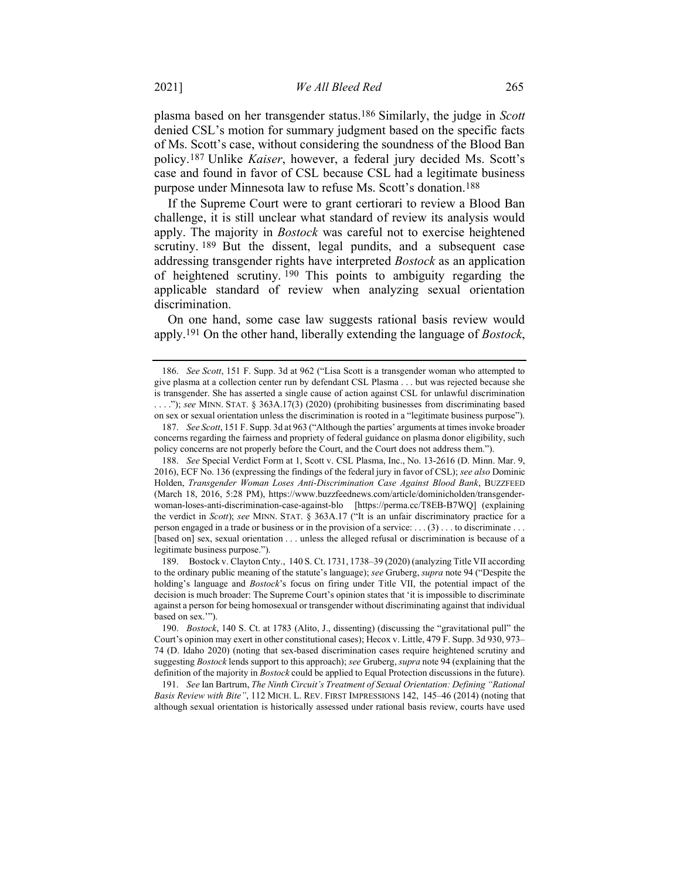plasma based on her transgender status.[186] Similarly, the judge in *Scott* denied CSL's motion for summary judgment based on the specific facts of Ms. Scott's case, without considering the soundness of the Blood Ban policy.[187] Unlike *Kaiser*, however, a federal jury decided Ms. Scott's case and found in favor of CSL because CSL had a legitimate business purpose under Minnesota law to refuse Ms. Scott's donation.[188]

If the Supreme Court were to grant certiorari to review a Blood Ban challenge, it is still unclear what standard of review its analysis would apply. The majority in *Bostock* was careful not to exercise heightened scrutiny.[189] But the dissent, legal pundits, and a subsequent case addressing transgender rights have interpreted *Bostock* as an application of heightened scrutiny.[190] This points to ambiguity regarding the applicable standard of review when analyzing sexual orientation discrimination.

On one hand, some case law suggests rational basis review would apply.[191] On the other hand, liberally extending the language of *Bostock*,

---

186. *See Scott*, 151 F. Supp. 3d at 962 ("Lisa Scott is a transgender woman who attempted to give plasma at a collection center run by defendant CSL Plasma . . . but was rejected because she is transgender. She has asserted a single cause of action against CSL for unlawful discrimination . . . ."); *see* MINN. STAT. § 363A.17(3) (2020) (prohibiting businesses from discriminating based on sex or sexual orientation unless the discrimination is rooted in a "legitimate business purpose").

187. *See Scott*, 151 F. Supp. 3d at 963 ("Although the parties' arguments at times invoke broader concerns regarding the fairness and propriety of federal guidance on plasma donor eligibility, such policy concerns are not properly before the Court, and the Court does not address them.").

188. *See* Special Verdict Form at 1, Scott v. CSL Plasma, Inc., No. 13-2616 (D. Minn. Mar. 9, 2016), ECF No. 136 (expressing the findings of the federal jury in favor of CSL); *see also* Dominic Holden, *Transgender Woman Loses Anti-Discrimination Case Against Blood Bank*, BUZZFEED (March 18, 2016, 5:28 PM), https://www.buzzfeednews.com/article/dominicholden/transgender-woman-loses-anti-discrimination-case-against-blo [https://perma.cc/T8EB-B7WQ] (explaining the verdict in *Scott*); *see* MINN. STAT. § 363A.17 ("It is an unfair discriminatory practice for a person engaged in a trade or business or in the provision of a service: . . . (3) . . . to discriminate . . . [based on] sex, sexual orientation . . . unless the alleged refusal or discrimination is because of a legitimate business purpose.").

189. Bostock v. Clayton Cnty., 140 S. Ct. 1731, 1738–39 (2020) (analyzing Title VII according to the ordinary public meaning of the statute's language); *see* Gruberg, *supra* note 94 ("Despite the holding's language and *Bostock*'s focus on firing under Title VII, the potential impact of the decision is much broader: The Supreme Court's opinion states that 'it is impossible to discriminate against a person for being homosexual or transgender without discriminating against that individual based on sex.'").

190. *Bostock*, 140 S. Ct. at 1783 (Alito, J., dissenting) (discussing the "gravitational pull" the Court's opinion may exert in other constitutional cases); Hecox v. Little, 479 F. Supp. 3d 930, 973–74 (D. Idaho 2020) (noting that sex-based discrimination cases require heightened scrutiny and suggesting *Bostock* lends support to this approach); *see* Gruberg, *supra* note 94 (explaining that the definition of the majority in *Bostock* could be applied to Equal Protection discussions in the future).

191. *See* Ian Bartrum, *The Ninth Circuit's Treatment of Sexual Orientation: Defining "Rational Basis Review with Bite"*, 112 MICH. L. REV. FIRST IMPRESSIONS 142, 145–46 (2014) (noting that although sexual orientation is historically assessed under rational basis review, courts have used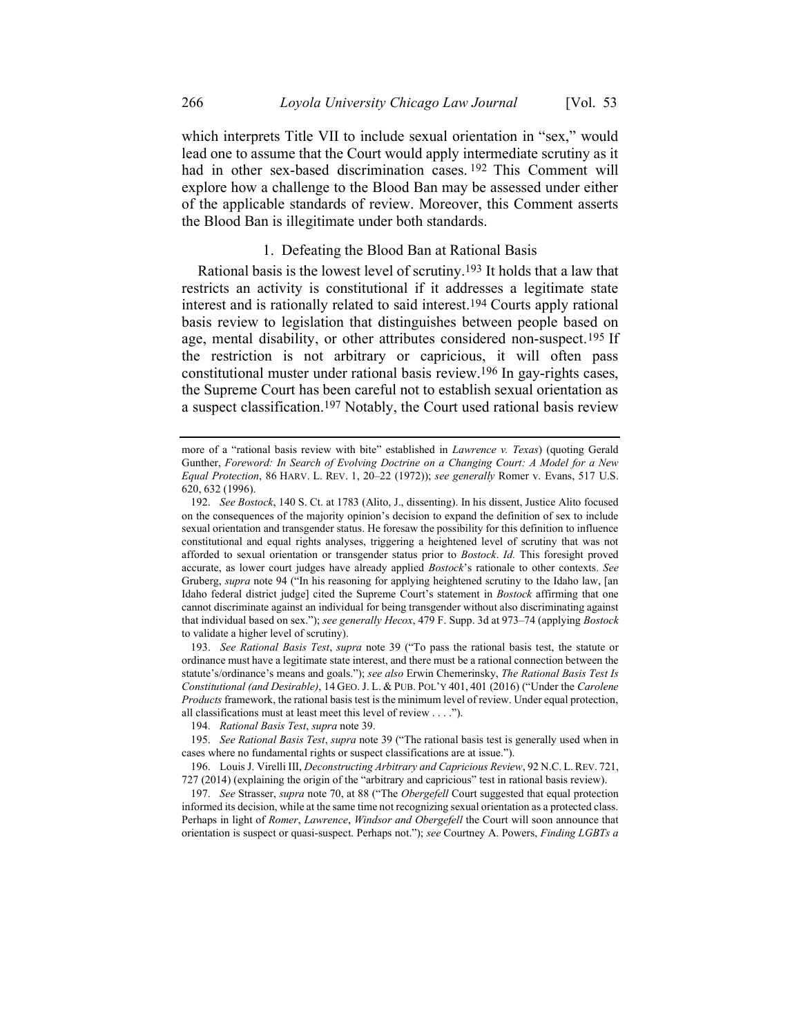which interprets Title VII to include sexual orientation in "sex," would lead one to assume that the Court would apply intermediate scrutiny as it had in other sex-based discrimination cases.[192] This Comment will explore how a challenge to the Blood Ban may be assessed under either of the applicable standards of review. Moreover, this Comment asserts the Blood Ban is illegitimate under both standards.

### 1. Defeating the Blood Ban at Rational Basis

Rational basis is the lowest level of scrutiny.[193] It holds that a law that restricts an activity is constitutional if it addresses a legitimate state interest and is rationally related to said interest.[194] Courts apply rational basis review to legislation that distinguishes between people based on age, mental disability, or other attributes considered non-suspect.[195] If the restriction is not arbitrary or capricious, it will often pass constitutional muster under rational basis review.[196] In gay-rights cases, the Supreme Court has been careful not to establish sexual orientation as a suspect classification.[197] Notably, the Court used rational basis review

---

more of a "rational basis review with bite" established in *Lawrence v. Texas*) (quoting Gerald Gunther, *Foreword: In Search of Evolving Doctrine on a Changing Court: A Model for a New Equal Protection*, 86 HARV. L. REV. 1, 20–22 (1972)); *see generally* Romer v. Evans, 517 U.S. 620, 632 (1996).

192. *See Bostock*, 140 S. Ct. at 1783 (Alito, J., dissenting). In his dissent, Justice Alito focused on the consequences of the majority opinion's decision to expand the definition of sex to include sexual orientation and transgender status. He foresaw the possibility for this definition to influence constitutional and equal rights analyses, triggering a heightened level of scrutiny that was not afforded to sexual orientation or transgender status prior to *Bostock*. *Id.* This foresight proved accurate, as lower court judges have already applied *Bostock*'s rationale to other contexts. *See* Gruberg, *supra* note 94 ("In his reasoning for applying heightened scrutiny to the Idaho law, [an Idaho federal district judge] cited the Supreme Court's statement in *Bostock* affirming that one cannot discriminate against an individual for being transgender without also discriminating against that individual based on sex."); *see generally Hecox*, 479 F. Supp. 3d at 973–74 (applying *Bostock* to validate a higher level of scrutiny).

193. *See Rational Basis Test*, *supra* note 39 ("To pass the rational basis test, the statute or ordinance must have a legitimate state interest, and there must be a rational connection between the statute's/ordinance's means and goals."); *see also* Erwin Chemerinsky, *The Rational Basis Test Is Constitutional (and Desirable)*, 14 GEO. J. L. & PUB. POL'Y 401, 401 (2016) ("Under the *Carolene Products* framework, the rational basis test is the minimum level of review. Under equal protection, all classifications must at least meet this level of review . . . .").

194. *Rational Basis Test*, *supra* note 39.

195. *See Rational Basis Test*, *supra* note 39 ("The rational basis test is generally used when in cases where no fundamental rights or suspect classifications are at issue.").

196. Louis J. Virelli III, *Deconstructing Arbitrary and Capricious Review*, 92 N.C. L. REV. 721, 727 (2014) (explaining the origin of the "arbitrary and capricious" test in rational basis review).

197. *See* Strasser, *supra* note 70, at 88 ("The *Obergefell* Court suggested that equal protection informed its decision, while at the same time not recognizing sexual orientation as a protected class. Perhaps in light of *Romer*, *Lawrence*, *Windsor and Obergefell* the Court will soon announce that orientation is suspect or quasi-suspect. Perhaps not."); *see* Courtney A. Powers, *Finding LGBTs a*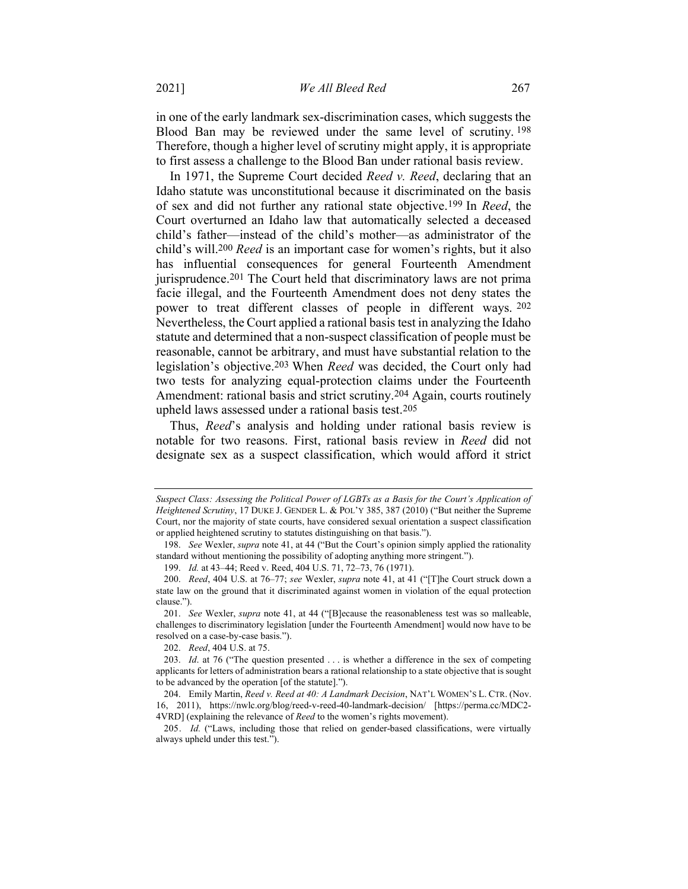in one of the early landmark sex-discrimination cases, which suggests the Blood Ban may be reviewed under the same level of scrutiny.[198] Therefore, though a higher level of scrutiny might apply, it is appropriate to first assess a challenge to the Blood Ban under rational basis review.

In 1971, the Supreme Court decided *Reed v. Reed*, declaring that an Idaho statute was unconstitutional because it discriminated on the basis of sex and did not further any rational state objective.[199] In *Reed*, the Court overturned an Idaho law that automatically selected a deceased child's father—instead of the child's mother—as administrator of the child's will.[200] *Reed* is an important case for women's rights, but it also has influential consequences for general Fourteenth Amendment jurisprudence.[201] The Court held that discriminatory laws are not prima facie illegal, and the Fourteenth Amendment does not deny states the power to treat different classes of people in different ways.[202] Nevertheless, the Court applied a rational basis test in analyzing the Idaho statute and determined that a non-suspect classification of people must be reasonable, cannot be arbitrary, and must have substantial relation to the legislation's objective.[203] When *Reed* was decided, the Court only had two tests for analyzing equal-protection claims under the Fourteenth Amendment: rational basis and strict scrutiny.[204] Again, courts routinely upheld laws assessed under a rational basis test.[205]

Thus, *Reed*'s analysis and holding under rational basis review is notable for two reasons. First, rational basis review in *Reed* did not designate sex as a suspect classification, which would afford it strict

---

*Suspect Class: Assessing the Political Power of LGBTs as a Basis for the Court's Application of Heightened Scrutiny*, 17 DUKE J. GENDER L. & POL'Y 385, 387 (2010) ("But neither the Supreme Court, nor the majority of state courts, have considered sexual orientation a suspect classification or applied heightened scrutiny to statutes distinguishing on that basis.").

198. *See* Wexler, *supra* note 41, at 44 ("But the Court's opinion simply applied the rationality standard without mentioning the possibility of adopting anything more stringent.").

199. *Id.* at 43–44; Reed v. Reed, 404 U.S. 71, 72–73, 76 (1971).

200. *Reed*, 404 U.S. at 76–77; *see* Wexler, *supra* note 41, at 41 ("[T]he Court struck down a state law on the ground that it discriminated against women in violation of the equal protection clause.").

201. *See* Wexler, *supra* note 41, at 44 ("[B]ecause the reasonableness test was so malleable, challenges to discriminatory legislation [under the Fourteenth Amendment] would now have to be resolved on a case-by-case basis.").

202. *Reed*, 404 U.S. at 75.

203. *Id*. at 76 ("The question presented . . . is whether a difference in the sex of competing applicants for letters of administration bears a rational relationship to a state objective that is sought to be advanced by the operation [of the statute].").

204. Emily Martin, *Reed v. Reed at 40: A Landmark Decision*, NAT'L WOMEN'S L. CTR. (Nov. 16, 2011), https://nwlc.org/blog/reed-v-reed-40-landmark-decision/ [https://perma.cc/MDC2-4VRD] (explaining the relevance of *Reed* to the women's rights movement).

205. *Id.* ("Laws, including those that relied on gender-based classifications, were virtually always upheld under this test.").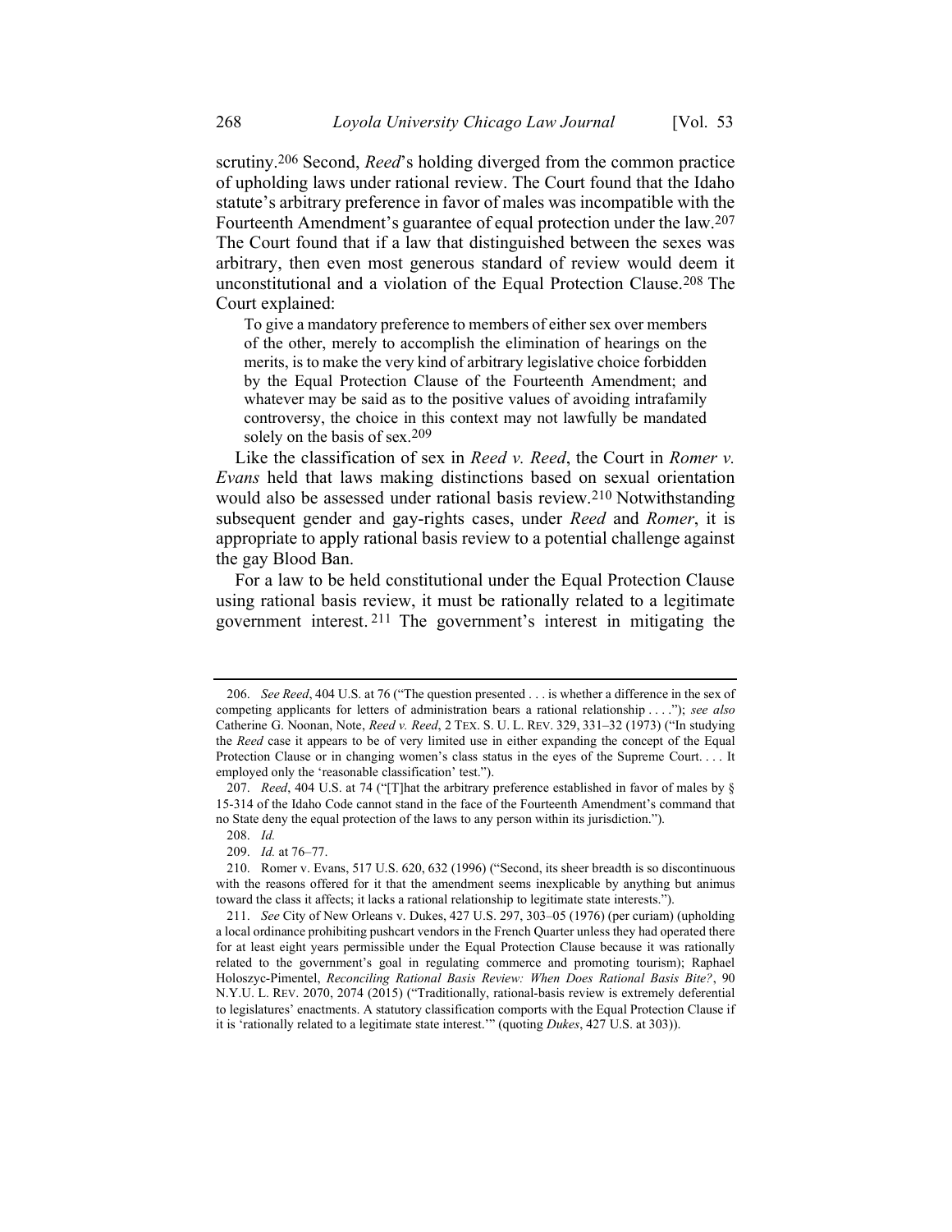scrutiny.[206] Second, *Reed*'s holding diverged from the common practice of upholding laws under rational review. The Court found that the Idaho statute's arbitrary preference in favor of males was incompatible with the Fourteenth Amendment's guarantee of equal protection under the law.[207] The Court found that if a law that distinguished between the sexes was arbitrary, then even most generous standard of review would deem it unconstitutional and a violation of the Equal Protection Clause.[208] The Court explained:

> To give a mandatory preference to members of either sex over members of the other, merely to accomplish the elimination of hearings on the merits, is to make the very kind of arbitrary legislative choice forbidden by the Equal Protection Clause of the Fourteenth Amendment; and whatever may be said as to the positive values of avoiding intrafamily controversy, the choice in this context may not lawfully be mandated solely on the basis of sex.[209]

Like the classification of sex in *Reed v. Reed*, the Court in *Romer v. Evans* held that laws making distinctions based on sexual orientation would also be assessed under rational basis review.[210] Notwithstanding subsequent gender and gay-rights cases, under *Reed* and *Romer*, it is appropriate to apply rational basis review to a potential challenge against the gay Blood Ban.

For a law to be held constitutional under the Equal Protection Clause using rational basis review, it must be rationally related to a legitimate government interest.[211] The government's interest in mitigating the

---

206. *See Reed*, 404 U.S. at 76 ("The question presented . . . is whether a difference in the sex of competing applicants for letters of administration bears a rational relationship . . . ."); *see also* Catherine G. Noonan, Note, *Reed v. Reed*, 2 TEX. S. U. L. REV. 329, 331–32 (1973) ("In studying the *Reed* case it appears to be of very limited use in either expanding the concept of the Equal Protection Clause or in changing women's class status in the eyes of the Supreme Court. . . . It employed only the 'reasonable classification' test.").

207. *Reed*, 404 U.S. at 74 ("[T]hat the arbitrary preference established in favor of males by § 15-314 of the Idaho Code cannot stand in the face of the Fourteenth Amendment's command that no State deny the equal protection of the laws to any person within its jurisdiction.").

208. *Id.*

209. *Id.* at 76–77.

210. Romer v. Evans, 517 U.S. 620, 632 (1996) ("Second, its sheer breadth is so discontinuous with the reasons offered for it that the amendment seems inexplicable by anything but animus toward the class it affects; it lacks a rational relationship to legitimate state interests.").

211. *See* City of New Orleans v. Dukes, 427 U.S. 297, 303–05 (1976) (per curiam) (upholding a local ordinance prohibiting pushcart vendors in the French Quarter unless they had operated there for at least eight years permissible under the Equal Protection Clause because it was rationally related to the government's goal in regulating commerce and promoting tourism); Raphael Holoszyc-Pimentel, *Reconciling Rational Basis Review: When Does Rational Basis Bite?*, 90 N.Y.U. L. REV. 2070, 2074 (2015) ("Traditionally, rational-basis review is extremely deferential to legislatures' enactments. A statutory classification comports with the Equal Protection Clause if it is 'rationally related to a legitimate state interest.'" (quoting *Dukes*, 427 U.S. at 303)).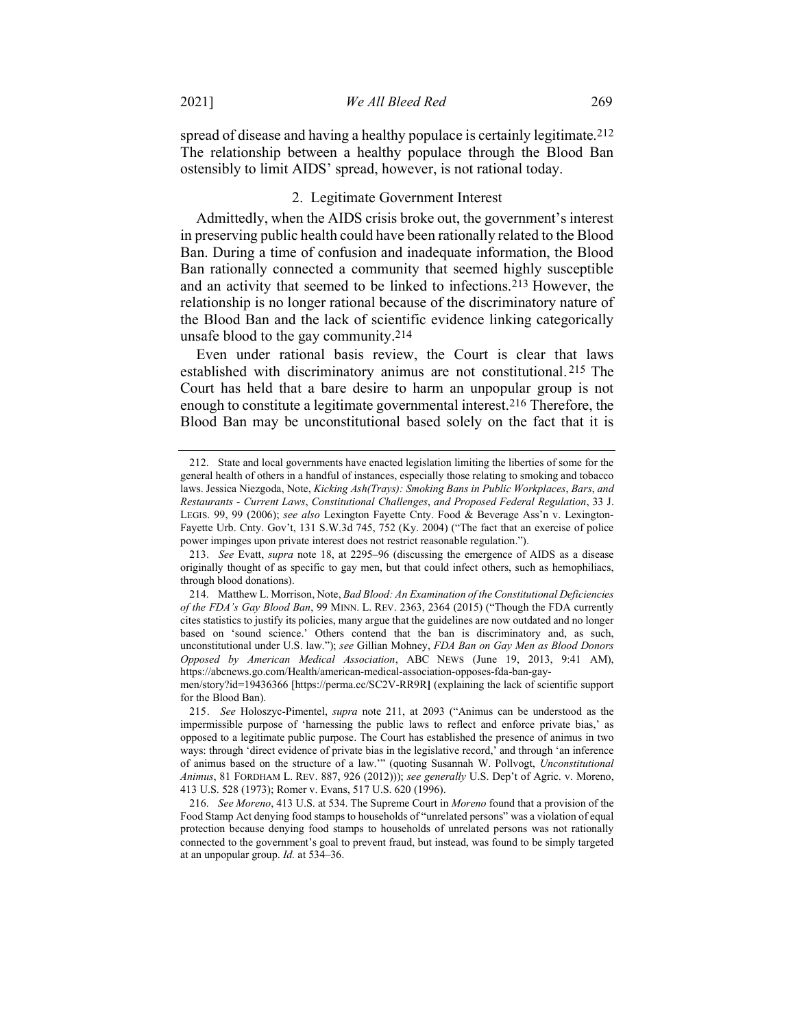spread of disease and having a healthy populace is certainly legitimate.[212] The relationship between a healthy populace through the Blood Ban ostensibly to limit AIDS' spread, however, is not rational today.

### 2. Legitimate Government Interest

Admittedly, when the AIDS crisis broke out, the government's interest in preserving public health could have been rationally related to the Blood Ban. During a time of confusion and inadequate information, the Blood Ban rationally connected a community that seemed highly susceptible and an activity that seemed to be linked to infections.[213] However, the relationship is no longer rational because of the discriminatory nature of the Blood Ban and the lack of scientific evidence linking categorically unsafe blood to the gay community.[214]

Even under rational basis review, the Court is clear that laws established with discriminatory animus are not constitutional.[215] The Court has held that a bare desire to harm an unpopular group is not enough to constitute a legitimate governmental interest.[216] Therefore, the Blood Ban may be unconstitutional based solely on the fact that it is

---

212. State and local governments have enacted legislation limiting the liberties of some for the general health of others in a handful of instances, especially those relating to smoking and tobacco laws. Jessica Niezgoda, Note, *Kicking Ash(Trays): Smoking Bans in Public Workplaces*, *Bars*, *and Restaurants - Current Laws*, *Constitutional Challenges*, *and Proposed Federal Regulation*, 33 J. LEGIS. 99, 99 (2006); *see also* Lexington Fayette Cnty. Food & Beverage Ass'n v. Lexington-Fayette Urb. Cnty. Gov't, 131 S.W.3d 745, 752 (Ky. 2004) ("The fact that an exercise of police power impinges upon private interest does not restrict reasonable regulation.").

213. *See* Evatt, *supra* note 18, at 2295–96 (discussing the emergence of AIDS as a disease originally thought of as specific to gay men, but that could infect others, such as hemophiliacs, through blood donations).

214. Matthew L. Morrison, Note, *Bad Blood: An Examination of the Constitutional Deficiencies of the FDA's Gay Blood Ban*, 99 MINN. L. REV. 2363, 2364 (2015) ("Though the FDA currently cites statistics to justify its policies, many argue that the guidelines are now outdated and no longer based on 'sound science.' Others contend that the ban is discriminatory and, as such, unconstitutional under U.S. law."); *see* Gillian Mohney, *FDA Ban on Gay Men as Blood Donors Opposed by American Medical Association*, ABC NEWS (June 19, 2013, 9:41 AM), https://abcnews.go.com/Health/american-medical-association-opposes-fda-ban-gay-men/story?id=19436366 [https://perma.cc/SC2V-RR9R] (explaining the lack of scientific support for the Blood Ban).

215. *See* Holoszyc-Pimentel, *supra* note 211, at 2093 ("Animus can be understood as the impermissible purpose of 'harnessing the public laws to reflect and enforce private bias,' as opposed to a legitimate public purpose. The Court has established the presence of animus in two ways: through 'direct evidence of private bias in the legislative record,' and through 'an inference of animus based on the structure of a law.'" (quoting Susannah W. Pollvogt, *Unconstitutional Animus*, 81 FORDHAM L. REV. 887, 926 (2012))); *see generally* U.S. Dep't of Agric. v. Moreno, 413 U.S. 528 (1973); Romer v. Evans, 517 U.S. 620 (1996).

216. *See Moreno*, 413 U.S. at 534. The Supreme Court in *Moreno* found that a provision of the Food Stamp Act denying food stamps to households of "unrelated persons" was a violation of equal protection because denying food stamps to households of unrelated persons was not rationally connected to the government's goal to prevent fraud, but instead, was found to be simply targeted at an unpopular group. *Id.* at 534–36.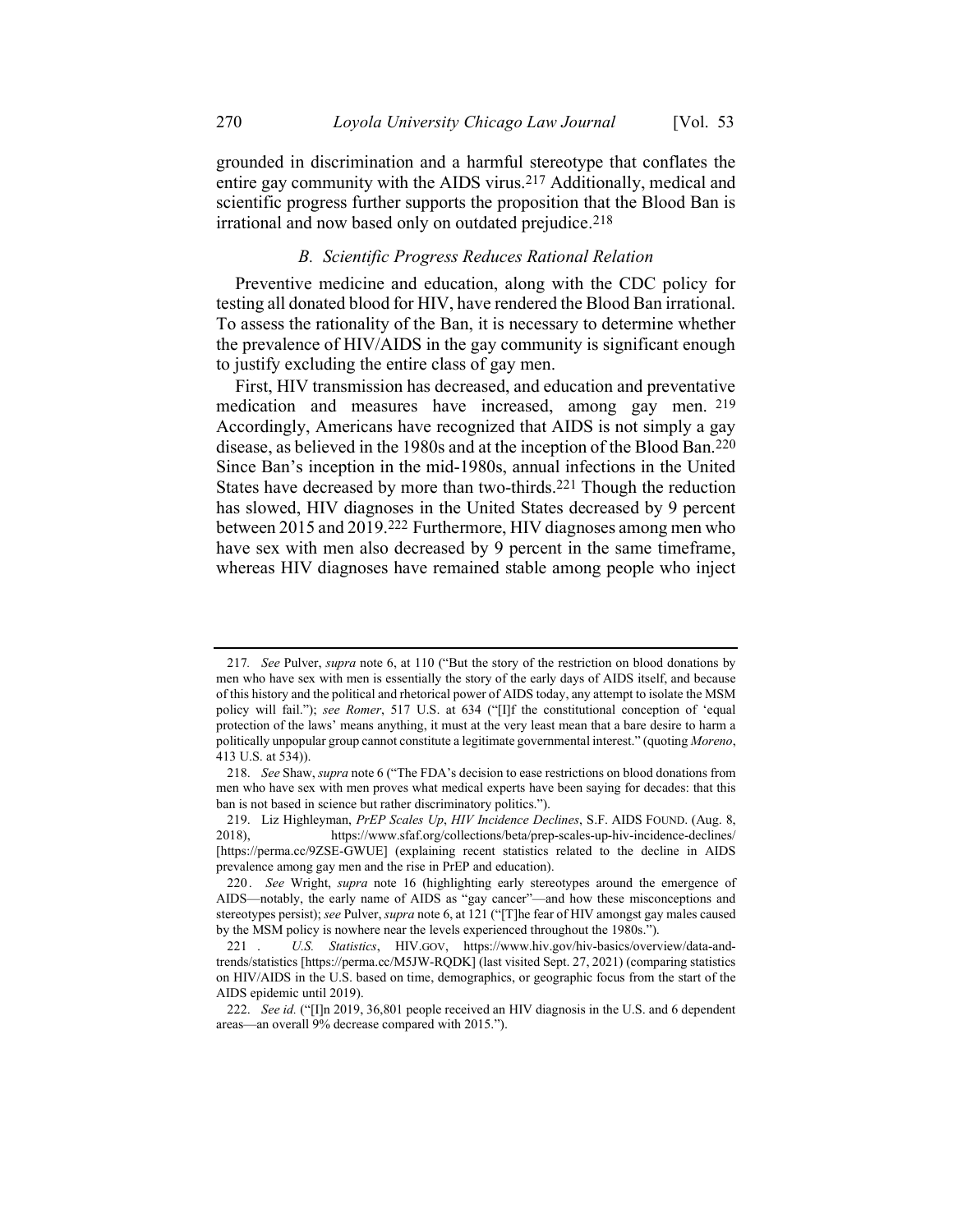grounded in discrimination and a harmful stereotype that conflates the entire gay community with the AIDS virus.[217] Additionally, medical and scientific progress further supports the proposition that the Blood Ban is irrational and now based only on outdated prejudice.[218]

### *B. Scientific Progress Reduces Rational Relation*

Preventive medicine and education, along with the CDC policy for testing all donated blood for HIV, have rendered the Blood Ban irrational. To assess the rationality of the Ban, it is necessary to determine whether the prevalence of HIV/AIDS in the gay community is significant enough to justify excluding the entire class of gay men.

First, HIV transmission has decreased, and education and preventative medication and measures have increased, among gay men.[219] Accordingly, Americans have recognized that AIDS is not simply a gay disease, as believed in the 1980s and at the inception of the Blood Ban.[220] Since Ban's inception in the mid-1980s, annual infections in the United States have decreased by more than two-thirds.[221] Though the reduction has slowed, HIV diagnoses in the United States decreased by 9 percent between 2015 and 2019.[222] Furthermore, HIV diagnoses among men who have sex with men also decreased by 9 percent in the same timeframe, whereas HIV diagnoses have remained stable among people who inject

---

217. *See* Pulver, *supra* note 6, at 110 ("But the story of the restriction on blood donations by men who have sex with men is essentially the story of the early days of AIDS itself, and because of this history and the political and rhetorical power of AIDS today, any attempt to isolate the MSM policy will fail."); *see Romer*, 517 U.S. at 634 ("[I]f the constitutional conception of 'equal protection of the laws' means anything, it must at the very least mean that a bare desire to harm a politically unpopular group cannot constitute a legitimate governmental interest." (quoting *Moreno*, 413 U.S. at 534)).

218. *See* Shaw, *supra* note 6 ("The FDA's decision to ease restrictions on blood donations from men who have sex with men proves what medical experts have been saying for decades: that this ban is not based in science but rather discriminatory politics.").

219. Liz Highleyman, *PrEP Scales Up*, *HIV Incidence Declines*, S.F. AIDS FOUND. (Aug. 8, 2018), https://www.sfaf.org/collections/beta/prep-scales-up-hiv-incidence-declines/ [https://perma.cc/9ZSE-GWUE] (explaining recent statistics related to the decline in AIDS prevalence among gay men and the rise in PrEP and education).

220. *See* Wright, *supra* note 16 (highlighting early stereotypes around the emergence of AIDS—notably, the early name of AIDS as "gay cancer"—and how these misconceptions and stereotypes persist); *see* Pulver, *supra* note 6, at 121 ("[T]he fear of HIV amongst gay males caused by the MSM policy is nowhere near the levels experienced throughout the 1980s.").

221. *U.S. Statistics*, HIV.GOV, https://www.hiv.gov/hiv-basics/overview/data-and-trends/statistics [https://perma.cc/M5JW-RQDK] (last visited Sept. 27, 2021) (comparing statistics on HIV/AIDS in the U.S. based on time, demographics, or geographic focus from the start of the AIDS epidemic until 2019).

222. *See id.* ("[I]n 2019, 36,801 people received an HIV diagnosis in the U.S. and 6 dependent areas—an overall 9% decrease compared with 2015.").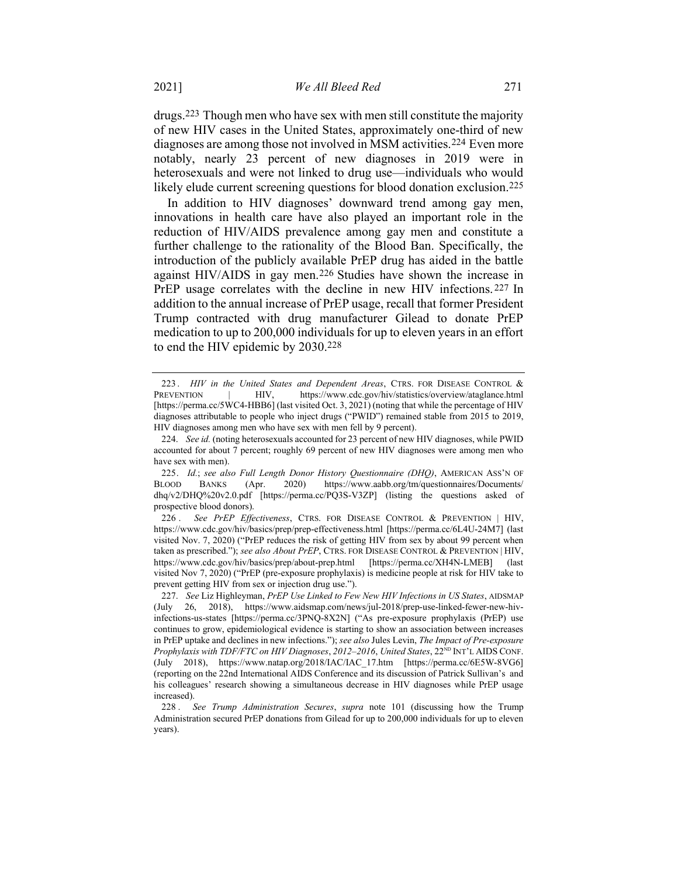drugs.[223] Though men who have sex with men still constitute the majority of new HIV cases in the United States, approximately one-third of new diagnoses are among those not involved in MSM activities.[224] Even more notably, nearly 23 percent of new diagnoses in 2019 were in heterosexuals and were not linked to drug use—individuals who would likely elude current screening questions for blood donation exclusion.[225]

In addition to HIV diagnoses' downward trend among gay men, innovations in health care have also played an important role in the reduction of HIV/AIDS prevalence among gay men and constitute a further challenge to the rationality of the Blood Ban. Specifically, the introduction of the publicly available PrEP drug has aided in the battle against HIV/AIDS in gay men.[226] Studies have shown the increase in PrEP usage correlates with the decline in new HIV infections.[227] In addition to the annual increase of PrEP usage, recall that former President Trump contracted with drug manufacturer Gilead to donate PrEP medication to up to 200,000 individuals for up to eleven years in an effort to end the HIV epidemic by 2030.[228]

---

223. *HIV in the United States and Dependent Areas*, CTRS. FOR DISEASE CONTROL & PREVENTION | HIV, https://www.cdc.gov/hiv/statistics/overview/ataglance.html [https://perma.cc/5WC4-HBB6] (last visited Oct. 3, 2021) (noting that while the percentage of HIV diagnoses attributable to people who inject drugs ("PWID") remained stable from 2015 to 2019, HIV diagnoses among men who have sex with men fell by 9 percent).

224. *See id.* (noting heterosexuals accounted for 23 percent of new HIV diagnoses, while PWID accounted for about 7 percent; roughly 69 percent of new HIV diagnoses were among men who have sex with men).

225. *Id.*; *see also Full Length Donor History Questionnaire (DHQ)*, AMERICAN ASS'N OF BLOOD BANKS (Apr. 2020) https://www.aabb.org/tm/questionnaires/Documents/dhq/v2/DHQ%20v2.0.pdf [https://perma.cc/PQ3S-V3ZP] (listing the questions asked of prospective blood donors).

226. *See PrEP Effectiveness*, CTRS. FOR DISEASE CONTROL & PREVENTION | HIV, https://www.cdc.gov/hiv/basics/prep/prep-effectiveness.html [https://perma.cc/6L4U-24M7] (last visited Nov. 7, 2020) ("PrEP reduces the risk of getting HIV from sex by about 99 percent when taken as prescribed."); *see also About PrEP*, CTRS. FOR DISEASE CONTROL & PREVENTION | HIV, https://www.cdc.gov/hiv/basics/prep/about-prep.html [https://perma.cc/XH4N-LMEB] (last visited Nov 7, 2020) ("PrEP (pre-exposure prophylaxis) is medicine people at risk for HIV take to prevent getting HIV from sex or injection drug use.").

227. *See* Liz Highleyman, *PrEP Use Linked to Few New HIV Infections in US States*, AIDSMAP (July 26, 2018), https://www.aidsmap.com/news/jul-2018/prep-use-linked-fewer-new-hiv-infections-us-states [https://perma.cc/3PNQ-8X2N] ("As pre-exposure prophylaxis (PrEP) use continues to grow, epidemiological evidence is starting to show an association between increases in PrEP uptake and declines in new infections."); *see also* Jules Levin, *The Impact of Pre-exposure Prophylaxis with TDF/FTC on HIV Diagnoses, 2012–2016, United States*, 22ND INT'L AIDS CONF. (July 2018), https://www.natap.org/2018/IAC/IAC_17.htm [https://perma.cc/6E5W-8VG6] (reporting on the 22nd International AIDS Conference and its discussion of Patrick Sullivan's and his colleagues' research showing a simultaneous decrease in HIV diagnoses while PrEP usage increased).

228. *See Trump Administration Secures*, *supra* note 101 (discussing how the Trump Administration secured PrEP donations from Gilead for up to 200,000 individuals for up to eleven years).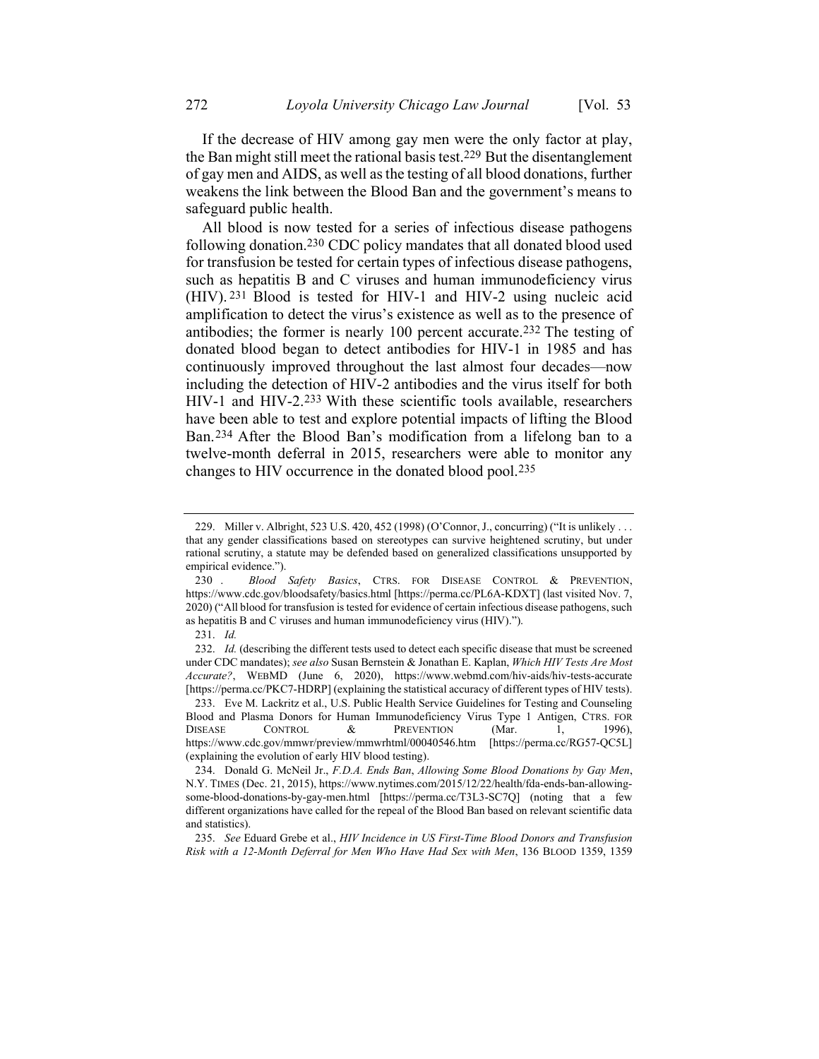If the decrease of HIV among gay men were the only factor at play, the Ban might still meet the rational basis test.[229] But the disentanglement of gay men and AIDS, as well as the testing of all blood donations, further weakens the link between the Blood Ban and the government's means to safeguard public health.

All blood is now tested for a series of infectious disease pathogens following donation.[230] CDC policy mandates that all donated blood used for transfusion be tested for certain types of infectious disease pathogens, such as hepatitis B and C viruses and human immunodeficiency virus (HIV).[231] Blood is tested for HIV-1 and HIV-2 using nucleic acid amplification to detect the virus's existence as well as to the presence of antibodies; the former is nearly 100 percent accurate.[232] The testing of donated blood began to detect antibodies for HIV-1 in 1985 and has continuously improved throughout the last almost four decades—now including the detection of HIV-2 antibodies and the virus itself for both HIV-1 and HIV-2.[233] With these scientific tools available, researchers have been able to test and explore potential impacts of lifting the Blood Ban.[234] After the Blood Ban's modification from a lifelong ban to a twelve-month deferral in 2015, researchers were able to monitor any changes to HIV occurrence in the donated blood pool.[235]

---

229. Miller v. Albright, 523 U.S. 420, 452 (1998) (O'Connor, J., concurring) ("It is unlikely . . . that any gender classifications based on stereotypes can survive heightened scrutiny, but under rational scrutiny, a statute may be defended based on generalized classifications unsupported by empirical evidence.").

230. *Blood Safety Basics*, CTRS. FOR DISEASE CONTROL & PREVENTION, https://www.cdc.gov/bloodsafety/basics.html [https://perma.cc/PL6A-KDXT] (last visited Nov. 7, 2020) ("All blood for transfusion is tested for evidence of certain infectious disease pathogens, such as hepatitis B and C viruses and human immunodeficiency virus (HIV).").

231. *Id.*

232. *Id.* (describing the different tests used to detect each specific disease that must be screened under CDC mandates); *see also* Susan Bernstein & Jonathan E. Kaplan, *Which HIV Tests Are Most Accurate?*, WEBMD (June 6, 2020), https://www.webmd.com/hiv-aids/hiv-tests-accurate [https://perma.cc/PKC7-HDRP] (explaining the statistical accuracy of different types of HIV tests).

233. Eve M. Lackritz et al., U.S. Public Health Service Guidelines for Testing and Counseling Blood and Plasma Donors for Human Immunodeficiency Virus Type 1 Antigen, CTRS. FOR DISEASE CONTROL & PREVENTION (Mar. 1, 1996), https://www.cdc.gov/mmwr/preview/mmwrhtml/00040546.htm [https://perma.cc/RG57-QC5L] (explaining the evolution of early HIV blood testing).

234. Donald G. McNeil Jr., *F.D.A. Ends Ban, Allowing Some Blood Donations by Gay Men*, N.Y. TIMES (Dec. 21, 2015), https://www.nytimes.com/2015/12/22/health/fda-ends-ban-allowing-some-blood-donations-by-gay-men.html [https://perma.cc/T3L3-SC7Q] (noting that a few different organizations have called for the repeal of the Blood Ban based on relevant scientific data and statistics).

235. *See* Eduard Grebe et al., *HIV Incidence in US First-Time Blood Donors and Transfusion Risk with a 12-Month Deferral for Men Who Have Had Sex with Men*, 136 BLOOD 1359, 1359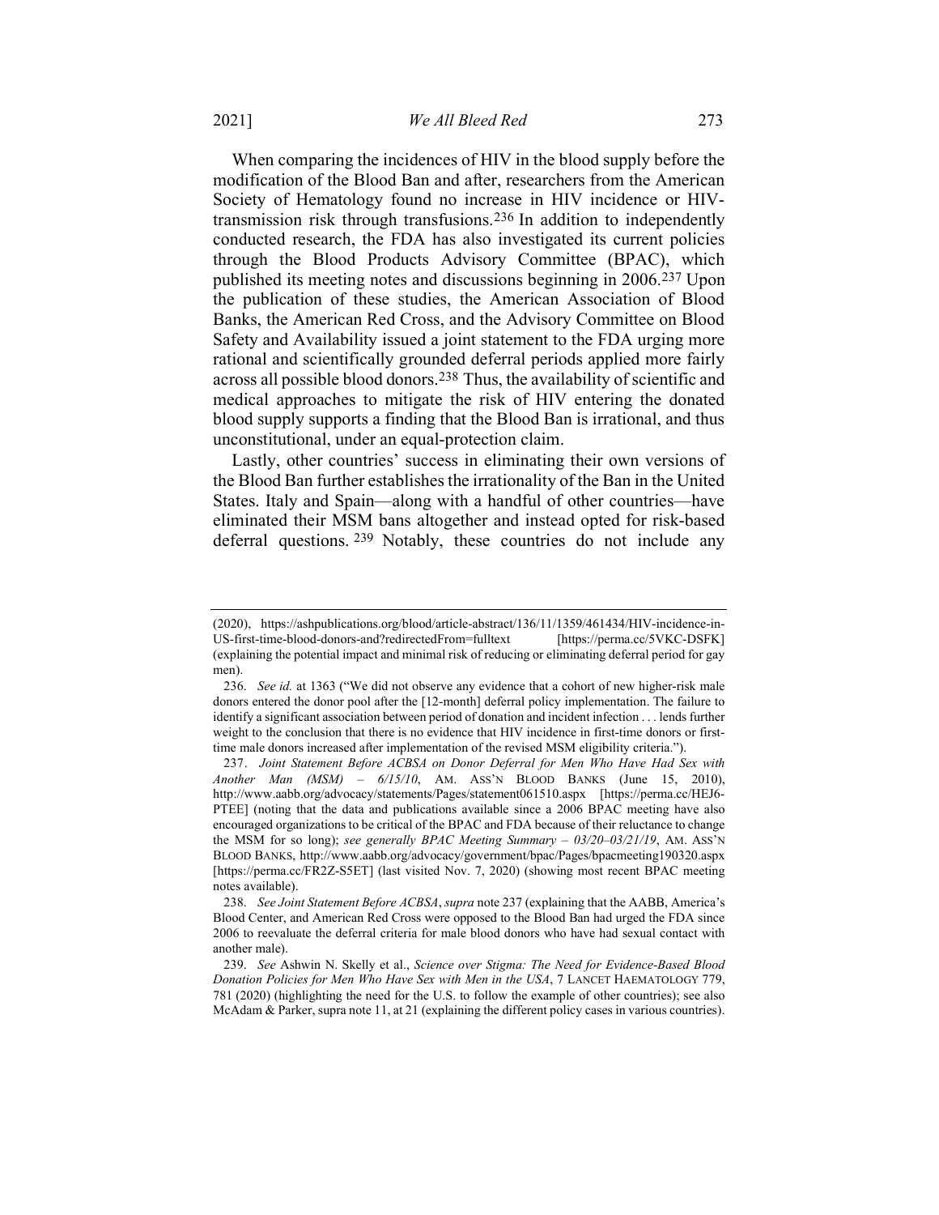When comparing the incidences of HIV in the blood supply before the modification of the Blood Ban and after, researchers from the American Society of Hematology found no increase in HIV incidence or HIV-transmission risk through transfusions.[236] In addition to independently conducted research, the FDA has also investigated its current policies through the Blood Products Advisory Committee (BPAC), which published its meeting notes and discussions beginning in 2006.[237] Upon the publication of these studies, the American Association of Blood Banks, the American Red Cross, and the Advisory Committee on Blood Safety and Availability issued a joint statement to the FDA urging more rational and scientifically grounded deferral periods applied more fairly across all possible blood donors.[238] Thus, the availability of scientific and medical approaches to mitigate the risk of HIV entering the donated blood supply supports a finding that the Blood Ban is irrational, and thus unconstitutional, under an equal-protection claim.

Lastly, other countries' success in eliminating their own versions of the Blood Ban further establishes the irrationality of the Ban in the United States. Italy and Spain—along with a handful of other countries—have eliminated their MSM bans altogether and instead opted for risk-based deferral questions.[239] Notably, these countries do not include any

---

(2020), https://ashpublications.org/blood/article-abstract/136/11/1359/461434/HIV-incidence-in-US-first-time-blood-donors-and?redirectedFrom=fulltext [https://perma.cc/5VKC-DSFK] (explaining the potential impact and minimal risk of reducing or eliminating deferral period for gay men).

236. *See id.* at 1363 ("We did not observe any evidence that a cohort of new higher-risk male donors entered the donor pool after the [12-month] deferral policy implementation. The failure to identify a significant association between period of donation and incident infection . . . lends further weight to the conclusion that there is no evidence that HIV incidence in first-time donors or first-time male donors increased after implementation of the revised MSM eligibility criteria.").

237. *Joint Statement Before ACBSA on Donor Deferral for Men Who Have Had Sex with Another Man (MSM) – 6/15/10*, AM. ASS'N BLOOD BANKS (June 15, 2010), http://www.aabb.org/advocacy/statements/Pages/statement061510.aspx [https://perma.cc/HEJ6-PTEE] (noting that the data and publications available since a 2006 BPAC meeting have also encouraged organizations to be critical of the BPAC and FDA because of their reluctance to change the MSM for so long); *see generally BPAC Meeting Summary – 03/20–03/21/19*, AM. ASS'N BLOOD BANKS, http://www.aabb.org/advocacy/government/bpac/Pages/bpacmeeting190320.aspx [https://perma.cc/FR2Z-S5ET] (last visited Nov. 7, 2020) (showing most recent BPAC meeting notes available).

238. *See Joint Statement Before ACBSA*, *supra* note 237 (explaining that the AABB, America's Blood Center, and American Red Cross were opposed to the Blood Ban had urged the FDA since 2006 to reevaluate the deferral criteria for male blood donors who have had sexual contact with another male).

239. *See* Ashwin N. Skelly et al., *Science over Stigma: The Need for Evidence-Based Blood Donation Policies for Men Who Have Sex with Men in the USA*, 7 LANCET HAEMATOLOGY 779, 781 (2020) (highlighting the need for the U.S. to follow the example of other countries); see also McAdam & Parker, supra note 11, at 21 (explaining the different policy cases in various countries).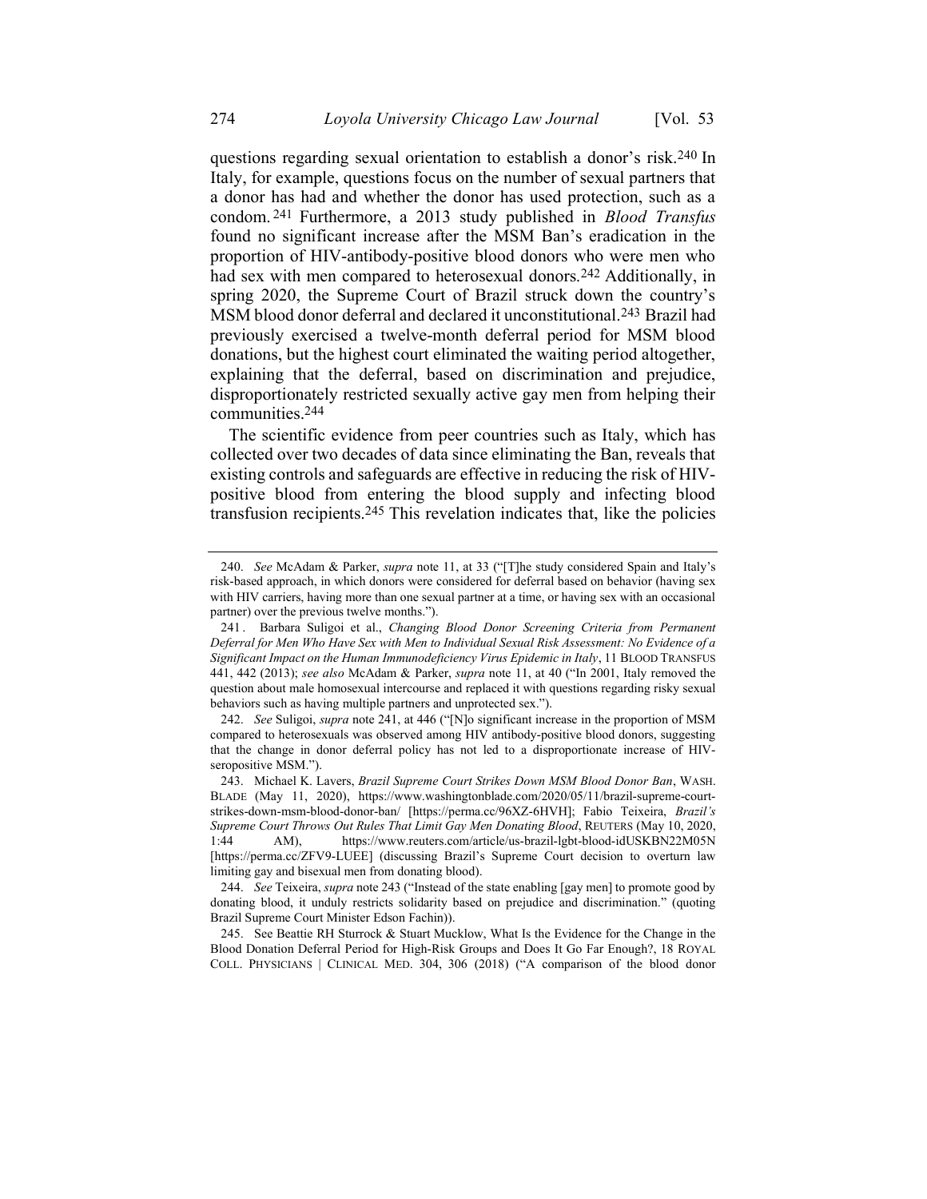questions regarding sexual orientation to establish a donor's risk.[240] In Italy, for example, questions focus on the number of sexual partners that a donor has had and whether the donor has used protection, such as a condom.[241] Furthermore, a 2013 study published in *Blood Transfus* found no significant increase after the MSM Ban's eradication in the proportion of HIV-antibody-positive blood donors who were men who had sex with men compared to heterosexual donors.[242] Additionally, in spring 2020, the Supreme Court of Brazil struck down the country's MSM blood donor deferral and declared it unconstitutional.[243] Brazil had previously exercised a twelve-month deferral period for MSM blood donations, but the highest court eliminated the waiting period altogether, explaining that the deferral, based on discrimination and prejudice, disproportionately restricted sexually active gay men from helping their communities.[244]

The scientific evidence from peer countries such as Italy, which has collected over two decades of data since eliminating the Ban, reveals that existing controls and safeguards are effective in reducing the risk of HIV-positive blood from entering the blood supply and infecting blood transfusion recipients.[245] This revelation indicates that, like the policies

---

240. *See* McAdam & Parker, *supra* note 11, at 33 ("[T]he study considered Spain and Italy's risk-based approach, in which donors were considered for deferral based on behavior (having sex with HIV carriers, having more than one sexual partner at a time, or having sex with an occasional partner) over the previous twelve months.").

241. Barbara Suligoi et al., *Changing Blood Donor Screening Criteria from Permanent Deferral for Men Who Have Sex with Men to Individual Sexual Risk Assessment: No Evidence of a Significant Impact on the Human Immunodeficiency Virus Epidemic in Italy*, 11 BLOOD TRANSFUS 441, 442 (2013); *see also* McAdam & Parker, *supra* note 11, at 40 ("In 2001, Italy removed the question about male homosexual intercourse and replaced it with questions regarding risky sexual behaviors such as having multiple partners and unprotected sex.").

242. *See* Suligoi, *supra* note 241, at 446 ("[N]o significant increase in the proportion of MSM compared to heterosexuals was observed among HIV antibody-positive blood donors, suggesting that the change in donor deferral policy has not led to a disproportionate increase of HIV-seropositive MSM.").

243. Michael K. Lavers, *Brazil Supreme Court Strikes Down MSM Blood Donor Ban*, WASH. BLADE (May 11, 2020), https://www.washingtonblade.com/2020/05/11/brazil-supreme-court-strikes-down-msm-blood-donor-ban/ [https://perma.cc/96XZ-6HVH]; Fabio Teixeira, *Brazil's Supreme Court Throws Out Rules That Limit Gay Men Donating Blood*, REUTERS (May 10, 2020, 1:44 AM), https://www.reuters.com/article/us-brazil-lgbt-blood-idUSKBN22M05N [https://perma.cc/ZFV9-LUEE] (discussing Brazil's Supreme Court decision to overturn law limiting gay and bisexual men from donating blood).

244. *See* Teixeira, *supra* note 243 ("Instead of the state enabling [gay men] to promote good by donating blood, it unduly restricts solidarity based on prejudice and discrimination." (quoting Brazil Supreme Court Minister Edson Fachin)).

245. See Beattie RH Sturrock & Stuart Mucklow, What Is the Evidence for the Change in the Blood Donation Deferral Period for High-Risk Groups and Does It Go Far Enough?, 18 ROYAL COLL. PHYSICIANS | CLINICAL MED. 304, 306 (2018) ("A comparison of the blood donor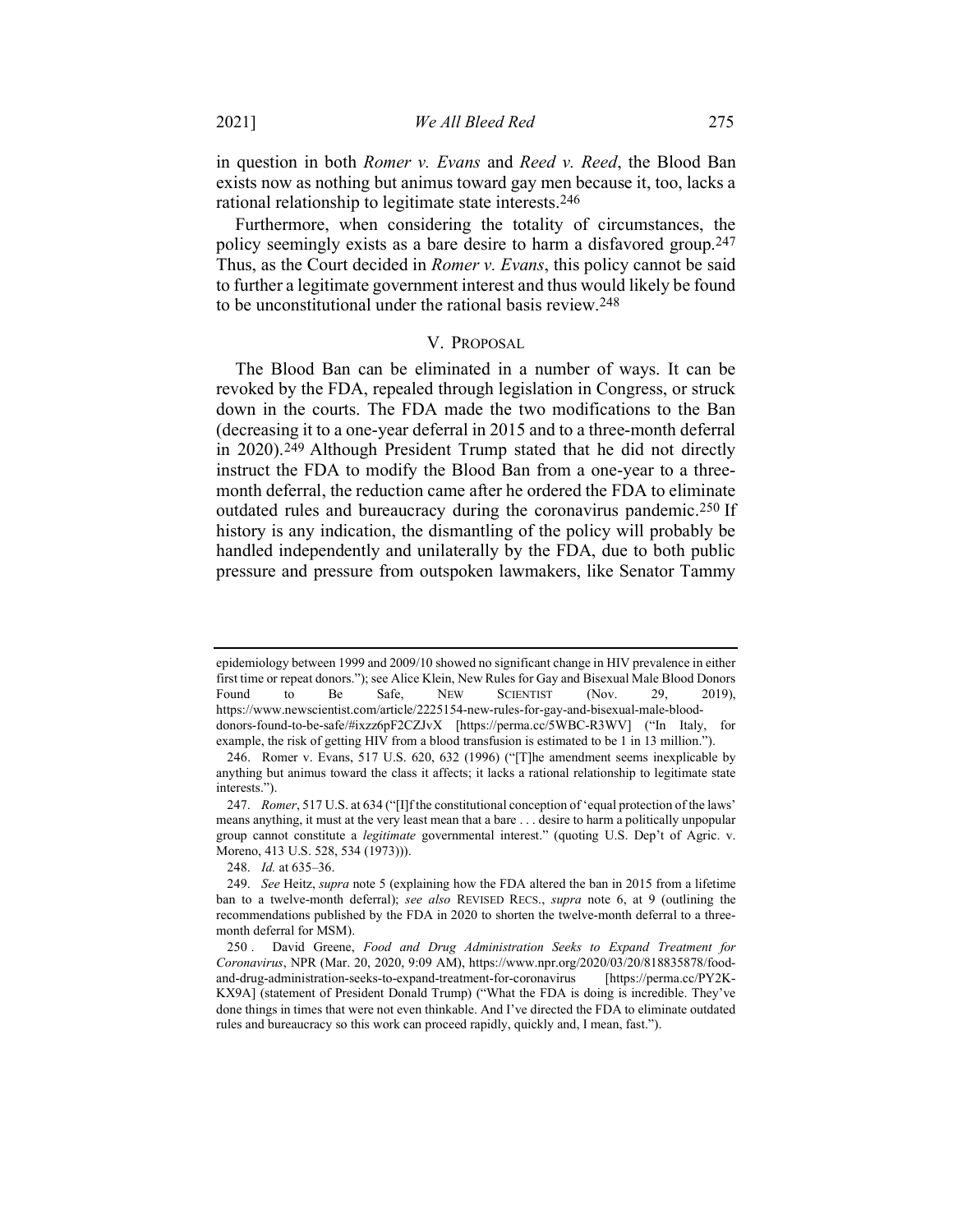in question in both *Romer v. Evans* and *Reed v. Reed*, the Blood Ban exists now as nothing but animus toward gay men because it, too, lacks a rational relationship to legitimate state interests.[246]

Furthermore, when considering the totality of circumstances, the policy seemingly exists as a bare desire to harm a disfavored group.[247] Thus, as the Court decided in *Romer v. Evans*, this policy cannot be said to further a legitimate government interest and thus would likely be found to be unconstitutional under the rational basis review.[248]

## V. PROPOSAL

The Blood Ban can be eliminated in a number of ways. It can be revoked by the FDA, repealed through legislation in Congress, or struck down in the courts. The FDA made the two modifications to the Ban (decreasing it to a one-year deferral in 2015 and to a three-month deferral in 2020).[249] Although President Trump stated that he did not directly instruct the FDA to modify the Blood Ban from a one-year to a three-month deferral, the reduction came after he ordered the FDA to eliminate outdated rules and bureaucracy during the coronavirus pandemic.[250] If history is any indication, the dismantling of the policy will probably be handled independently and unilaterally by the FDA, due to both public pressure and pressure from outspoken lawmakers, like Senator Tammy

---

epidemiology between 1999 and 2009/10 showed no significant change in HIV prevalence in either first time or repeat donors."); see Alice Klein, New Rules for Gay and Bisexual Male Blood Donors Found to Be Safe, NEW SCIENTIST (Nov. 29, 2019), https://www.newscientist.com/article/2225154-new-rules-for-gay-and-bisexual-male-blood-donors-found-to-be-safe/#ixzz6pF2CZJvX [https://perma.cc/5WBC-R3WV] ("In Italy, for example, the risk of getting HIV from a blood transfusion is estimated to be 1 in 13 million.").

246. Romer v. Evans, 517 U.S. 620, 632 (1996) ("[T]he amendment seems inexplicable by anything but animus toward the class it affects; it lacks a rational relationship to legitimate state interests.").

247. *Romer*, 517 U.S. at 634 ("[I]f the constitutional conception of 'equal protection of the laws' means anything, it must at the very least mean that a bare . . . desire to harm a politically unpopular group cannot constitute a *legitimate* governmental interest." (quoting U.S. Dep't of Agric. v. Moreno, 413 U.S. 528, 534 (1973))).

248. *Id.* at 635–36.

249. *See* Heitz, *supra* note 5 (explaining how the FDA altered the ban in 2015 from a lifetime ban to a twelve-month deferral); *see also* REVISED RECS., *supra* note 6, at 9 (outlining the recommendations published by the FDA in 2020 to shorten the twelve-month deferral to a three-month deferral for MSM).

250. David Greene, *Food and Drug Administration Seeks to Expand Treatment for Coronavirus*, NPR (Mar. 20, 2020, 9:09 AM), https://www.npr.org/2020/03/20/818835878/food-and-drug-administration-seeks-to-expand-treatment-for-coronavirus [https://perma.cc/PY2K-KX9A] (statement of President Donald Trump) ("What the FDA is doing is incredible. They've done things in times that were not even thinkable. And I've directed the FDA to eliminate outdated rules and bureaucracy so this work can proceed rapidly, quickly and, I mean, fast.").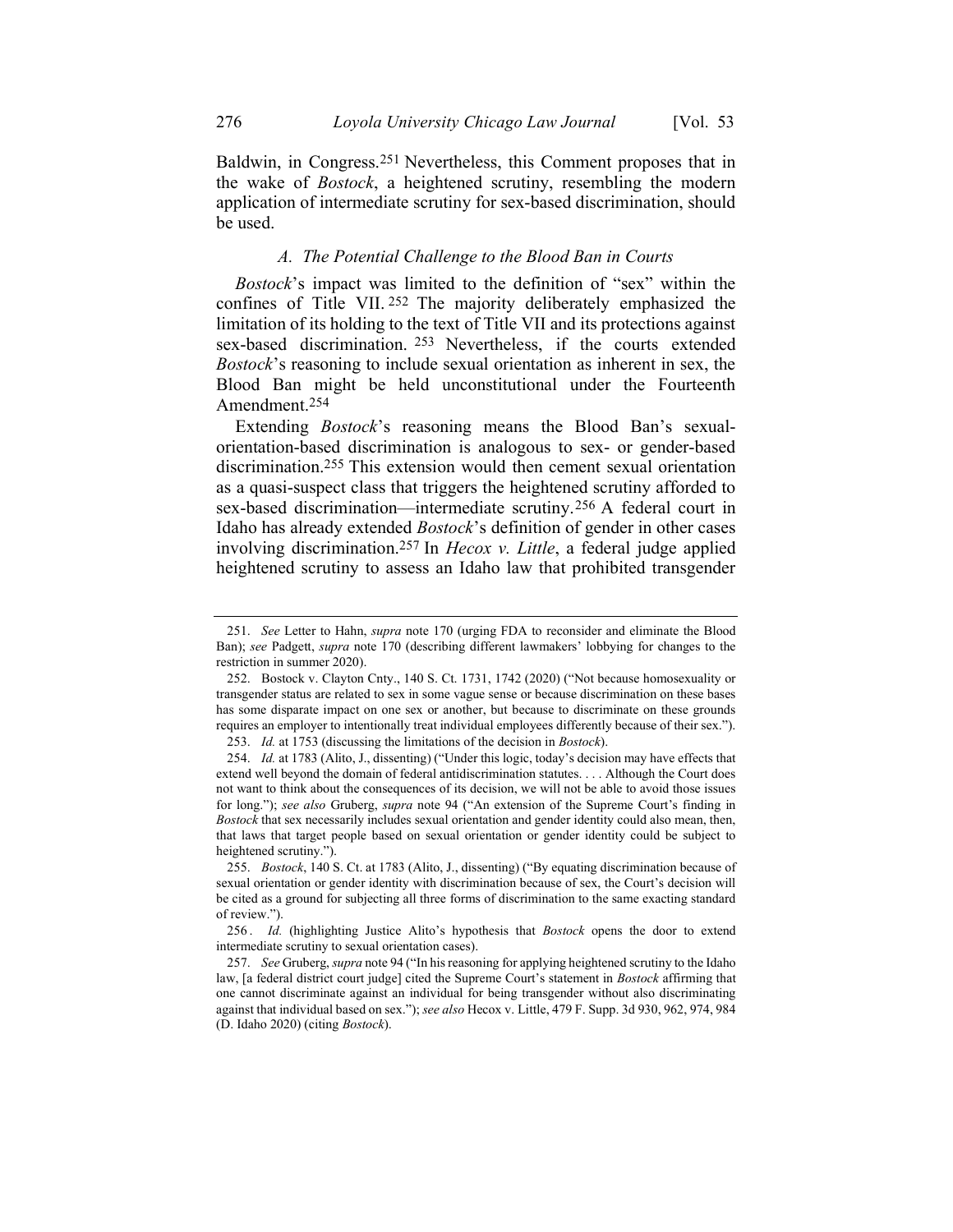Baldwin, in Congress.[251] Nevertheless, this Comment proposes that in the wake of *Bostock*, a heightened scrutiny, resembling the modern application of intermediate scrutiny for sex-based discrimination, should be used.

### *A. The Potential Challenge to the Blood Ban in Courts*

*Bostock*'s impact was limited to the definition of "sex" within the confines of Title VII.[252] The majority deliberately emphasized the limitation of its holding to the text of Title VII and its protections against sex-based discrimination.[253] Nevertheless, if the courts extended *Bostock*'s reasoning to include sexual orientation as inherent in sex, the Blood Ban might be held unconstitutional under the Fourteenth Amendment.[254]

Extending *Bostock*'s reasoning means the Blood Ban's sexual-orientation-based discrimination is analogous to sex- or gender-based discrimination.[255] This extension would then cement sexual orientation as a quasi-suspect class that triggers the heightened scrutiny afforded to sex-based discrimination—intermediate scrutiny.[256] A federal court in Idaho has already extended *Bostock*'s definition of gender in other cases involving discrimination.[257] In *Hecox v. Little*, a federal judge applied heightened scrutiny to assess an Idaho law that prohibited transgender

---

251. *See* Letter to Hahn, *supra* note 170 (urging FDA to reconsider and eliminate the Blood Ban); *see* Padgett, *supra* note 170 (describing different lawmakers' lobbying for changes to the restriction in summer 2020).

252. Bostock v. Clayton Cnty., 140 S. Ct. 1731, 1742 (2020) ("Not because homosexuality or transgender status are related to sex in some vague sense or because discrimination on these bases has some disparate impact on one sex or another, but because to discriminate on these grounds requires an employer to intentionally treat individual employees differently because of their sex.").

253. *Id.* at 1753 (discussing the limitations of the decision in *Bostock*).

254. *Id.* at 1783 (Alito, J., dissenting) ("Under this logic, today's decision may have effects that extend well beyond the domain of federal antidiscrimination statutes. . . . Although the Court does not want to think about the consequences of its decision, we will not be able to avoid those issues for long."); *see also* Gruberg, *supra* note 94 ("An extension of the Supreme Court's finding in *Bostock* that sex necessarily includes sexual orientation and gender identity could also mean, then, that laws that target people based on sexual orientation or gender identity could be subject to heightened scrutiny.").

255. *Bostock*, 140 S. Ct. at 1783 (Alito, J., dissenting) ("By equating discrimination because of sexual orientation or gender identity with discrimination because of sex, the Court's decision will be cited as a ground for subjecting all three forms of discrimination to the same exacting standard of review.").

256. *Id.* (highlighting Justice Alito's hypothesis that *Bostock* opens the door to extend intermediate scrutiny to sexual orientation cases).

257. *See* Gruberg, *supra* note 94 ("In his reasoning for applying heightened scrutiny to the Idaho law, [a federal district court judge] cited the Supreme Court's statement in *Bostock* affirming that one cannot discriminate against an individual for being transgender without also discriminating against that individual based on sex."); *see also* Hecox v. Little, 479 F. Supp. 3d 930, 962, 974, 984 (D. Idaho 2020) (citing *Bostock*).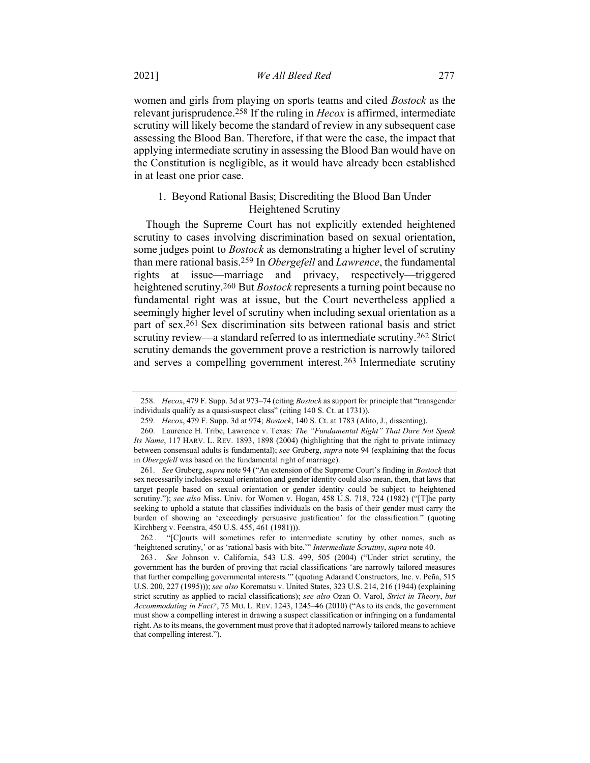women and girls from playing on sports teams and cited *Bostock* as the relevant jurisprudence.[258] If the ruling in *Hecox* is affirmed, intermediate scrutiny will likely become the standard of review in any subsequent case assessing the Blood Ban. Therefore, if that were the case, the impact that applying intermediate scrutiny in assessing the Blood Ban would have on the Constitution is negligible, as it would have already been established in at least one prior case.

### 1. Beyond Rational Basis; Discrediting the Blood Ban Under Heightened Scrutiny

Though the Supreme Court has not explicitly extended heightened scrutiny to cases involving discrimination based on sexual orientation, some judges point to *Bostock* as demonstrating a higher level of scrutiny than mere rational basis.[259] In *Obergefell* and *Lawrence*, the fundamental rights at issue—marriage and privacy, respectively—triggered heightened scrutiny.[260] But *Bostock* represents a turning point because no fundamental right was at issue, but the Court nevertheless applied a seemingly higher level of scrutiny when including sexual orientation as a part of sex.[261] Sex discrimination sits between rational basis and strict scrutiny review—a standard referred to as intermediate scrutiny.[262] Strict scrutiny demands the government prove a restriction is narrowly tailored and serves a compelling government interest.[263] Intermediate scrutiny

---

258. *Hecox*, 479 F. Supp. 3d at 973–74 (citing *Bostock* as support for principle that "transgender individuals qualify as a quasi-suspect class" (citing 140 S. Ct. at 1731)).

259. *Hecox*, 479 F. Supp. 3d at 974; *Bostock*, 140 S. Ct. at 1783 (Alito, J., dissenting).

260. Laurence H. Tribe, Lawrence v. Texas*: The "Fundamental Right" That Dare Not Speak Its Name*, 117 HARV. L. REV. 1893, 1898 (2004) (highlighting that the right to private intimacy between consensual adults is fundamental); *see* Gruberg, *supra* note 94 (explaining that the focus in *Obergefell* was based on the fundamental right of marriage).

261. *See* Gruberg, *supra* note 94 ("An extension of the Supreme Court's finding in *Bostock* that sex necessarily includes sexual orientation and gender identity could also mean, then, that laws that target people based on sexual orientation or gender identity could be subject to heightened scrutiny."); *see also* Miss. Univ. for Women v. Hogan, 458 U.S. 718, 724 (1982) ("[T]he party seeking to uphold a statute that classifies individuals on the basis of their gender must carry the burden of showing an 'exceedingly persuasive justification' for the classification." (quoting Kirchberg v. Feenstra, 450 U.S. 455, 461 (1981))).

262. "[C]ourts will sometimes refer to intermediate scrutiny by other names, such as 'heightened scrutiny,' or as 'rational basis with bite.'" *Intermediate Scrutiny*, *supra* note 40.

263. *See* Johnson v. California, 543 U.S. 499, 505 (2004) ("Under strict scrutiny, the government has the burden of proving that racial classifications 'are narrowly tailored measures that further compelling governmental interests.'" (quoting Adarand Constructors, Inc. v. Peña, 515 U.S. 200, 227 (1995))); *see also* Korematsu v. United States, 323 U.S. 214, 216 (1944) (explaining strict scrutiny as applied to racial classifications); *see also* Ozan O. Varol, *Strict in Theory*, *but Accommodating in Fact?*, 75 MO. L. REV. 1243, 1245–46 (2010) ("As to its ends, the government must show a compelling interest in drawing a suspect classification or infringing on a fundamental right. As to its means, the government must prove that it adopted narrowly tailored means to achieve that compelling interest.").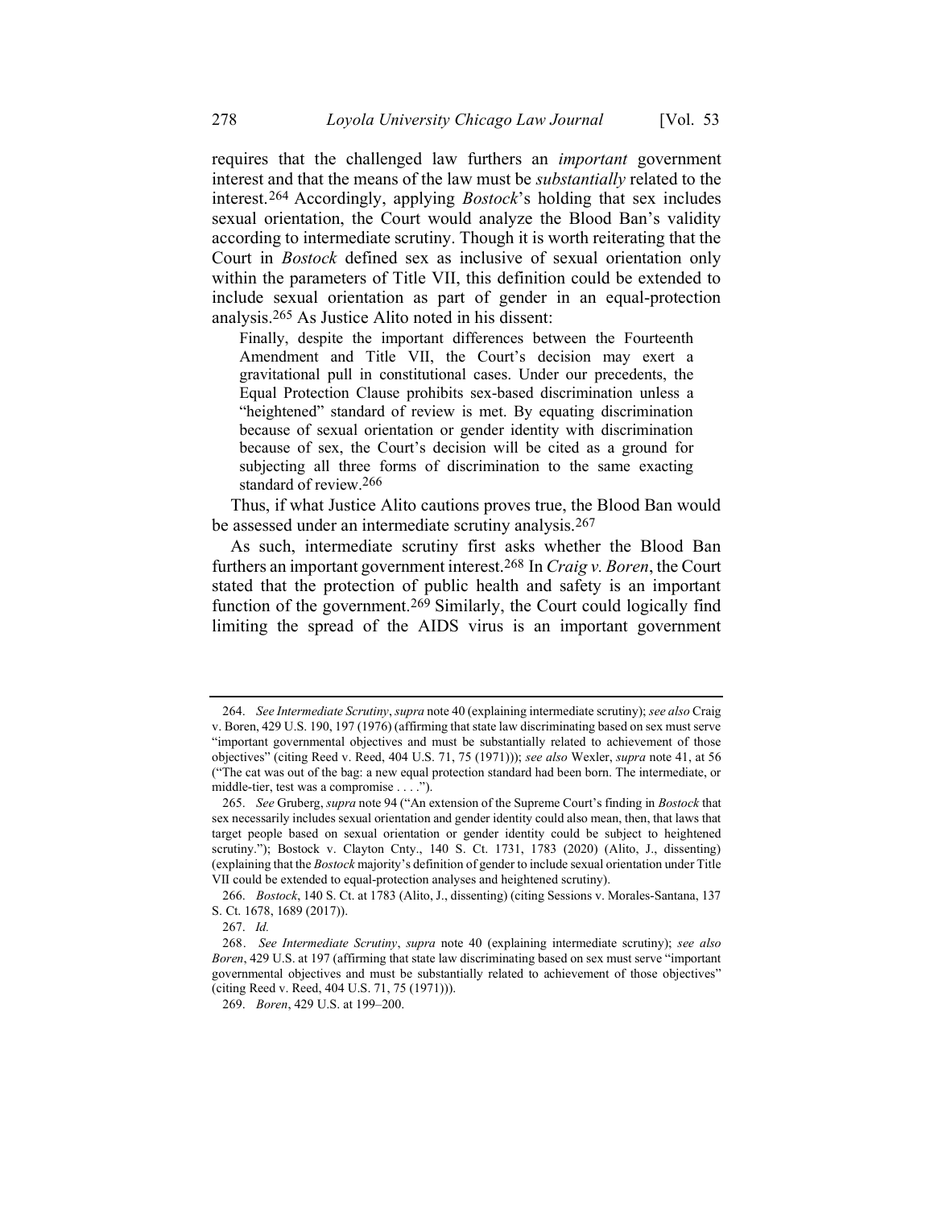requires that the challenged law furthers an *important* government interest and that the means of the law must be *substantially* related to the interest.[264] Accordingly, applying *Bostock*'s holding that sex includes sexual orientation, the Court would analyze the Blood Ban's validity according to intermediate scrutiny. Though it is worth reiterating that the Court in *Bostock* defined sex as inclusive of sexual orientation only within the parameters of Title VII, this definition could be extended to include sexual orientation as part of gender in an equal-protection analysis.[265] As Justice Alito noted in his dissent:

> Finally, despite the important differences between the Fourteenth Amendment and Title VII, the Court's decision may exert a gravitational pull in constitutional cases. Under our precedents, the Equal Protection Clause prohibits sex-based discrimination unless a "heightened" standard of review is met. By equating discrimination because of sexual orientation or gender identity with discrimination because of sex, the Court's decision will be cited as a ground for subjecting all three forms of discrimination to the same exacting standard of review.[266]

Thus, if what Justice Alito cautions proves true, the Blood Ban would be assessed under an intermediate scrutiny analysis.[267]

As such, intermediate scrutiny first asks whether the Blood Ban furthers an important government interest.[268] In *Craig v. Boren*, the Court stated that the protection of public health and safety is an important function of the government.[269] Similarly, the Court could logically find limiting the spread of the AIDS virus is an important government

---

264. *See Intermediate Scrutiny*, *supra* note 40 (explaining intermediate scrutiny); *see also* Craig v. Boren, 429 U.S. 190, 197 (1976) (affirming that state law discriminating based on sex must serve "important governmental objectives and must be substantially related to achievement of those objectives" (citing Reed v. Reed, 404 U.S. 71, 75 (1971))); *see also* Wexler, *supra* note 41, at 56 ("The cat was out of the bag: a new equal protection standard had been born. The intermediate, or middle-tier, test was a compromise . . . .").

265. *See* Gruberg, *supra* note 94 ("An extension of the Supreme Court's finding in *Bostock* that sex necessarily includes sexual orientation and gender identity could also mean, then, that laws that target people based on sexual orientation or gender identity could be subject to heightened scrutiny."); Bostock v. Clayton Cnty., 140 S. Ct. 1731, 1783 (2020) (Alito, J., dissenting) (explaining that the *Bostock* majority's definition of gender to include sexual orientation under Title VII could be extended to equal-protection analyses and heightened scrutiny).

266. *Bostock*, 140 S. Ct. at 1783 (Alito, J., dissenting) (citing Sessions v. Morales-Santana, 137 S. Ct. 1678, 1689 (2017)).

267. *Id.*

268. *See Intermediate Scrutiny*, *supra* note 40 (explaining intermediate scrutiny); *see also Boren*, 429 U.S. at 197 (affirming that state law discriminating based on sex must serve "important governmental objectives and must be substantially related to achievement of those objectives" (citing Reed v. Reed, 404 U.S. 71, 75 (1971))).

269. *Boren*, 429 U.S. at 199–200.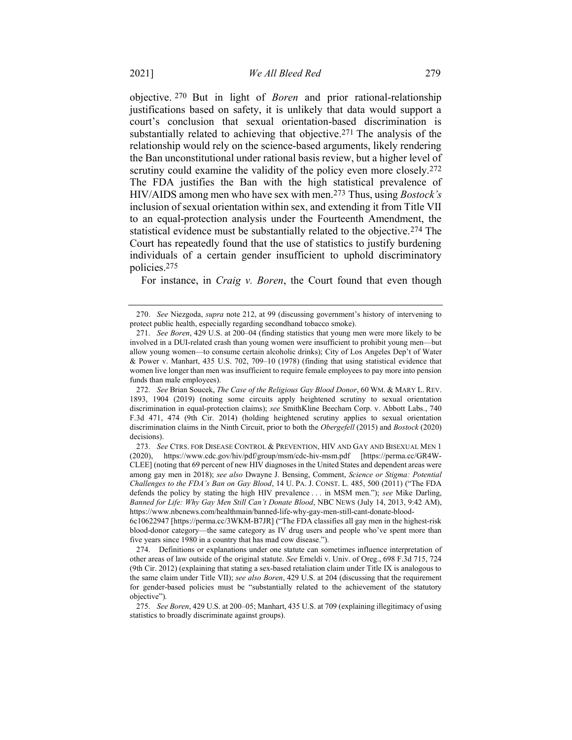objective.[270] But in light of *Boren* and prior rational-relationship justifications based on safety, it is unlikely that data would support a court's conclusion that sexual orientation-based discrimination is substantially related to achieving that objective.[271] The analysis of the relationship would rely on the science-based arguments, likely rendering the Ban unconstitutional under rational basis review, but a higher level of scrutiny could examine the validity of the policy even more closely.[272] The FDA justifies the Ban with the high statistical prevalence of HIV/AIDS among men who have sex with men.[273] Thus, using *Bostock's* inclusion of sexual orientation within sex, and extending it from Title VII to an equal-protection analysis under the Fourteenth Amendment, the statistical evidence must be substantially related to the objective.[274] The Court has repeatedly found that the use of statistics to justify burdening individuals of a certain gender insufficient to uphold discriminatory policies.[275]

For instance, in *Craig v. Boren*, the Court found that even though

---

270. *See* Niezgoda, *supra* note 212, at 99 (discussing government's history of intervening to protect public health, especially regarding secondhand tobacco smoke).

271. *See Boren*, 429 U.S. at 200–04 (finding statistics that young men were more likely to be involved in a DUI-related crash than young women were insufficient to prohibit young men—but allow young women—to consume certain alcoholic drinks); City of Los Angeles Dep't of Water & Power v. Manhart, 435 U.S. 702, 709–10 (1978) (finding that using statistical evidence that women live longer than men was insufficient to require female employees to pay more into pension funds than male employees).

272. *See* Brian Soucek, *The Case of the Religious Gay Blood Donor*, 60 WM. & MARY L. REV. 1893, 1904 (2019) (noting some circuits apply heightened scrutiny to sexual orientation discrimination in equal-protection claims); *see* SmithKline Beecham Corp. v. Abbott Labs., 740 F.3d 471, 474 (9th Cir. 2014) (holding heightened scrutiny applies to sexual orientation discrimination claims in the Ninth Circuit, prior to both the *Obergefell* (2015) and *Bostock* (2020) decisions).

273. *See* CTRS. FOR DISEASE CONTROL & PREVENTION, HIV AND GAY AND BISEXUAL MEN 1 (2020), https://www.cdc.gov/hiv/pdf/group/msm/cdc-hiv-msm.pdf [https://perma.cc/GR4W-CLEE] (noting that 69 percent of new HIV diagnoses in the United States and dependent areas were among gay men in 2018); *see also* Dwayne J. Bensing, Comment, *Science or Stigma: Potential Challenges to the FDA's Ban on Gay Blood*, 14 U. PA. J. CONST. L. 485, 500 (2011) ("The FDA defends the policy by stating the high HIV prevalence . . . in MSM men."); *see* Mike Darling, *Banned for Life: Why Gay Men Still Can't Donate Blood*, NBC NEWS (July 14, 2013, 9:42 AM), https://www.nbcnews.com/healthmain/banned-life-why-gay-men-still-cant-donate-blood-6c10622947 [https://perma.cc/3WKM-B7JR] ("The FDA classifies all gay men in the highest-risk blood-donor category—the same category as IV drug users and people who've spent more than five years since 1980 in a country that has mad cow disease.").

274. Definitions or explanations under one statute can sometimes influence interpretation of other areas of law outside of the original statute. *See* Emeldi v. Univ. of Oreg., 698 F.3d 715, 724 (9th Cir. 2012) (explaining that stating a sex-based retaliation claim under Title IX is analogous to the same claim under Title VII); *see also Boren*, 429 U.S. at 204 (discussing that the requirement for gender-based policies must be "substantially related to the achievement of the statutory objective").

275. *See Boren*, 429 U.S. at 200–05; Manhart, 435 U.S. at 709 (explaining illegitimacy of using statistics to broadly discriminate against groups).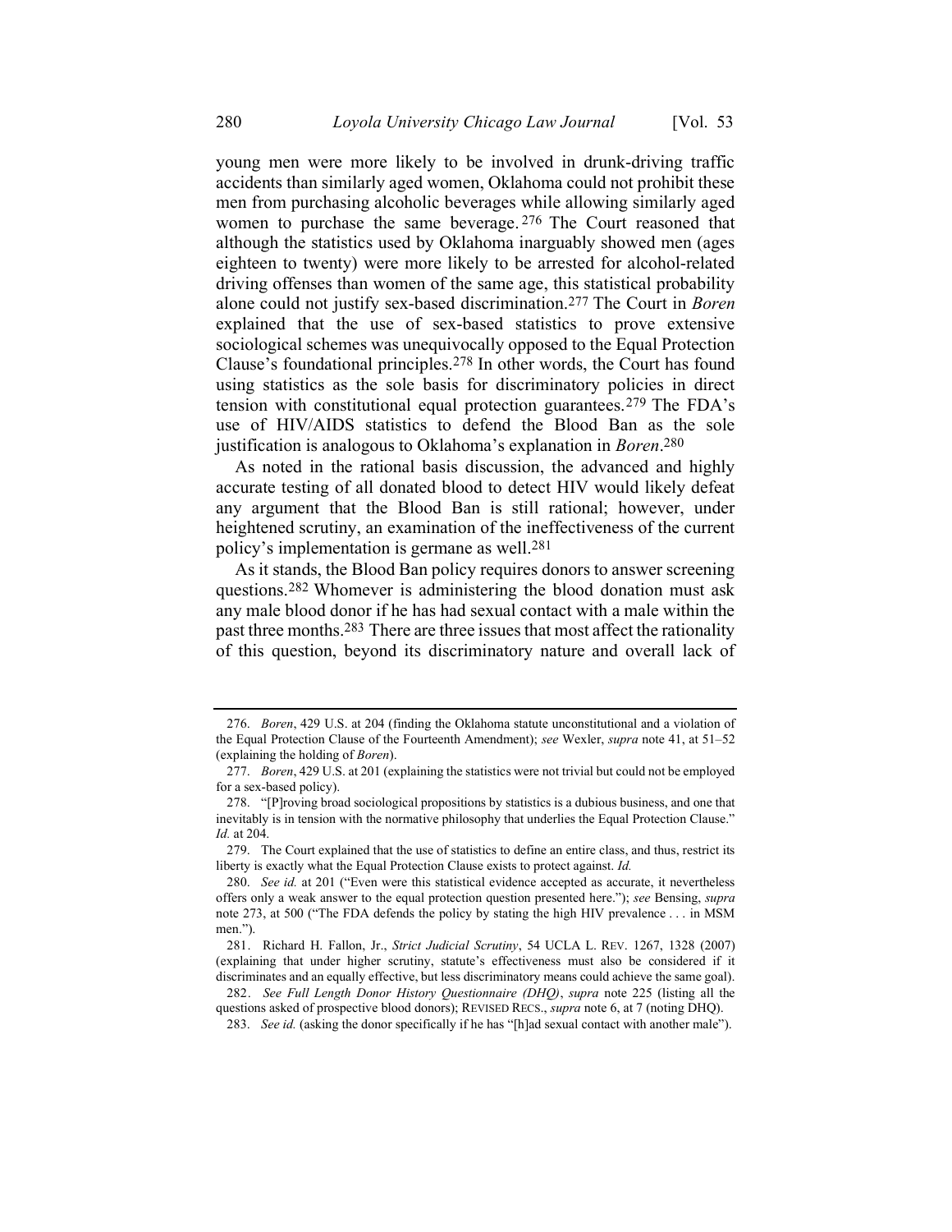young men were more likely to be involved in drunk-driving traffic accidents than similarly aged women, Oklahoma could not prohibit these men from purchasing alcoholic beverages while allowing similarly aged women to purchase the same beverage.[276] The Court reasoned that although the statistics used by Oklahoma inarguably showed men (ages eighteen to twenty) were more likely to be arrested for alcohol-related driving offenses than women of the same age, this statistical probability alone could not justify sex-based discrimination.[277] The Court in *Boren* explained that the use of sex-based statistics to prove extensive sociological schemes was unequivocally opposed to the Equal Protection Clause's foundational principles.[278] In other words, the Court has found using statistics as the sole basis for discriminatory policies in direct tension with constitutional equal protection guarantees.[279] The FDA's use of HIV/AIDS statistics to defend the Blood Ban as the sole justification is analogous to Oklahoma's explanation in *Boren*.[280]

As noted in the rational basis discussion, the advanced and highly accurate testing of all donated blood to detect HIV would likely defeat any argument that the Blood Ban is still rational; however, under heightened scrutiny, an examination of the ineffectiveness of the current policy's implementation is germane as well.[281]

As it stands, the Blood Ban policy requires donors to answer screening questions.[282] Whomever is administering the blood donation must ask any male blood donor if he has had sexual contact with a male within the past three months.[283] There are three issues that most affect the rationality of this question, beyond its discriminatory nature and overall lack of

---

276. *Boren*, 429 U.S. at 204 (finding the Oklahoma statute unconstitutional and a violation of the Equal Protection Clause of the Fourteenth Amendment); *see* Wexler, *supra* note 41, at 51–52 (explaining the holding of *Boren*).

277. *Boren*, 429 U.S. at 201 (explaining the statistics were not trivial but could not be employed for a sex-based policy).

278. "[P]roving broad sociological propositions by statistics is a dubious business, and one that inevitably is in tension with the normative philosophy that underlies the Equal Protection Clause." *Id.* at 204.

279. The Court explained that the use of statistics to define an entire class, and thus, restrict its liberty is exactly what the Equal Protection Clause exists to protect against. *Id.*

280. *See id.* at 201 ("Even were this statistical evidence accepted as accurate, it nevertheless offers only a weak answer to the equal protection question presented here."); *see* Bensing, *supra* note 273, at 500 ("The FDA defends the policy by stating the high HIV prevalence . . . in MSM men.").

281. Richard H. Fallon, Jr., *Strict Judicial Scrutiny*, 54 UCLA L. REV. 1267, 1328 (2007) (explaining that under higher scrutiny, statute's effectiveness must also be considered if it discriminates and an equally effective, but less discriminatory means could achieve the same goal).

282. *See Full Length Donor History Questionnaire (DHQ)*, *supra* note 225 (listing all the questions asked of prospective blood donors); REVISED RECS., *supra* note 6, at 7 (noting DHQ).

283. *See id.* (asking the donor specifically if he has "[h]ad sexual contact with another male").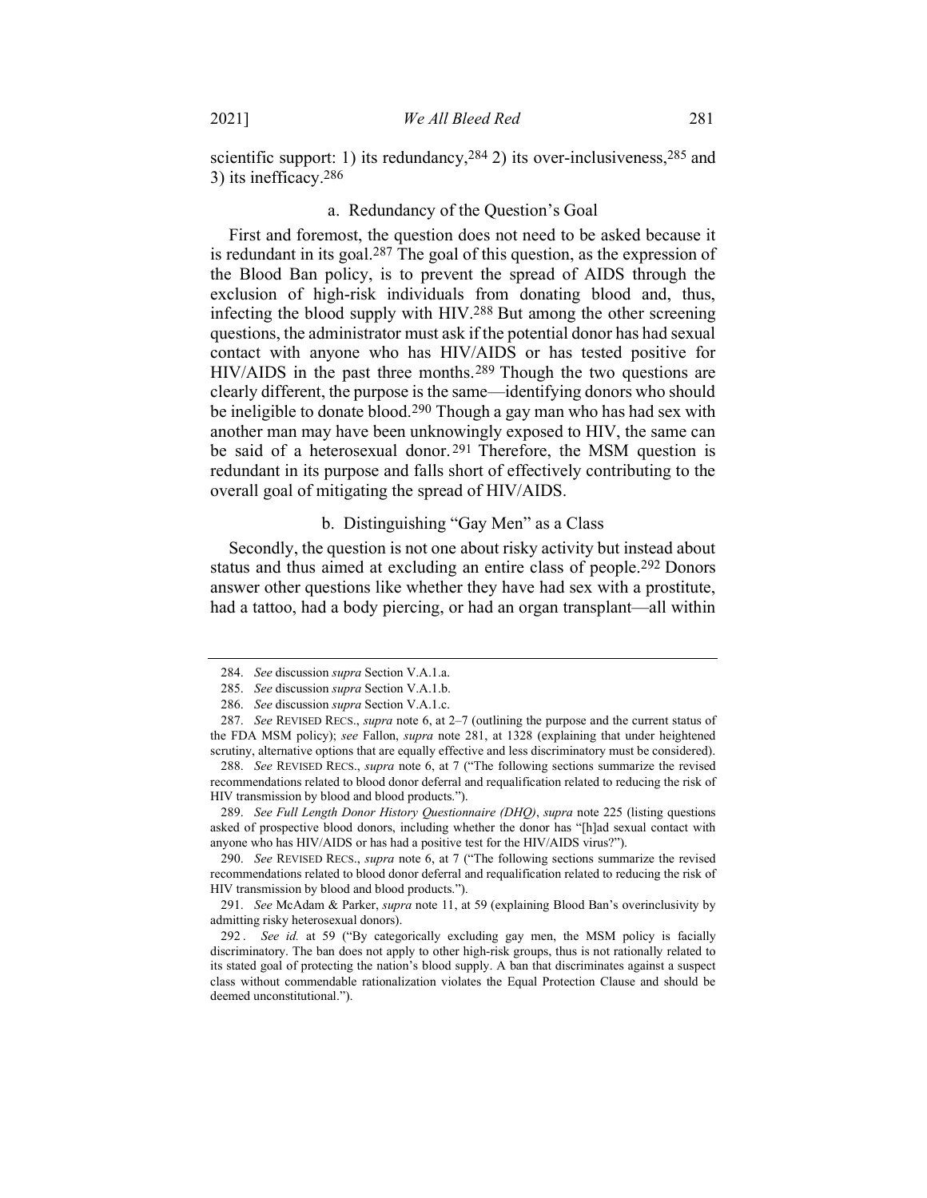scientific support: 1) its redundancy,[284] 2) its over-inclusiveness,[285] and 3) its inefficacy.[286]

#### a. Redundancy of the Question's Goal

First and foremost, the question does not need to be asked because it is redundant in its goal.[287] The goal of this question, as the expression of the Blood Ban policy, is to prevent the spread of AIDS through the exclusion of high-risk individuals from donating blood and, thus, infecting the blood supply with HIV.[288] But among the other screening questions, the administrator must ask if the potential donor has had sexual contact with anyone who has HIV/AIDS or has tested positive for HIV/AIDS in the past three months.[289] Though the two questions are clearly different, the purpose is the same—identifying donors who should be ineligible to donate blood.[290] Though a gay man who has had sex with another man may have been unknowingly exposed to HIV, the same can be said of a heterosexual donor.[291] Therefore, the MSM question is redundant in its purpose and falls short of effectively contributing to the overall goal of mitigating the spread of HIV/AIDS.

#### b. Distinguishing "Gay Men" as a Class

Secondly, the question is not one about risky activity but instead about status and thus aimed at excluding an entire class of people.[292] Donors answer other questions like whether they have had sex with a prostitute, had a tattoo, had a body piercing, or had an organ transplant—all within

---

284. *See* discussion *supra* Section V.A.1.a.

285. *See* discussion *supra* Section V.A.1.b.

286. *See* discussion *supra* Section V.A.1.c.

287. *See* REVISED RECS., *supra* note 6, at 2–7 (outlining the purpose and the current status of the FDA MSM policy); *see* Fallon, *supra* note 281, at 1328 (explaining that under heightened scrutiny, alternative options that are equally effective and less discriminatory must be considered).

288. *See* REVISED RECS., *supra* note 6, at 7 ("The following sections summarize the revised recommendations related to blood donor deferral and requalification related to reducing the risk of HIV transmission by blood and blood products.").

289. *See Full Length Donor History Questionnaire (DHQ)*, *supra* note 225 (listing questions asked of prospective blood donors, including whether the donor has "[h]ad sexual contact with anyone who has HIV/AIDS or has had a positive test for the HIV/AIDS virus?").

290. *See* REVISED RECS., *supra* note 6, at 7 ("The following sections summarize the revised recommendations related to blood donor deferral and requalification related to reducing the risk of HIV transmission by blood and blood products.").

291. *See* McAdam & Parker, *supra* note 11, at 59 (explaining Blood Ban's overinclusivity by admitting risky heterosexual donors).

292. *See id.* at 59 ("By categorically excluding gay men, the MSM policy is facially discriminatory. The ban does not apply to other high-risk groups, thus is not rationally related to its stated goal of protecting the nation's blood supply. A ban that discriminates against a suspect class without commendable rationalization violates the Equal Protection Clause and should be deemed unconstitutional.").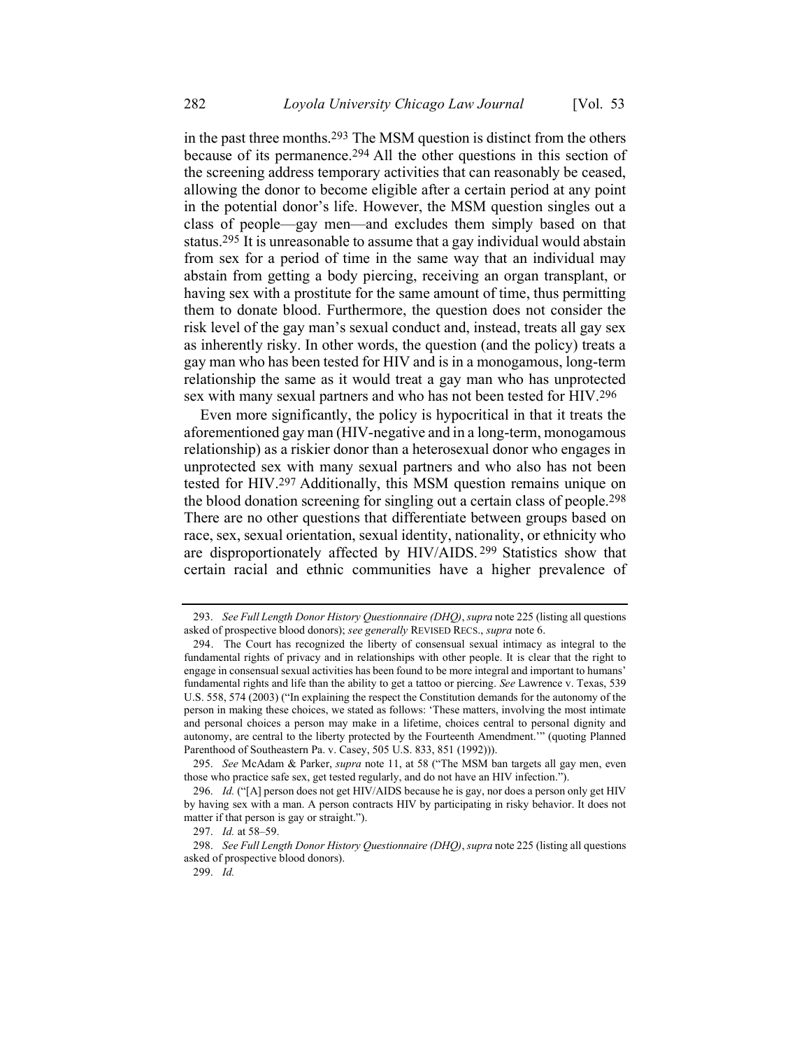in the past three months.[293] The MSM question is distinct from the others because of its permanence.[294] All the other questions in this section of the screening address temporary activities that can reasonably be ceased, allowing the donor to become eligible after a certain period at any point in the potential donor's life. However, the MSM question singles out a class of people—gay men—and excludes them simply based on that status.[295] It is unreasonable to assume that a gay individual would abstain from sex for a period of time in the same way that an individual may abstain from getting a body piercing, receiving an organ transplant, or having sex with a prostitute for the same amount of time, thus permitting them to donate blood. Furthermore, the question does not consider the risk level of the gay man's sexual conduct and, instead, treats all gay sex as inherently risky. In other words, the question (and the policy) treats a gay man who has been tested for HIV and is in a monogamous, long-term relationship the same as it would treat a gay man who has unprotected sex with many sexual partners and who has not been tested for HIV.[296]

Even more significantly, the policy is hypocritical in that it treats the aforementioned gay man (HIV-negative and in a long-term, monogamous relationship) as a riskier donor than a heterosexual donor who engages in unprotected sex with many sexual partners and who also has not been tested for HIV.[297] Additionally, this MSM question remains unique on the blood donation screening for singling out a certain class of people.[298] There are no other questions that differentiate between groups based on race, sex, sexual orientation, sexual identity, nationality, or ethnicity who are disproportionately affected by HIV/AIDS.[299] Statistics show that certain racial and ethnic communities have a higher prevalence of

---

293. *See Full Length Donor History Questionnaire (DHQ)*, *supra* note 225 (listing all questions asked of prospective blood donors); *see generally* REVISED RECS., *supra* note 6.

294. The Court has recognized the liberty of consensual sexual intimacy as integral to the fundamental rights of privacy and in relationships with other people. It is clear that the right to engage in consensual sexual activities has been found to be more integral and important to humans' fundamental rights and life than the ability to get a tattoo or piercing. *See* Lawrence v. Texas, 539 U.S. 558, 574 (2003) ("In explaining the respect the Constitution demands for the autonomy of the person in making these choices, we stated as follows: 'These matters, involving the most intimate and personal choices a person may make in a lifetime, choices central to personal dignity and autonomy, are central to the liberty protected by the Fourteenth Amendment.'" (quoting Planned Parenthood of Southeastern Pa. v. Casey, 505 U.S. 833, 851 (1992))).

295. *See* McAdam & Parker, *supra* note 11, at 58 ("The MSM ban targets all gay men, even those who practice safe sex, get tested regularly, and do not have an HIV infection.").

296. *Id.* ("[A] person does not get HIV/AIDS because he is gay, nor does a person only get HIV by having sex with a man. A person contracts HIV by participating in risky behavior. It does not matter if that person is gay or straight.").

297. *Id.* at 58–59.

298. *See Full Length Donor History Questionnaire (DHQ)*, *supra* note 225 (listing all questions asked of prospective blood donors).

299. *Id.*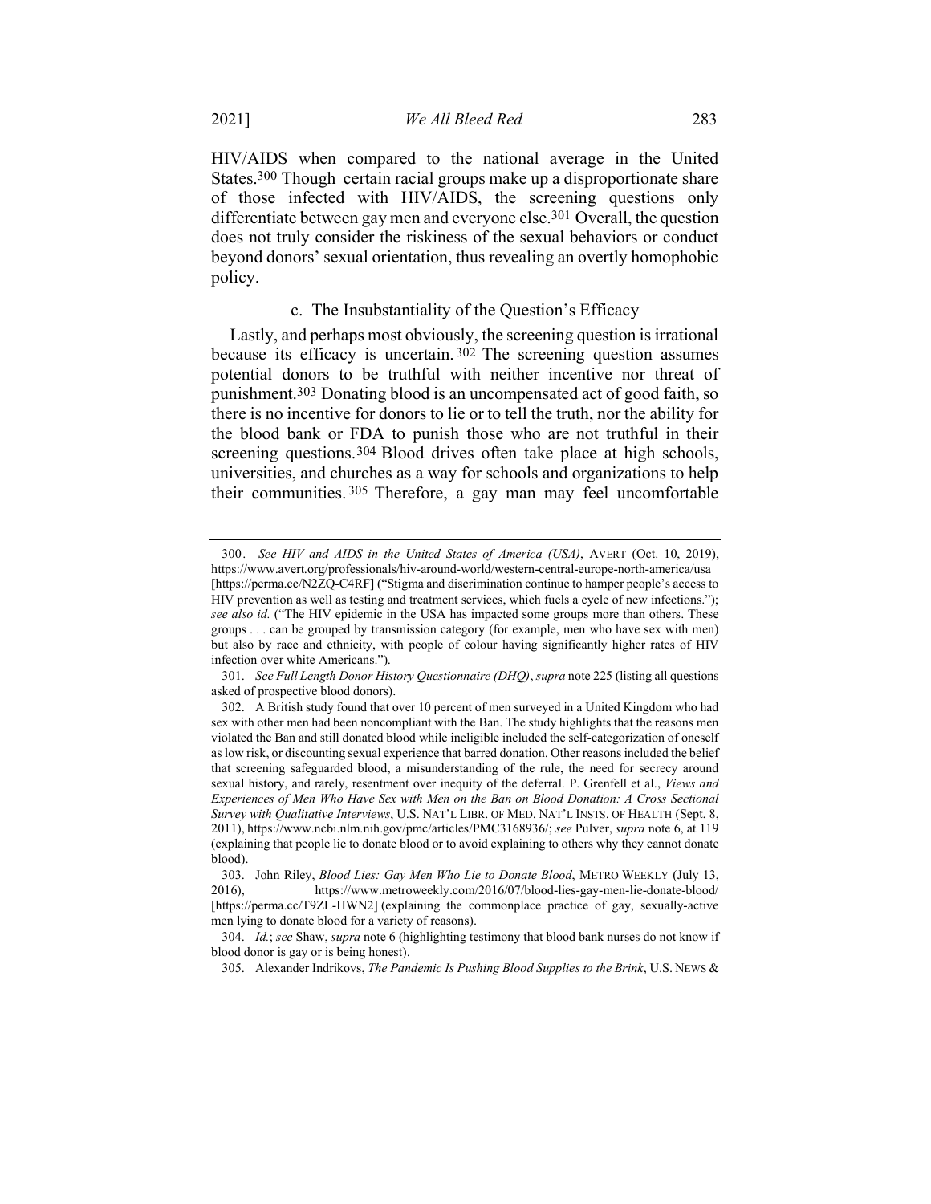HIV/AIDS when compared to the national average in the United States.[300] Though certain racial groups make up a disproportionate share of those infected with HIV/AIDS, the screening questions only differentiate between gay men and everyone else.[301] Overall, the question does not truly consider the riskiness of the sexual behaviors or conduct beyond donors' sexual orientation, thus revealing an overtly homophobic policy.

c. The Insubstantiality of the Question's Efficacy

Lastly, and perhaps most obviously, the screening question is irrational because its efficacy is uncertain.[302] The screening question assumes potential donors to be truthful with neither incentive nor threat of punishment.[303] Donating blood is an uncompensated act of good faith, so there is no incentive for donors to lie or to tell the truth, nor the ability for the blood bank or FDA to punish those who are not truthful in their screening questions.[304] Blood drives often take place at high schools, universities, and churches as a way for schools and organizations to help their communities.[305] Therefore, a gay man may feel uncomfortable

---

300. *See HIV and AIDS in the United States of America (USA)*, AVERT (Oct. 10, 2019), https://www.avert.org/professionals/hiv-around-world/western-central-europe-north-america/usa [https://perma.cc/N2ZQ-C4RF] ("Stigma and discrimination continue to hamper people's access to HIV prevention as well as testing and treatment services, which fuels a cycle of new infections."); *see also id.* ("The HIV epidemic in the USA has impacted some groups more than others. These groups . . . can be grouped by transmission category (for example, men who have sex with men) but also by race and ethnicity, with people of colour having significantly higher rates of HIV infection over white Americans.").

301. *See Full Length Donor History Questionnaire (DHQ)*, *supra* note 225 (listing all questions asked of prospective blood donors).

302. A British study found that over 10 percent of men surveyed in a United Kingdom who had sex with other men had been noncompliant with the Ban. The study highlights that the reasons men violated the Ban and still donated blood while ineligible included the self-categorization of oneself as low risk, or discounting sexual experience that barred donation. Other reasons included the belief that screening safeguarded blood, a misunderstanding of the rule, the need for secrecy around sexual history, and rarely, resentment over inequity of the deferral. P. Grenfell et al., *Views and Experiences of Men Who Have Sex with Men on the Ban on Blood Donation: A Cross Sectional Survey with Qualitative Interviews*, U.S. NAT'L LIBR. OF MED. NAT'L INSTS. OF HEALTH (Sept. 8, 2011), https://www.ncbi.nlm.nih.gov/pmc/articles/PMC3168936/; *see* Pulver, *supra* note 6, at 119 (explaining that people lie to donate blood or to avoid explaining to others why they cannot donate blood).

303. John Riley, *Blood Lies: Gay Men Who Lie to Donate Blood*, METRO WEEKLY (July 13, 2016), https://www.metroweekly.com/2016/07/blood-lies-gay-men-lie-donate-blood/ [https://perma.cc/T9ZL-HWN2] (explaining the commonplace practice of gay, sexually-active men lying to donate blood for a variety of reasons).

304. *Id.*; *see* Shaw, *supra* note 6 (highlighting testimony that blood bank nurses do not know if blood donor is gay or is being honest).

305. Alexander Indrikovs, *The Pandemic Is Pushing Blood Supplies to the Brink*, U.S. NEWS &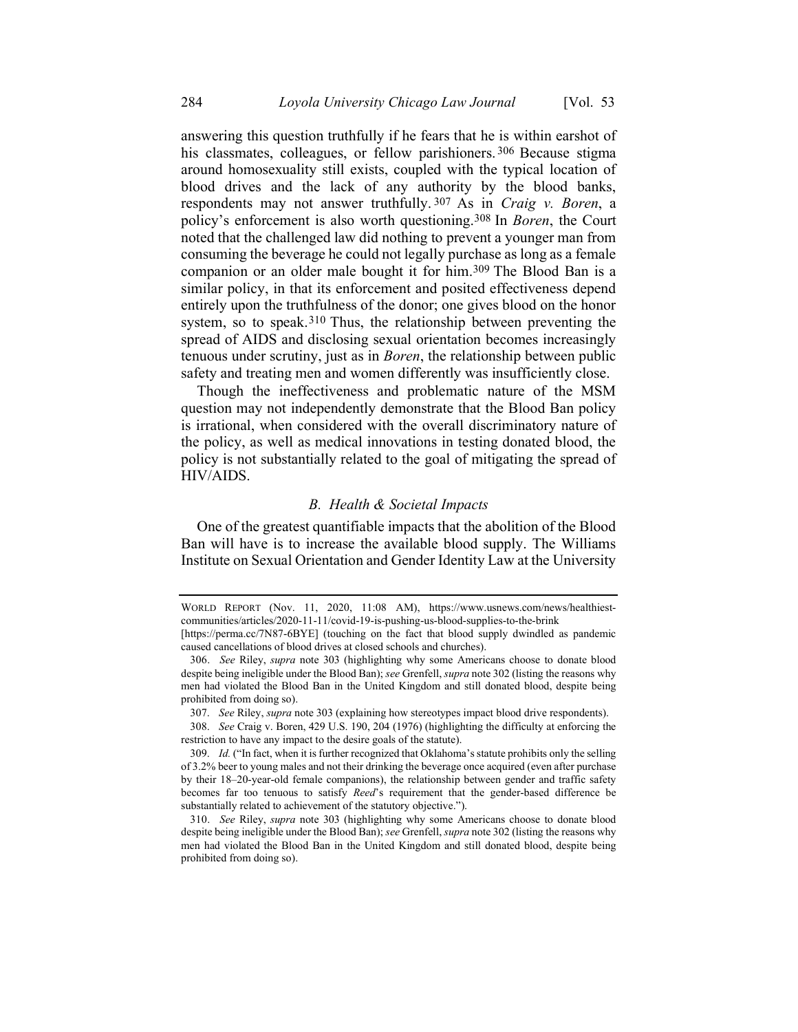answering this question truthfully if he fears that he is within earshot of his classmates, colleagues, or fellow parishioners.[306] Because stigma around homosexuality still exists, coupled with the typical location of blood drives and the lack of any authority by the blood banks, respondents may not answer truthfully.[307] As in *Craig v. Boren*, a policy's enforcement is also worth questioning.[308] In *Boren*, the Court noted that the challenged law did nothing to prevent a younger man from consuming the beverage he could not legally purchase as long as a female companion or an older male bought it for him.[309] The Blood Ban is a similar policy, in that its enforcement and posited effectiveness depend entirely upon the truthfulness of the donor; one gives blood on the honor system, so to speak.[310] Thus, the relationship between preventing the spread of AIDS and disclosing sexual orientation becomes increasingly tenuous under scrutiny, just as in *Boren*, the relationship between public safety and treating men and women differently was insufficiently close.

Though the ineffectiveness and problematic nature of the MSM question may not independently demonstrate that the Blood Ban policy is irrational, when considered with the overall discriminatory nature of the policy, as well as medical innovations in testing donated blood, the policy is not substantially related to the goal of mitigating the spread of HIV/AIDS.

### *B. Health & Societal Impacts*

One of the greatest quantifiable impacts that the abolition of the Blood Ban will have is to increase the available blood supply. The Williams Institute on Sexual Orientation and Gender Identity Law at the University

---

WORLD REPORT (Nov. 11, 2020, 11:08 AM), https://www.usnews.com/news/healthiest-communities/articles/2020-11-11/covid-19-is-pushing-us-blood-supplies-to-the-brink [https://perma.cc/7N87-6BYE] (touching on the fact that blood supply dwindled as pandemic caused cancellations of blood drives at closed schools and churches).

306. *See* Riley, *supra* note 303 (highlighting why some Americans choose to donate blood despite being ineligible under the Blood Ban); *see* Grenfell, *supra* note 302 (listing the reasons why men had violated the Blood Ban in the United Kingdom and still donated blood, despite being prohibited from doing so).

307. *See* Riley, *supra* note 303 (explaining how stereotypes impact blood drive respondents).

308. *See* Craig v. Boren, 429 U.S. 190, 204 (1976) (highlighting the difficulty at enforcing the restriction to have any impact to the desire goals of the statute).

309. *Id.* ("In fact, when it is further recognized that Oklahoma's statute prohibits only the selling of 3.2% beer to young males and not their drinking the beverage once acquired (even after purchase by their 18–20-year-old female companions), the relationship between gender and traffic safety becomes far too tenuous to satisfy *Reed*'s requirement that the gender-based difference be substantially related to achievement of the statutory objective.").

310. *See* Riley, *supra* note 303 (highlighting why some Americans choose to donate blood despite being ineligible under the Blood Ban); *see* Grenfell, *supra* note 302 (listing the reasons why men had violated the Blood Ban in the United Kingdom and still donated blood, despite being prohibited from doing so).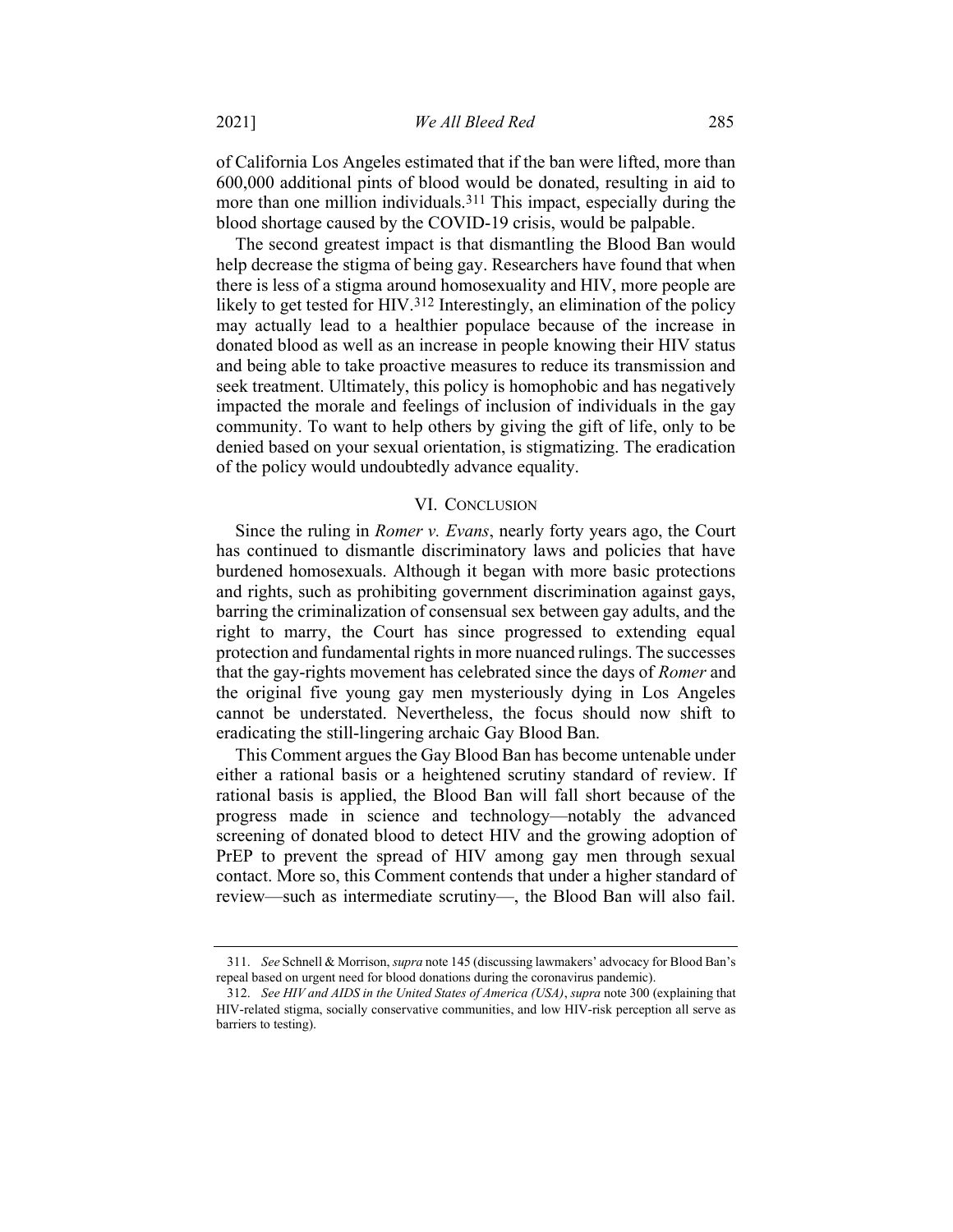of California Los Angeles estimated that if the ban were lifted, more than 600,000 additional pints of blood would be donated, resulting in aid to more than one million individuals.[311] This impact, especially during the blood shortage caused by the COVID-19 crisis, would be palpable.

The second greatest impact is that dismantling the Blood Ban would help decrease the stigma of being gay. Researchers have found that when there is less of a stigma around homosexuality and HIV, more people are likely to get tested for HIV.[312] Interestingly, an elimination of the policy may actually lead to a healthier populace because of the increase in donated blood as well as an increase in people knowing their HIV status and being able to take proactive measures to reduce its transmission and seek treatment. Ultimately, this policy is homophobic and has negatively impacted the morale and feelings of inclusion of individuals in the gay community. To want to help others by giving the gift of life, only to be denied based on your sexual orientation, is stigmatizing. The eradication of the policy would undoubtedly advance equality.

## VI. CONCLUSION

Since the ruling in *Romer v. Evans*, nearly forty years ago, the Court has continued to dismantle discriminatory laws and policies that have burdened homosexuals. Although it began with more basic protections and rights, such as prohibiting government discrimination against gays, barring the criminalization of consensual sex between gay adults, and the right to marry, the Court has since progressed to extending equal protection and fundamental rights in more nuanced rulings. The successes that the gay-rights movement has celebrated since the days of *Romer* and the original five young gay men mysteriously dying in Los Angeles cannot be understated. Nevertheless, the focus should now shift to eradicating the still-lingering archaic Gay Blood Ban.

This Comment argues the Gay Blood Ban has become untenable under either a rational basis or a heightened scrutiny standard of review. If rational basis is applied, the Blood Ban will fall short because of the progress made in science and technology—notably the advanced screening of donated blood to detect HIV and the growing adoption of PrEP to prevent the spread of HIV among gay men through sexual contact. More so, this Comment contends that under a higher standard of review—such as intermediate scrutiny—, the Blood Ban will also fail.

---

311. *See* Schnell & Morrison, *supra* note 145 (discussing lawmakers' advocacy for Blood Ban's repeal based on urgent need for blood donations during the coronavirus pandemic).

312. *See HIV and AIDS in the United States of America (USA)*, *supra* note 300 (explaining that HIV-related stigma, socially conservative communities, and low HIV-risk perception all serve as barriers to testing).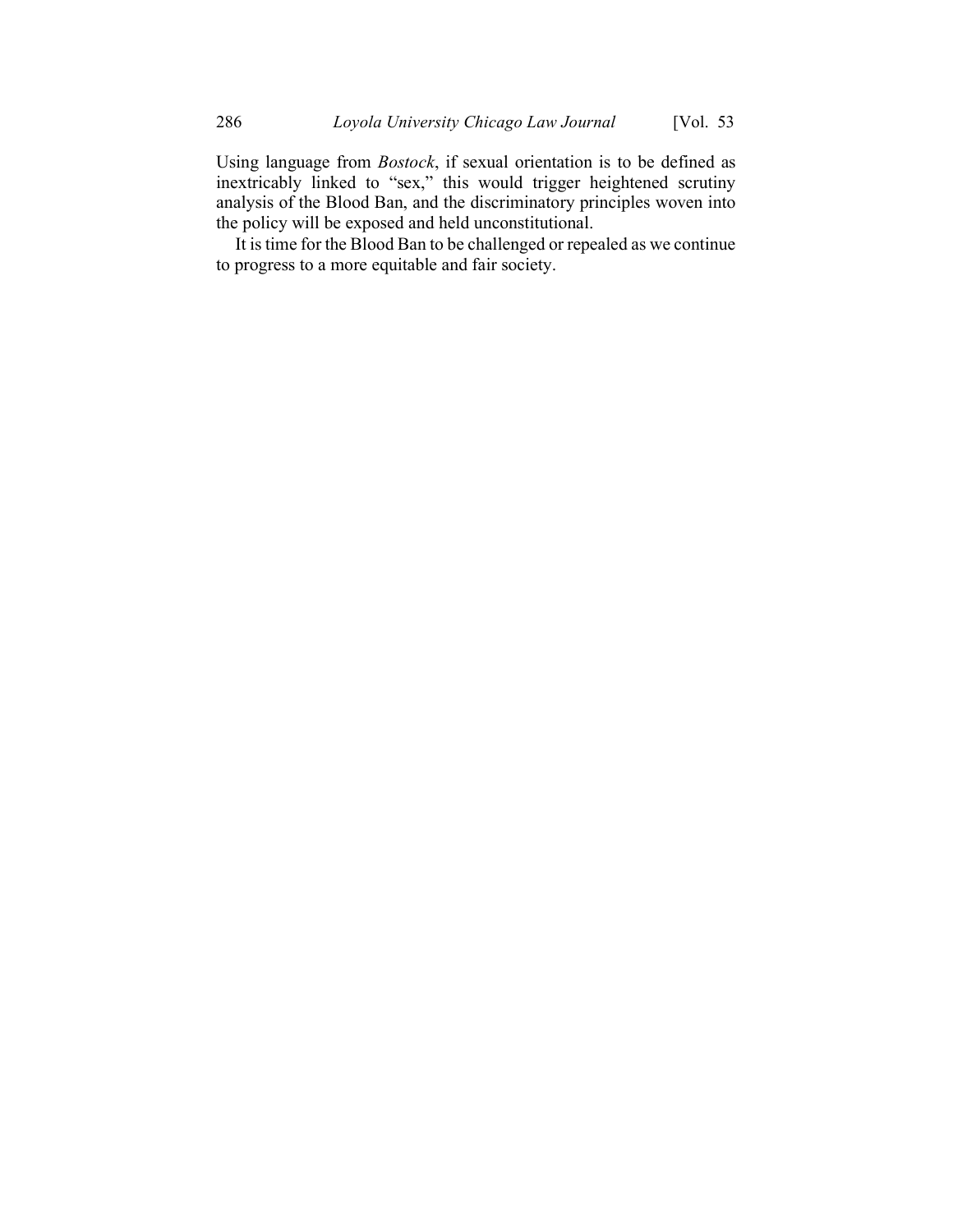Using language from *Bostock*, if sexual orientation is to be defined as inextricably linked to "sex," this would trigger heightened scrutiny analysis of the Blood Ban, and the discriminatory principles woven into the policy will be exposed and held unconstitutional.

It is time for the Blood Ban to be challenged or repealed as we continue to progress to a more equitable and fair society.